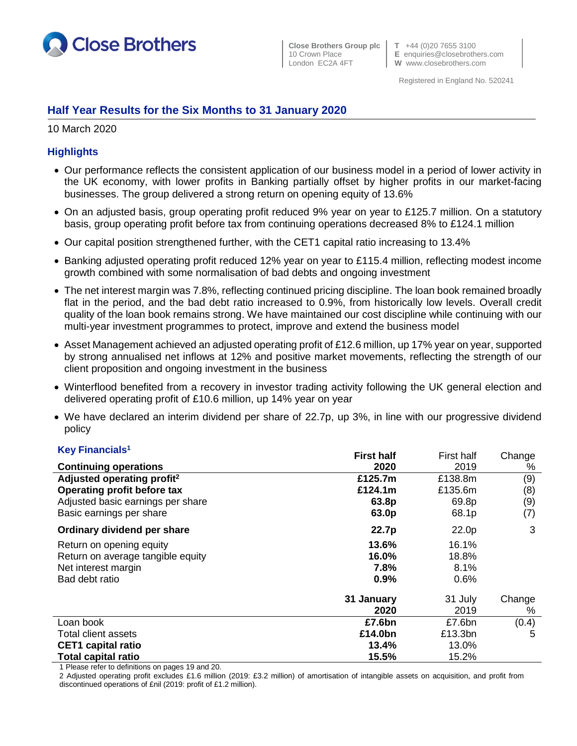Close Brothers

Close Brothers Group plc
10 Crown Place
London EC2A 4FT

T +44 (0)20 7655 3100
E enquiries@closebrothers.com
W www.closebrothers.com

Registered in England No. 520241

## Half Year Results for the Six Months to 31 January 2020

10 March 2020

### Highlights

- Our performance reflects the consistent application of our business model in a period of lower activity in the UK economy, with lower profits in Banking partially offset by higher profits in our market-facing businesses. The group delivered a strong return on opening equity of 13.6%
- On an adjusted basis, group operating profit reduced 9% year on year to £125.7 million. On a statutory basis, group operating profit before tax from continuing operations decreased 8% to £124.1 million
- Our capital position strengthened further, with the CET1 capital ratio increasing to 13.4%
- Banking adjusted operating profit reduced 12% year on year to £115.4 million, reflecting modest income growth combined with some normalisation of bad debts and ongoing investment
- The net interest margin was 7.8%, reflecting continued pricing discipline. The loan book remained broadly flat in the period, and the bad debt ratio increased to 0.9%, from historically low levels. Overall credit quality of the loan book remains strong. We have maintained our cost discipline while continuing with our multi-year investment programmes to protect, improve and extend the business model
- Asset Management achieved an adjusted operating profit of £12.6 million, up 17% year on year, supported by strong annualised net inflows at 12% and positive market movements, reflecting the strength of our client proposition and ongoing investment in the business
- Winterflood benefited from a recovery in investor trading activity following the UK general election and delivered operating profit of £10.6 million, up 14% year on year
- We have declared an interim dividend per share of 22.7p, up 3%, in line with our progressive dividend policy

### Key Financials[1]

| Continuing operations | **First half 2020** | First half 2019 | Change % |
|---|---|---|---|
| **Adjusted operating profit[2]** | **£125.7m** | £138.8m | (9) |
| **Operating profit before tax** | **£124.1m** | £135.6m | (8) |
| Adjusted basic earnings per share | **63.8p** | 69.8p | (9) |
| Basic earnings per share | **63.0p** | 68.1p | (7) |
| **Ordinary dividend per share** | **22.7p** | 22.0p | 3 |
| Return on opening equity | **13.6%** | 16.1% | |
| Return on average tangible equity | **16.0%** | 18.8% | |
| Net interest margin | **7.8%** | 8.1% | |
| Bad debt ratio | **0.9%** | 0.6% | |
| | **31 January 2020** | 31 July 2019 | Change % |
| Loan book | **£7.6bn** | £7.6bn | (0.4) |
| Total client assets | **£14.0bn** | £13.3bn | 5 |
| **CET1 capital ratio** | **13.4%** | 13.0% | |
| **Total capital ratio** | **15.5%** | 15.2% | |

1 Please refer to definitions on pages 19 and 20.

2 Adjusted operating profit excludes £1.6 million (2019: £3.2 million) of amortisation of intangible assets on acquisition, and profit from discontinued operations of £nil (2019: profit of £1.2 million).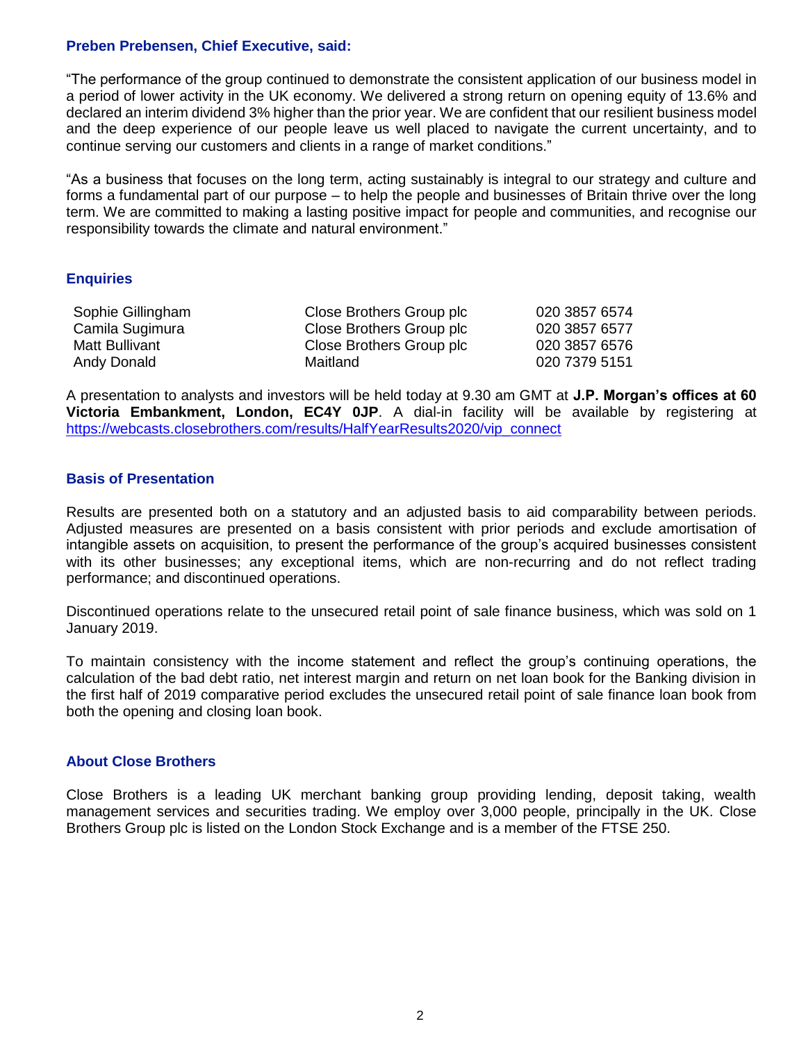### Preben Prebensen, Chief Executive, said:

"The performance of the group continued to demonstrate the consistent application of our business model in a period of lower activity in the UK economy. We delivered a strong return on opening equity of 13.6% and declared an interim dividend 3% higher than the prior year. We are confident that our resilient business model and the deep experience of our people leave us well placed to navigate the current uncertainty, and to continue serving our customers and clients in a range of market conditions."

"As a business that focuses on the long term, acting sustainably is integral to our strategy and culture and forms a fundamental part of our purpose – to help the people and businesses of Britain thrive over the long term. We are committed to making a lasting positive impact for people and communities, and recognise our responsibility towards the climate and natural environment."

### Enquiries

| | | |
|---|---|---|
| Sophie Gillingham | Close Brothers Group plc | 020 3857 6574 |
| Camila Sugimura | Close Brothers Group plc | 020 3857 6577 |
| Matt Bullivant | Close Brothers Group plc | 020 3857 6576 |
| Andy Donald | Maitland | 020 7379 5151 |

A presentation to analysts and investors will be held today at 9.30 am GMT at **J.P. Morgan's offices at 60 Victoria Embankment, London, EC4Y 0JP**. A dial-in facility will be available by registering at https://webcasts.closebrothers.com/results/HalfYearResults2020/vip_connect

### Basis of Presentation

Results are presented both on a statutory and an adjusted basis to aid comparability between periods. Adjusted measures are presented on a basis consistent with prior periods and exclude amortisation of intangible assets on acquisition, to present the performance of the group's acquired businesses consistent with its other businesses; any exceptional items, which are non-recurring and do not reflect trading performance; and discontinued operations.

Discontinued operations relate to the unsecured retail point of sale finance business, which was sold on 1 January 2019.

To maintain consistency with the income statement and reflect the group's continuing operations, the calculation of the bad debt ratio, net interest margin and return on net loan book for the Banking division in the first half of 2019 comparative period excludes the unsecured retail point of sale finance loan book from both the opening and closing loan book.

### About Close Brothers

Close Brothers is a leading UK merchant banking group providing lending, deposit taking, wealth management services and securities trading. We employ over 3,000 people, principally in the UK. Close Brothers Group plc is listed on the London Stock Exchange and is a member of the FTSE 250.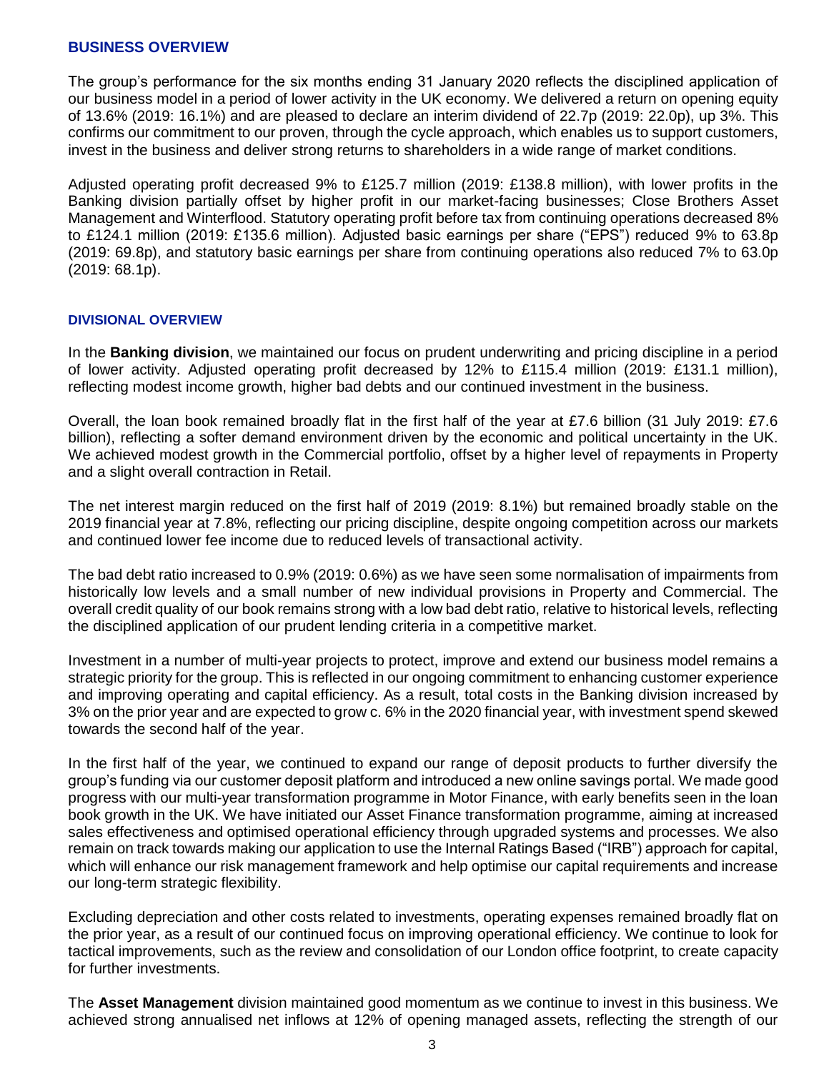## BUSINESS OVERVIEW

The group's performance for the six months ending 31 January 2020 reflects the disciplined application of our business model in a period of lower activity in the UK economy. We delivered a return on opening equity of 13.6% (2019: 16.1%) and are pleased to declare an interim dividend of 22.7p (2019: 22.0p), up 3%. This confirms our commitment to our proven, through the cycle approach, which enables us to support customers, invest in the business and deliver strong returns to shareholders in a wide range of market conditions.

Adjusted operating profit decreased 9% to £125.7 million (2019: £138.8 million), with lower profits in the Banking division partially offset by higher profit in our market-facing businesses; Close Brothers Asset Management and Winterflood. Statutory operating profit before tax from continuing operations decreased 8% to £124.1 million (2019: £135.6 million). Adjusted basic earnings per share ("EPS") reduced 9% to 63.8p (2019: 69.8p), and statutory basic earnings per share from continuing operations also reduced 7% to 63.0p (2019: 68.1p).

### DIVISIONAL OVERVIEW

In the **Banking division**, we maintained our focus on prudent underwriting and pricing discipline in a period of lower activity. Adjusted operating profit decreased by 12% to £115.4 million (2019: £131.1 million), reflecting modest income growth, higher bad debts and our continued investment in the business.

Overall, the loan book remained broadly flat in the first half of the year at £7.6 billion (31 July 2019: £7.6 billion), reflecting a softer demand environment driven by the economic and political uncertainty in the UK. We achieved modest growth in the Commercial portfolio, offset by a higher level of repayments in Property and a slight overall contraction in Retail.

The net interest margin reduced on the first half of 2019 (2019: 8.1%) but remained broadly stable on the 2019 financial year at 7.8%, reflecting our pricing discipline, despite ongoing competition across our markets and continued lower fee income due to reduced levels of transactional activity.

The bad debt ratio increased to 0.9% (2019: 0.6%) as we have seen some normalisation of impairments from historically low levels and a small number of new individual provisions in Property and Commercial. The overall credit quality of our book remains strong with a low bad debt ratio, relative to historical levels, reflecting the disciplined application of our prudent lending criteria in a competitive market.

Investment in a number of multi-year projects to protect, improve and extend our business model remains a strategic priority for the group. This is reflected in our ongoing commitment to enhancing customer experience and improving operating and capital efficiency. As a result, total costs in the Banking division increased by 3% on the prior year and are expected to grow c. 6% in the 2020 financial year, with investment spend skewed towards the second half of the year.

In the first half of the year, we continued to expand our range of deposit products to further diversify the group's funding via our customer deposit platform and introduced a new online savings portal. We made good progress with our multi-year transformation programme in Motor Finance, with early benefits seen in the loan book growth in the UK. We have initiated our Asset Finance transformation programme, aiming at increased sales effectiveness and optimised operational efficiency through upgraded systems and processes. We also remain on track towards making our application to use the Internal Ratings Based ("IRB") approach for capital, which will enhance our risk management framework and help optimise our capital requirements and increase our long-term strategic flexibility.

Excluding depreciation and other costs related to investments, operating expenses remained broadly flat on the prior year, as a result of our continued focus on improving operational efficiency. We continue to look for tactical improvements, such as the review and consolidation of our London office footprint, to create capacity for further investments.

The **Asset Management** division maintained good momentum as we continue to invest in this business. We achieved strong annualised net inflows at 12% of opening managed assets, reflecting the strength of our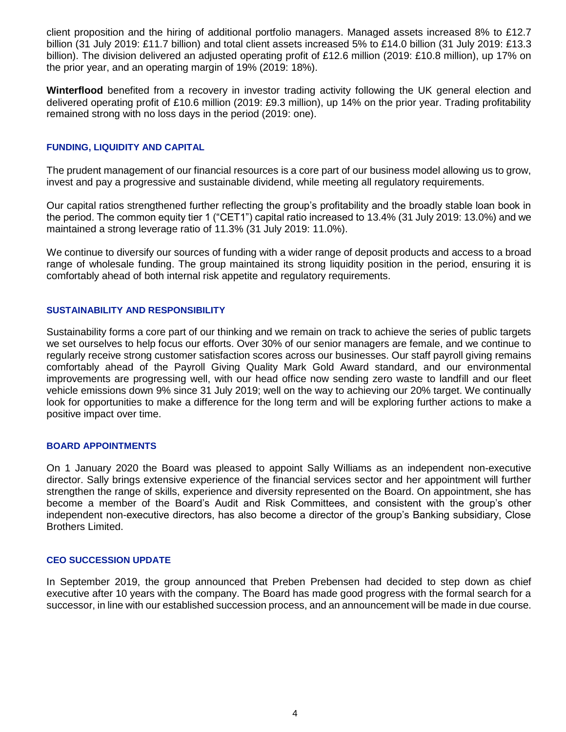client proposition and the hiring of additional portfolio managers. Managed assets increased 8% to £12.7 billion (31 July 2019: £11.7 billion) and total client assets increased 5% to £14.0 billion (31 July 2019: £13.3 billion). The division delivered an adjusted operating profit of £12.6 million (2019: £10.8 million), up 17% on the prior year, and an operating margin of 19% (2019: 18%).

**Winterflood** benefited from a recovery in investor trading activity following the UK general election and delivered operating profit of £10.6 million (2019: £9.3 million), up 14% on the prior year. Trading profitability remained strong with no loss days in the period (2019: one).

## FUNDING, LIQUIDITY AND CAPITAL

The prudent management of our financial resources is a core part of our business model allowing us to grow, invest and pay a progressive and sustainable dividend, while meeting all regulatory requirements.

Our capital ratios strengthened further reflecting the group's profitability and the broadly stable loan book in the period. The common equity tier 1 ("CET1") capital ratio increased to 13.4% (31 July 2019: 13.0%) and we maintained a strong leverage ratio of 11.3% (31 July 2019: 11.0%).

We continue to diversify our sources of funding with a wider range of deposit products and access to a broad range of wholesale funding. The group maintained its strong liquidity position in the period, ensuring it is comfortably ahead of both internal risk appetite and regulatory requirements.

## SUSTAINABILITY AND RESPONSIBILITY

Sustainability forms a core part of our thinking and we remain on track to achieve the series of public targets we set ourselves to help focus our efforts. Over 30% of our senior managers are female, and we continue to regularly receive strong customer satisfaction scores across our businesses. Our staff payroll giving remains comfortably ahead of the Payroll Giving Quality Mark Gold Award standard, and our environmental improvements are progressing well, with our head office now sending zero waste to landfill and our fleet vehicle emissions down 9% since 31 July 2019; well on the way to achieving our 20% target. We continually look for opportunities to make a difference for the long term and will be exploring further actions to make a positive impact over time.

## BOARD APPOINTMENTS

On 1 January 2020 the Board was pleased to appoint Sally Williams as an independent non-executive director. Sally brings extensive experience of the financial services sector and her appointment will further strengthen the range of skills, experience and diversity represented on the Board. On appointment, she has become a member of the Board's Audit and Risk Committees, and consistent with the group's other independent non-executive directors, has also become a director of the group's Banking subsidiary, Close Brothers Limited.

## CEO SUCCESSION UPDATE

In September 2019, the group announced that Preben Prebensen had decided to step down as chief executive after 10 years with the company. The Board has made good progress with the formal search for a successor, in line with our established succession process, and an announcement will be made in due course.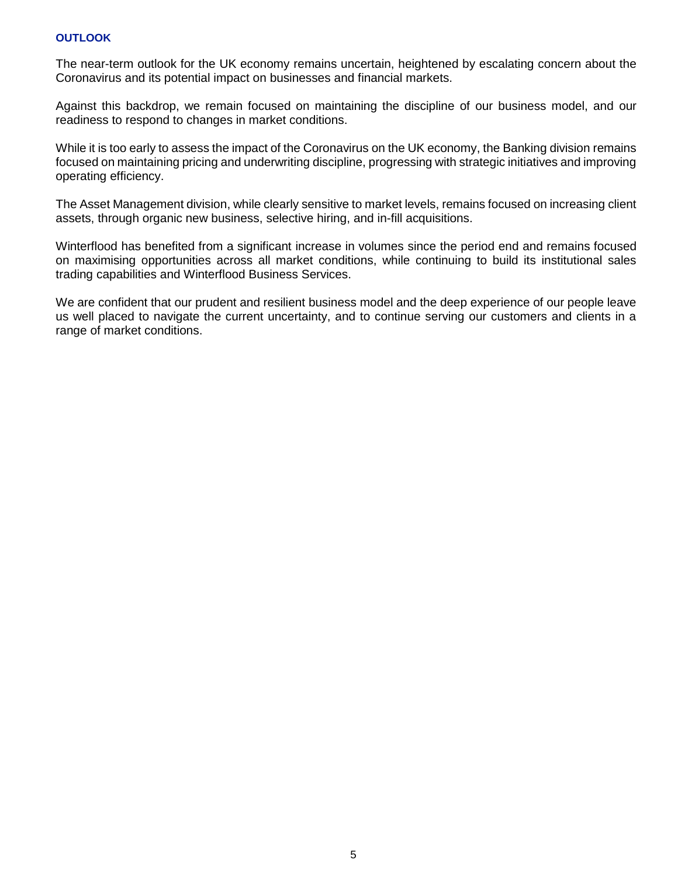## OUTLOOK

The near-term outlook for the UK economy remains uncertain, heightened by escalating concern about the Coronavirus and its potential impact on businesses and financial markets.

Against this backdrop, we remain focused on maintaining the discipline of our business model, and our readiness to respond to changes in market conditions.

While it is too early to assess the impact of the Coronavirus on the UK economy, the Banking division remains focused on maintaining pricing and underwriting discipline, progressing with strategic initiatives and improving operating efficiency.

The Asset Management division, while clearly sensitive to market levels, remains focused on increasing client assets, through organic new business, selective hiring, and in-fill acquisitions.

Winterflood has benefited from a significant increase in volumes since the period end and remains focused on maximising opportunities across all market conditions, while continuing to build its institutional sales trading capabilities and Winterflood Business Services.

We are confident that our prudent and resilient business model and the deep experience of our people leave us well placed to navigate the current uncertainty, and to continue serving our customers and clients in a range of market conditions.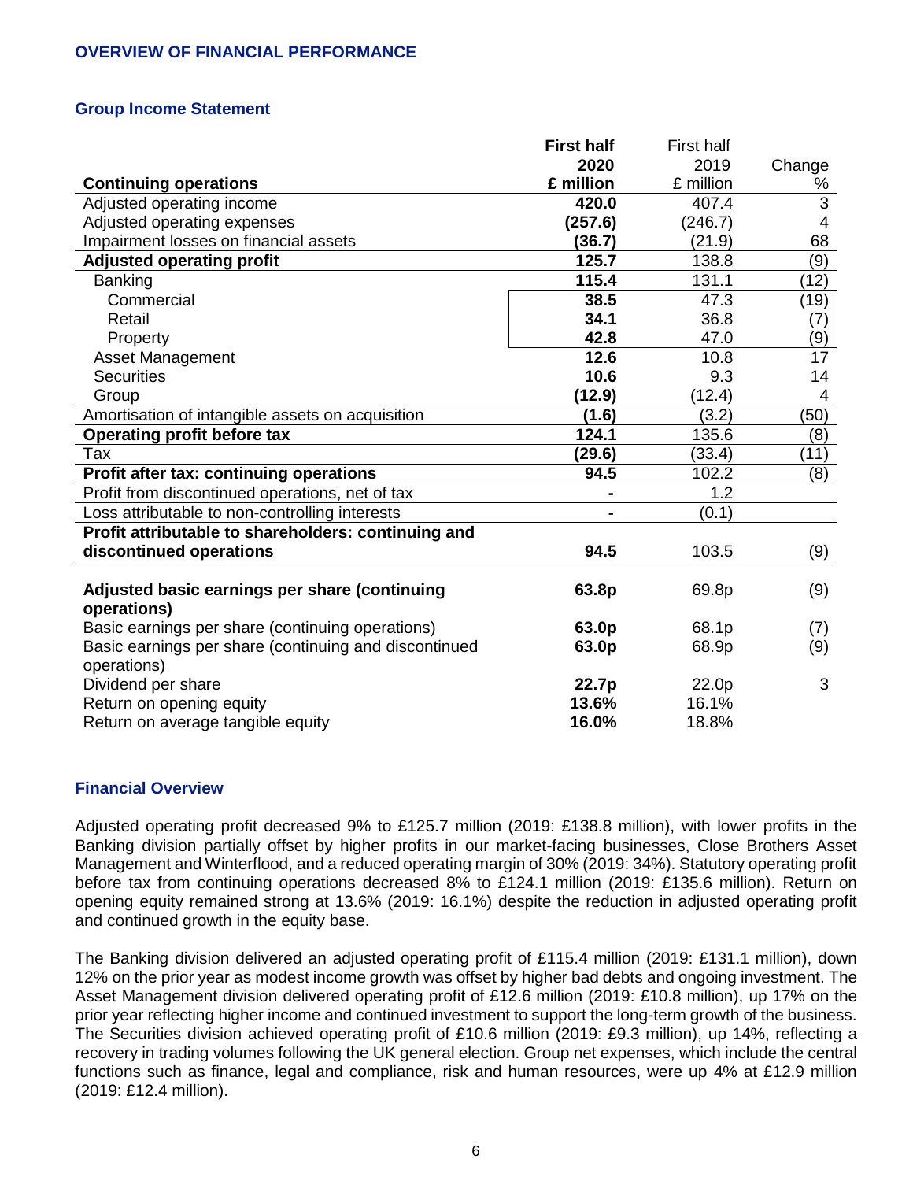## OVERVIEW OF FINANCIAL PERFORMANCE

### Group Income Statement

| Continuing operations | **First half 2020 £ million** | First half 2019 £ million | Change % |
|---|---|---|---|
| Adjusted operating income | **420.0** | 407.4 | 3 |
| Adjusted operating expenses | **(257.6)** | (246.7) | 4 |
| Impairment losses on financial assets | **(36.7)** | (21.9) | 68 |
| **Adjusted operating profit** | **125.7** | 138.8 | (9) |
| Banking | **115.4** | 131.1 | (12) |
| Commercial | **38.5** | 47.3 | (19) |
| Retail | **34.1** | 36.8 | (7) |
| Property | **42.8** | 47.0 | (9) |
| Asset Management | **12.6** | 10.8 | 17 |
| Securities | **10.6** | 9.3 | 14 |
| Group | **(12.9)** | (12.4) | 4 |
| Amortisation of intangible assets on acquisition | **(1.6)** | (3.2) | (50) |
| **Operating profit before tax** | **124.1** | 135.6 | (8) |
| Tax | **(29.6)** | (33.4) | (11) |
| **Profit after tax: continuing operations** | **94.5** | 102.2 | (8) |
| Profit from discontinued operations, net of tax | **-** | 1.2 | |
| Loss attributable to non-controlling interests | **-** | (0.1) | |
| **Profit attributable to shareholders: continuing and discontinued operations** | **94.5** | 103.5 | (9) |
| | | | |
| **Adjusted basic earnings per share (continuing operations)** | **63.8p** | 69.8p | (9) |
| Basic earnings per share (continuing operations) | **63.0p** | 68.1p | (7) |
| Basic earnings per share (continuing and discontinued operations) | **63.0p** | 68.9p | (9) |
| Dividend per share | **22.7p** | 22.0p | 3 |
| Return on opening equity | **13.6%** | 16.1% | |
| Return on average tangible equity | **16.0%** | 18.8% | |

### Financial Overview

Adjusted operating profit decreased 9% to £125.7 million (2019: £138.8 million), with lower profits in the Banking division partially offset by higher profits in our market-facing businesses, Close Brothers Asset Management and Winterflood, and a reduced operating margin of 30% (2019: 34%). Statutory operating profit before tax from continuing operations decreased 8% to £124.1 million (2019: £135.6 million). Return on opening equity remained strong at 13.6% (2019: 16.1%) despite the reduction in adjusted operating profit and continued growth in the equity base.

The Banking division delivered an adjusted operating profit of £115.4 million (2019: £131.1 million), down 12% on the prior year as modest income growth was offset by higher bad debts and ongoing investment. The Asset Management division delivered operating profit of £12.6 million (2019: £10.8 million), up 17% on the prior year reflecting higher income and continued investment to support the long-term growth of the business. The Securities division achieved operating profit of £10.6 million (2019: £9.3 million), up 14%, reflecting a recovery in trading volumes following the UK general election. Group net expenses, which include the central functions such as finance, legal and compliance, risk and human resources, were up 4% at £12.9 million (2019: £12.4 million).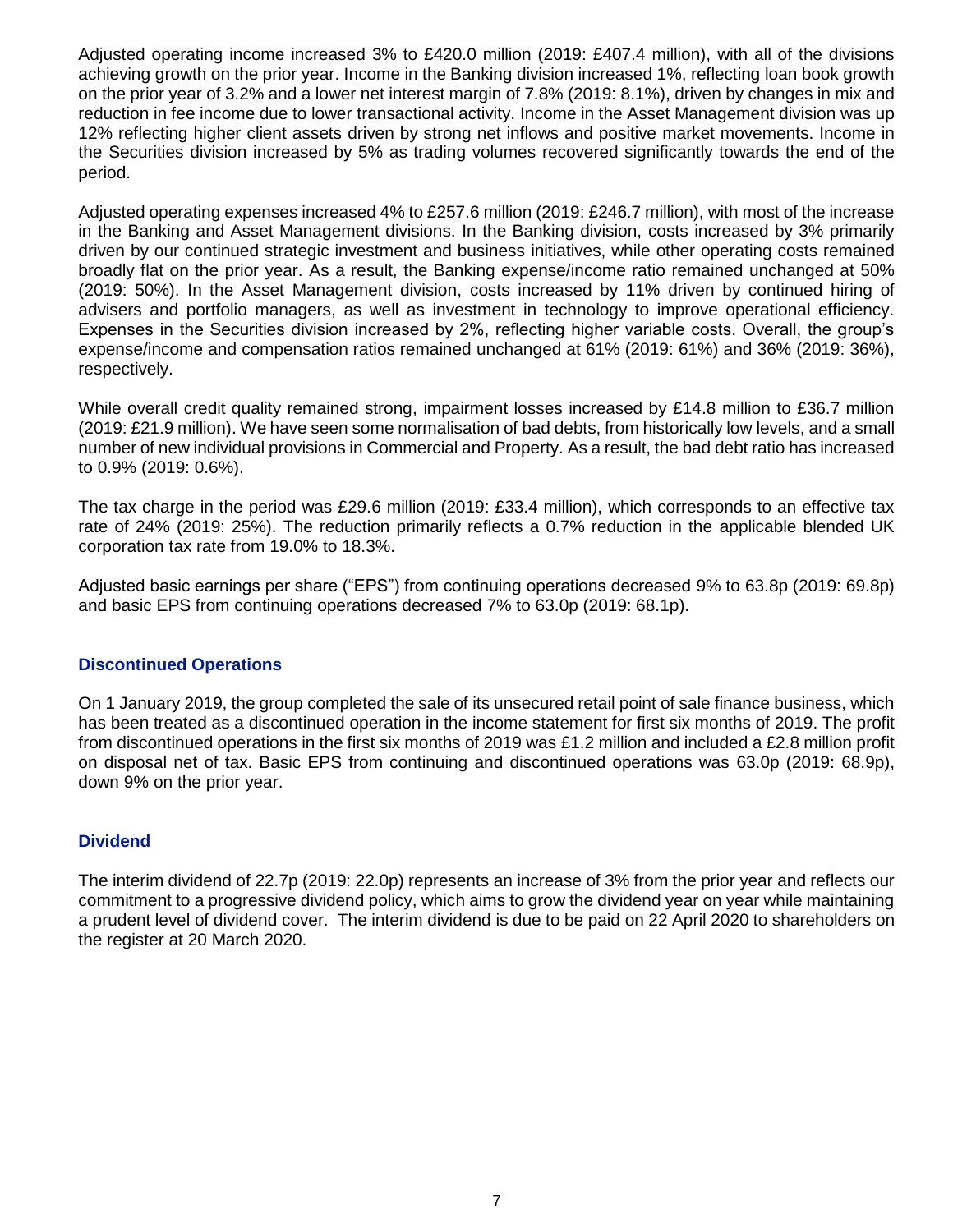Adjusted operating income increased 3% to £420.0 million (2019: £407.4 million), with all of the divisions achieving growth on the prior year. Income in the Banking division increased 1%, reflecting loan book growth on the prior year of 3.2% and a lower net interest margin of 7.8% (2019: 8.1%), driven by changes in mix and reduction in fee income due to lower transactional activity. Income in the Asset Management division was up 12% reflecting higher client assets driven by strong net inflows and positive market movements. Income in the Securities division increased by 5% as trading volumes recovered significantly towards the end of the period.

Adjusted operating expenses increased 4% to £257.6 million (2019: £246.7 million), with most of the increase in the Banking and Asset Management divisions. In the Banking division, costs increased by 3% primarily driven by our continued strategic investment and business initiatives, while other operating costs remained broadly flat on the prior year. As a result, the Banking expense/income ratio remained unchanged at 50% (2019: 50%). In the Asset Management division, costs increased by 11% driven by continued hiring of advisers and portfolio managers, as well as investment in technology to improve operational efficiency. Expenses in the Securities division increased by 2%, reflecting higher variable costs. Overall, the group's expense/income and compensation ratios remained unchanged at 61% (2019: 61%) and 36% (2019: 36%), respectively.

While overall credit quality remained strong, impairment losses increased by £14.8 million to £36.7 million (2019: £21.9 million). We have seen some normalisation of bad debts, from historically low levels, and a small number of new individual provisions in Commercial and Property. As a result, the bad debt ratio has increased to 0.9% (2019: 0.6%).

The tax charge in the period was £29.6 million (2019: £33.4 million), which corresponds to an effective tax rate of 24% (2019: 25%). The reduction primarily reflects a 0.7% reduction in the applicable blended UK corporation tax rate from 19.0% to 18.3%.

Adjusted basic earnings per share ("EPS") from continuing operations decreased 9% to 63.8p (2019: 69.8p) and basic EPS from continuing operations decreased 7% to 63.0p (2019: 68.1p).

### Discontinued Operations

On 1 January 2019, the group completed the sale of its unsecured retail point of sale finance business, which has been treated as a discontinued operation in the income statement for first six months of 2019. The profit from discontinued operations in the first six months of 2019 was £1.2 million and included a £2.8 million profit on disposal net of tax. Basic EPS from continuing and discontinued operations was 63.0p (2019: 68.9p), down 9% on the prior year.

### Dividend

The interim dividend of 22.7p (2019: 22.0p) represents an increase of 3% from the prior year and reflects our commitment to a progressive dividend policy, which aims to grow the dividend year on year while maintaining a prudent level of dividend cover. The interim dividend is due to be paid on 22 April 2020 to shareholders on the register at 20 March 2020.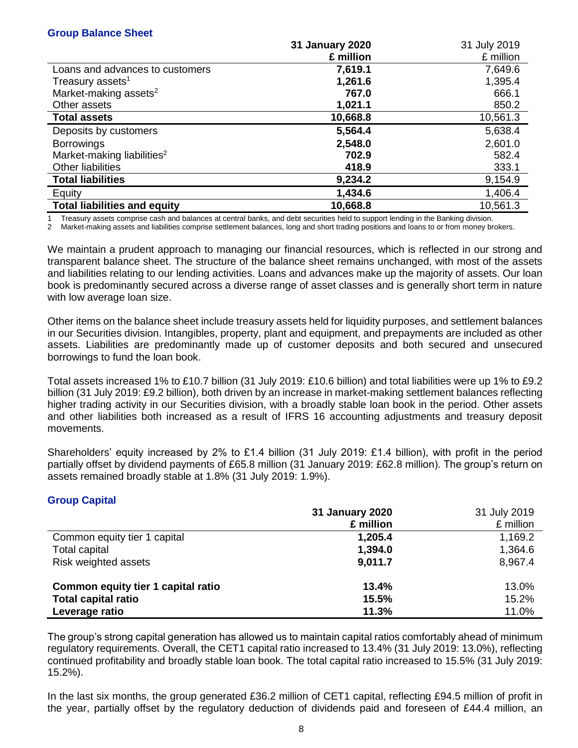### Group Balance Sheet

| | 31 January 2020 £ million | 31 July 2019 £ million |
|---|---|---|
| Loans and advances to customers | **7,619.1** | 7,649.6 |
| Treasury assets[1] | **1,261.6** | 1,395.4 |
| Market-making assets[2] | **767.0** | 666.1 |
| Other assets | **1,021.1** | 850.2 |
| **Total assets** | **10,668.8** | 10,561.3 |
| Deposits by customers | **5,564.4** | 5,638.4 |
| Borrowings | **2,548.0** | 2,601.0 |
| Market-making liabilities[2] | **702.9** | 582.4 |
| Other liabilities | **418.9** | 333.1 |
| **Total liabilities** | **9,234.2** | 9,154.9 |
| Equity | **1,434.6** | 1,406.4 |
| **Total liabilities and equity** | **10,668.8** | 10,561.3 |

1 Treasury assets comprise cash and balances at central banks, and debt securities held to support lending in the Banking division.
2 Market-making assets and liabilities comprise settlement balances, long and short trading positions and loans to or from money brokers.

We maintain a prudent approach to managing our financial resources, which is reflected in our strong and transparent balance sheet. The structure of the balance sheet remains unchanged, with most of the assets and liabilities relating to our lending activities. Loans and advances make up the majority of assets. Our loan book is predominantly secured across a diverse range of asset classes and is generally short term in nature with low average loan size.

Other items on the balance sheet include treasury assets held for liquidity purposes, and settlement balances in our Securities division. Intangibles, property, plant and equipment, and prepayments are included as other assets. Liabilities are predominantly made up of customer deposits and both secured and unsecured borrowings to fund the loan book.

Total assets increased 1% to £10.7 billion (31 July 2019: £10.6 billion) and total liabilities were up 1% to £9.2 billion (31 July 2019: £9.2 billion), both driven by an increase in market-making settlement balances reflecting higher trading activity in our Securities division, with a broadly stable loan book in the period. Other assets and other liabilities both increased as a result of IFRS 16 accounting adjustments and treasury deposit movements.

Shareholders' equity increased by 2% to £1.4 billion (31 July 2019: £1.4 billion), with profit in the period partially offset by dividend payments of £65.8 million (31 January 2019: £62.8 million). The group's return on assets remained broadly stable at 1.8% (31 July 2019: 1.9%).

### Group Capital

| | 31 January 2020 £ million | 31 July 2019 £ million |
|---|---|---|
| Common equity tier 1 capital | **1,205.4** | 1,169.2 |
| Total capital | **1,394.0** | 1,364.6 |
| Risk weighted assets | **9,011.7** | 8,967.4 |
| **Common equity tier 1 capital ratio** | **13.4%** | 13.0% |
| **Total capital ratio** | **15.5%** | 15.2% |
| **Leverage ratio** | **11.3%** | 11.0% |

The group's strong capital generation has allowed us to maintain capital ratios comfortably ahead of minimum regulatory requirements. Overall, the CET1 capital ratio increased to 13.4% (31 July 2019: 13.0%), reflecting continued profitability and broadly stable loan book. The total capital ratio increased to 15.5% (31 July 2019: 15.2%).

In the last six months, the group generated £36.2 million of CET1 capital, reflecting £94.5 million of profit in the year, partially offset by the regulatory deduction of dividends paid and foreseen of £44.4 million, an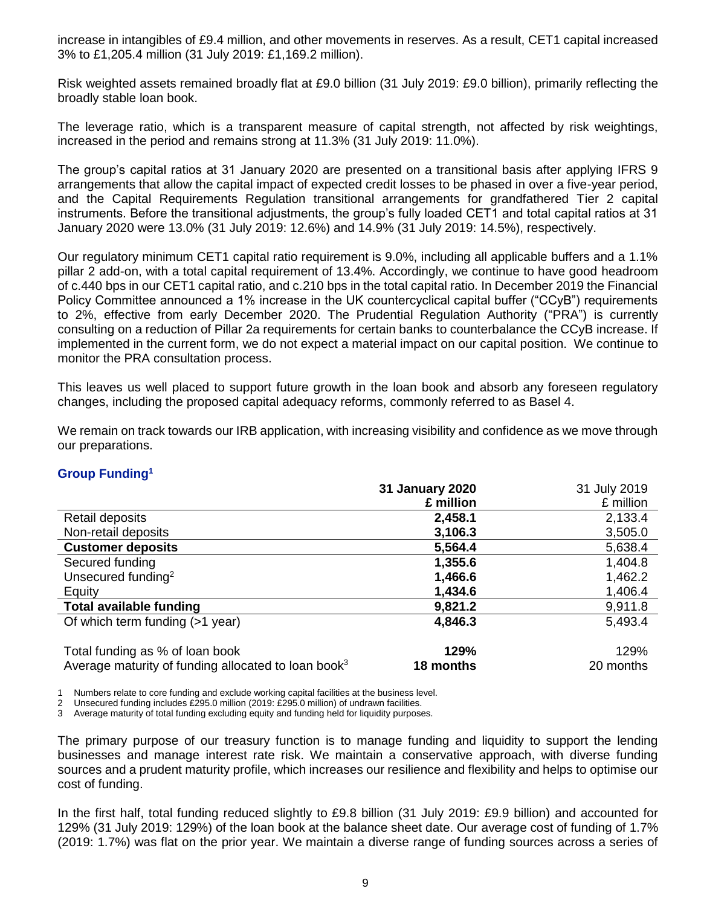increase in intangibles of £9.4 million, and other movements in reserves. As a result, CET1 capital increased 3% to £1,205.4 million (31 July 2019: £1,169.2 million).

Risk weighted assets remained broadly flat at £9.0 billion (31 July 2019: £9.0 billion), primarily reflecting the broadly stable loan book.

The leverage ratio, which is a transparent measure of capital strength, not affected by risk weightings, increased in the period and remains strong at 11.3% (31 July 2019: 11.0%).

The group's capital ratios at 31 January 2020 are presented on a transitional basis after applying IFRS 9 arrangements that allow the capital impact of expected credit losses to be phased in over a five-year period, and the Capital Requirements Regulation transitional arrangements for grandfathered Tier 2 capital instruments. Before the transitional adjustments, the group's fully loaded CET1 and total capital ratios at 31 January 2020 were 13.0% (31 July 2019: 12.6%) and 14.9% (31 July 2019: 14.5%), respectively.

Our regulatory minimum CET1 capital ratio requirement is 9.0%, including all applicable buffers and a 1.1% pillar 2 add-on, with a total capital requirement of 13.4%. Accordingly, we continue to have good headroom of c.440 bps in our CET1 capital ratio, and c.210 bps in the total capital ratio. In December 2019 the Financial Policy Committee announced a 1% increase in the UK countercyclical capital buffer ("CCyB") requirements to 2%, effective from early December 2020. The Prudential Regulation Authority ("PRA") is currently consulting on a reduction of Pillar 2a requirements for certain banks to counterbalance the CCyB increase. If implemented in the current form, we do not expect a material impact on our capital position. We continue to monitor the PRA consultation process.

This leaves us well placed to support future growth in the loan book and absorb any foreseen regulatory changes, including the proposed capital adequacy reforms, commonly referred to as Basel 4.

We remain on track towards our IRB application, with increasing visibility and confidence as we move through our preparations.

### Group Funding[1]

| | **31 January 2020** £ million | 31 July 2019 £ million |
|---|---|---|
| Retail deposits | **2,458.1** | 2,133.4 |
| Non-retail deposits | **3,106.3** | 3,505.0 |
| **Customer deposits** | **5,564.4** | 5,638.4 |
| Secured funding | **1,355.6** | 1,404.8 |
| Unsecured funding[2] | **1,466.6** | 1,462.2 |
| Equity | **1,434.6** | 1,406.4 |
| **Total available funding** | **9,821.2** | 9,911.8 |
| Of which term funding (>1 year) | **4,846.3** | 5,493.4 |
| Total funding as % of loan book | **129%** | 129% |
| Average maturity of funding allocated to loan book[3] | **18 months** | 20 months |

1 Numbers relate to core funding and exclude working capital facilities at the business level.
2 Unsecured funding includes £295.0 million (2019: £295.0 million) of undrawn facilities.
3 Average maturity of total funding excluding equity and funding held for liquidity purposes.

The primary purpose of our treasury function is to manage funding and liquidity to support the lending businesses and manage interest rate risk. We maintain a conservative approach, with diverse funding sources and a prudent maturity profile, which increases our resilience and flexibility and helps to optimise our cost of funding.

In the first half, total funding reduced slightly to £9.8 billion (31 July 2019: £9.9 billion) and accounted for 129% (31 July 2019: 129%) of the loan book at the balance sheet date. Our average cost of funding of 1.7% (2019: 1.7%) was flat on the prior year. We maintain a diverse range of funding sources across a series of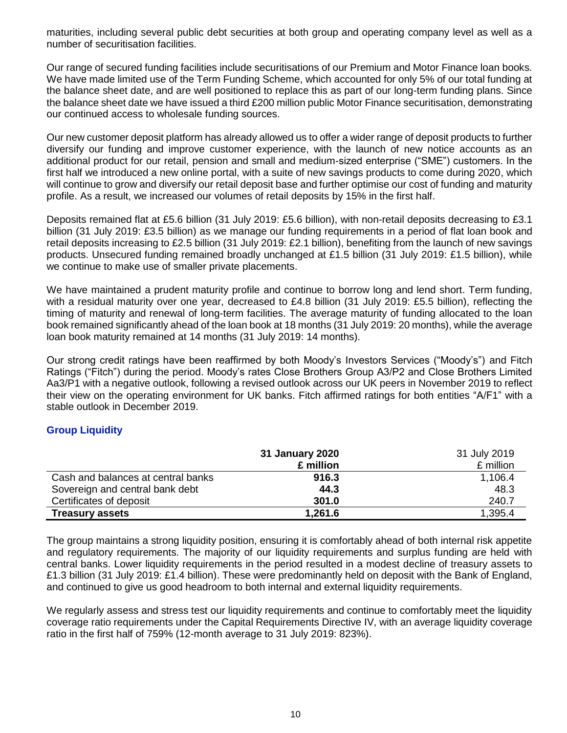maturities, including several public debt securities at both group and operating company level as well as a number of securitisation facilities.

Our range of secured funding facilities include securitisations of our Premium and Motor Finance loan books. We have made limited use of the Term Funding Scheme, which accounted for only 5% of our total funding at the balance sheet date, and are well positioned to replace this as part of our long-term funding plans. Since the balance sheet date we have issued a third £200 million public Motor Finance securitisation, demonstrating our continued access to wholesale funding sources.

Our new customer deposit platform has already allowed us to offer a wider range of deposit products to further diversify our funding and improve customer experience, with the launch of new notice accounts as an additional product for our retail, pension and small and medium-sized enterprise ("SME") customers. In the first half we introduced a new online portal, with a suite of new savings products to come during 2020, which will continue to grow and diversify our retail deposit base and further optimise our cost of funding and maturity profile. As a result, we increased our volumes of retail deposits by 15% in the first half.

Deposits remained flat at £5.6 billion (31 July 2019: £5.6 billion), with non-retail deposits decreasing to £3.1 billion (31 July 2019: £3.5 billion) as we manage our funding requirements in a period of flat loan book and retail deposits increasing to £2.5 billion (31 July 2019: £2.1 billion), benefiting from the launch of new savings products. Unsecured funding remained broadly unchanged at £1.5 billion (31 July 2019: £1.5 billion), while we continue to make use of smaller private placements.

We have maintained a prudent maturity profile and continue to borrow long and lend short. Term funding, with a residual maturity over one year, decreased to £4.8 billion (31 July 2019: £5.5 billion), reflecting the timing of maturity and renewal of long-term facilities. The average maturity of funding allocated to the loan book remained significantly ahead of the loan book at 18 months (31 July 2019: 20 months), while the average loan book maturity remained at 14 months (31 July 2019: 14 months).

Our strong credit ratings have been reaffirmed by both Moody's Investors Services ("Moody's") and Fitch Ratings ("Fitch") during the period. Moody's rates Close Brothers Group A3/P2 and Close Brothers Limited Aa3/P1 with a negative outlook, following a revised outlook across our UK peers in November 2019 to reflect their view on the operating environment for UK banks. Fitch affirmed ratings for both entities "A/F1" with a stable outlook in December 2019.

## Group Liquidity

| | **31 January 2020 £ million** | 31 July 2019 £ million |
|---|---|---|
| Cash and balances at central banks | **916.3** | 1,106.4 |
| Sovereign and central bank debt | **44.3** | 48.3 |
| Certificates of deposit | **301.0** | 240.7 |
| **Treasury assets** | **1,261.6** | 1,395.4 |

The group maintains a strong liquidity position, ensuring it is comfortably ahead of both internal risk appetite and regulatory requirements. The majority of our liquidity requirements and surplus funding are held with central banks. Lower liquidity requirements in the period resulted in a modest decline of treasury assets to £1.3 billion (31 July 2019: £1.4 billion). These were predominantly held on deposit with the Bank of England, and continued to give us good headroom to both internal and external liquidity requirements.

We regularly assess and stress test our liquidity requirements and continue to comfortably meet the liquidity coverage ratio requirements under the Capital Requirements Directive IV, with an average liquidity coverage ratio in the first half of 759% (12-month average to 31 July 2019: 823%).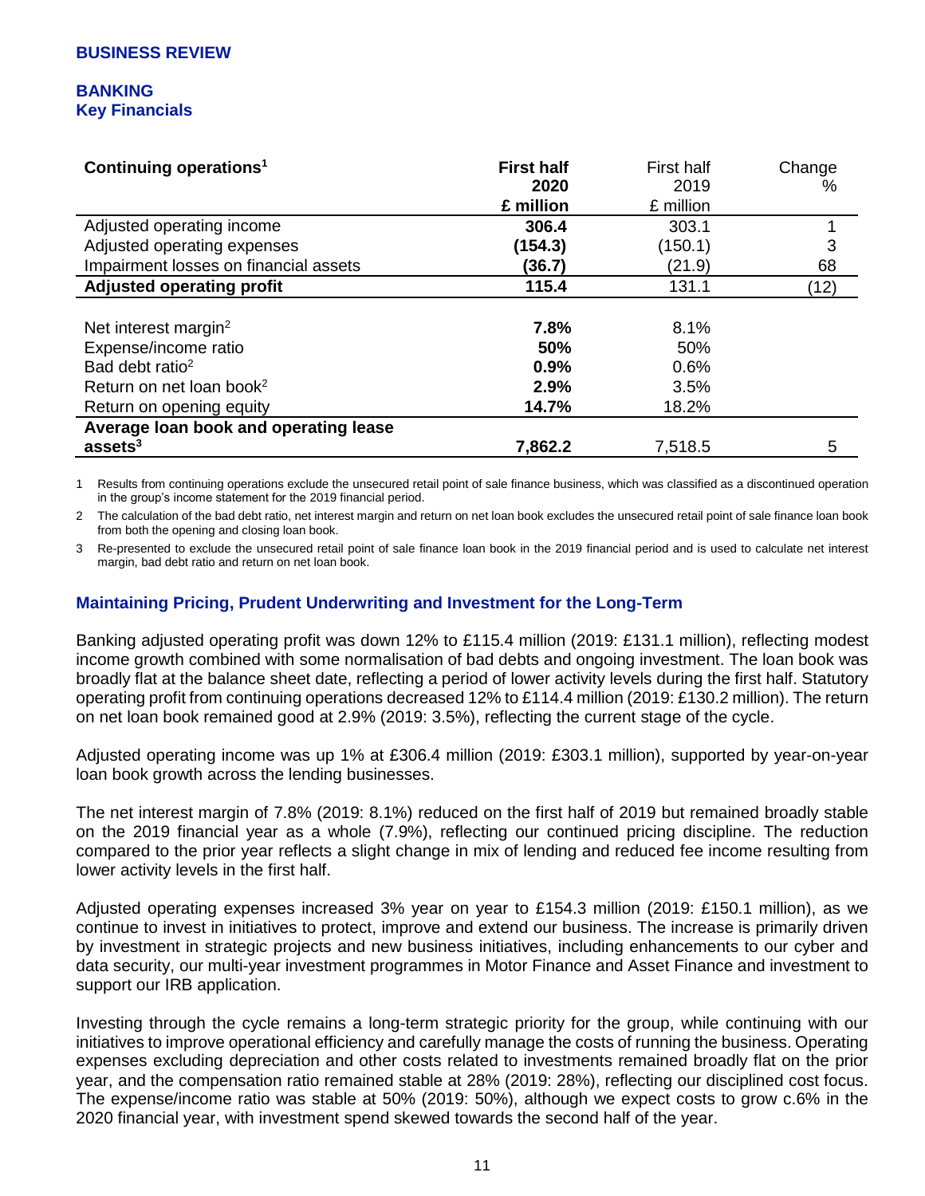## BUSINESS REVIEW

## BANKING
### Key Financials

| Continuing operations[1] | **First half 2020 £ million** | First half 2019 £ million | Change % |
|---|---|---|---|
| Adjusted operating income | **306.4** | 303.1 | 1 |
| Adjusted operating expenses | **(154.3)** | (150.1) | 3 |
| Impairment losses on financial assets | **(36.7)** | (21.9) | 68 |
| **Adjusted operating profit** | **115.4** | 131.1 | (12) |
| | | | |
| Net interest margin[2] | **7.8%** | 8.1% | |
| Expense/income ratio | **50%** | 50% | |
| Bad debt ratio[2] | **0.9%** | 0.6% | |
| Return on net loan book[2] | **2.9%** | 3.5% | |
| Return on opening equity | **14.7%** | 18.2% | |
| **Average loan book and operating lease assets[3]** | **7,862.2** | 7,518.5 | 5 |

1 Results from continuing operations exclude the unsecured retail point of sale finance business, which was classified as a discontinued operation in the group's income statement for the 2019 financial period.

2 The calculation of the bad debt ratio, net interest margin and return on net loan book excludes the unsecured retail point of sale finance loan book from both the opening and closing loan book.

3 Re-presented to exclude the unsecured retail point of sale finance loan book in the 2019 financial period and is used to calculate net interest margin, bad debt ratio and return on net loan book.

### Maintaining Pricing, Prudent Underwriting and Investment for the Long-Term

Banking adjusted operating profit was down 12% to £115.4 million (2019: £131.1 million), reflecting modest income growth combined with some normalisation of bad debts and ongoing investment. The loan book was broadly flat at the balance sheet date, reflecting a period of lower activity levels during the first half. Statutory operating profit from continuing operations decreased 12% to £114.4 million (2019: £130.2 million). The return on net loan book remained good at 2.9% (2019: 3.5%), reflecting the current stage of the cycle.

Adjusted operating income was up 1% at £306.4 million (2019: £303.1 million), supported by year-on-year loan book growth across the lending businesses.

The net interest margin of 7.8% (2019: 8.1%) reduced on the first half of 2019 but remained broadly stable on the 2019 financial year as a whole (7.9%), reflecting our continued pricing discipline. The reduction compared to the prior year reflects a slight change in mix of lending and reduced fee income resulting from lower activity levels in the first half.

Adjusted operating expenses increased 3% year on year to £154.3 million (2019: £150.1 million), as we continue to invest in initiatives to protect, improve and extend our business. The increase is primarily driven by investment in strategic projects and new business initiatives, including enhancements to our cyber and data security, our multi-year investment programmes in Motor Finance and Asset Finance and investment to support our IRB application.

Investing through the cycle remains a long-term strategic priority for the group, while continuing with our initiatives to improve operational efficiency and carefully manage the costs of running the business. Operating expenses excluding depreciation and other costs related to investments remained broadly flat on the prior year, and the compensation ratio remained stable at 28% (2019: 28%), reflecting our disciplined cost focus. The expense/income ratio was stable at 50% (2019: 50%), although we expect costs to grow c.6% in the 2020 financial year, with investment spend skewed towards the second half of the year.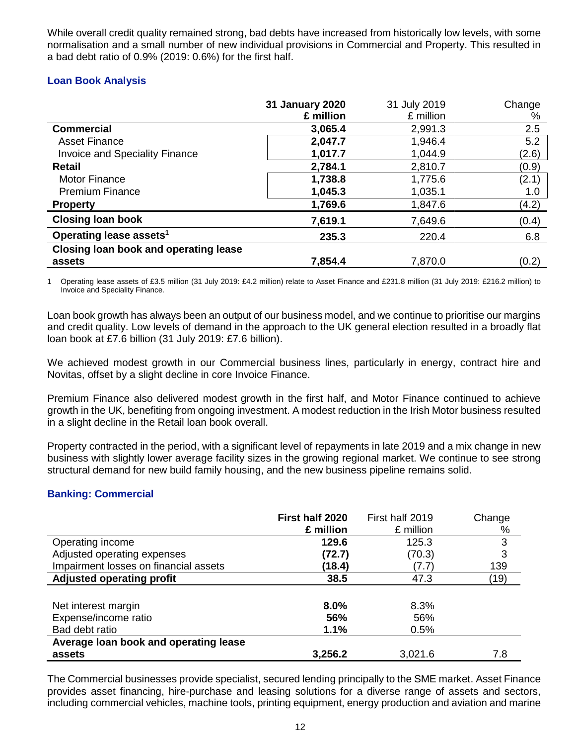While overall credit quality remained strong, bad debts have increased from historically low levels, with some normalisation and a small number of new individual provisions in Commercial and Property. This resulted in a bad debt ratio of 0.9% (2019: 0.6%) for the first half.

### Loan Book Analysis

| | **31 January 2020 £ million** | 31 July 2019 £ million | Change % |
|---|---|---|---|
| **Commercial** | **3,065.4** | 2,991.3 | 2.5 |
| Asset Finance | **2,047.7** | 1,946.4 | 5.2 |
| Invoice and Speciality Finance | **1,017.7** | 1,044.9 | (2.6) |
| **Retail** | **2,784.1** | 2,810.7 | (0.9) |
| Motor Finance | **1,738.8** | 1,775.6 | (2.1) |
| Premium Finance | **1,045.3** | 1,035.1 | 1.0 |
| **Property** | **1,769.6** | 1,847.6 | (4.2) |
| **Closing loan book** | **7,619.1** | 7,649.6 | (0.4) |
| **Operating lease assets**[1] | **235.3** | 220.4 | 6.8 |
| **Closing loan book and operating lease assets** | **7,854.4** | 7,870.0 | (0.2) |

1 Operating lease assets of £3.5 million (31 July 2019: £4.2 million) relate to Asset Finance and £231.8 million (31 July 2019: £216.2 million) to Invoice and Speciality Finance.

Loan book growth has always been an output of our business model, and we continue to prioritise our margins and credit quality. Low levels of demand in the approach to the UK general election resulted in a broadly flat loan book at £7.6 billion (31 July 2019: £7.6 billion).

We achieved modest growth in our Commercial business lines, particularly in energy, contract hire and Novitas, offset by a slight decline in core Invoice Finance.

Premium Finance also delivered modest growth in the first half, and Motor Finance continued to achieve growth in the UK, benefiting from ongoing investment. A modest reduction in the Irish Motor business resulted in a slight decline in the Retail loan book overall.

Property contracted in the period, with a significant level of repayments in late 2019 and a mix change in new business with slightly lower average facility sizes in the growing regional market. We continue to see strong structural demand for new build family housing, and the new business pipeline remains solid.

### Banking: Commercial

| | **First half 2020 £ million** | First half 2019 £ million | Change % |
|---|---|---|---|
| Operating income | **129.6** | 125.3 | 3 |
| Adjusted operating expenses | **(72.7)** | (70.3) | 3 |
| Impairment losses on financial assets | **(18.4)** | (7.7) | 139 |
| **Adjusted operating profit** | **38.5** | 47.3 | (19) |
| | | | |
| Net interest margin | **8.0%** | 8.3% | |
| Expense/income ratio | **56%** | 56% | |
| Bad debt ratio | **1.1%** | 0.5% | |
| **Average loan book and operating lease assets** | **3,256.2** | 3,021.6 | 7.8 |

The Commercial businesses provide specialist, secured lending principally to the SME market. Asset Finance provides asset financing, hire-purchase and leasing solutions for a diverse range of assets and sectors, including commercial vehicles, machine tools, printing equipment, energy production and aviation and marine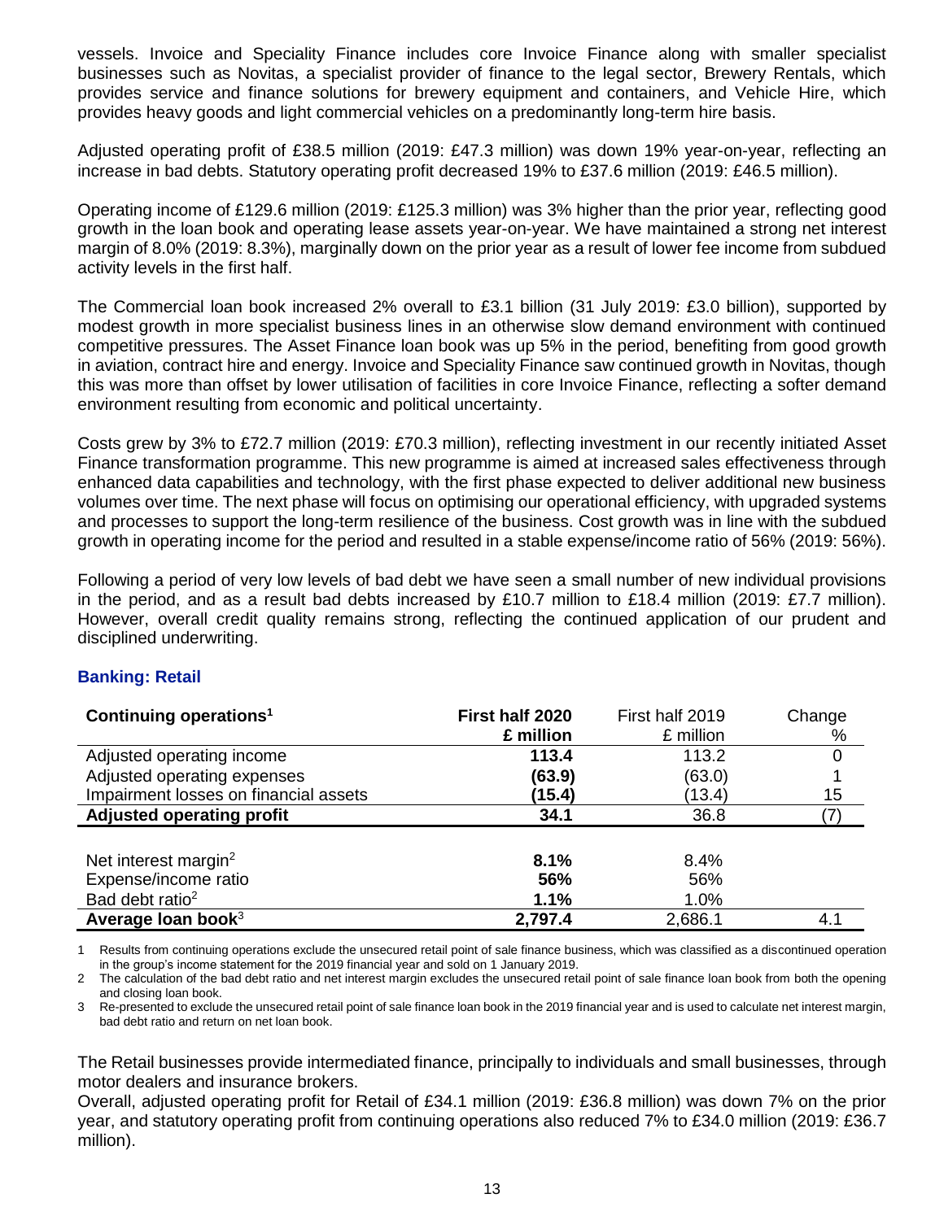vessels. Invoice and Speciality Finance includes core Invoice Finance along with smaller specialist businesses such as Novitas, a specialist provider of finance to the legal sector, Brewery Rentals, which provides service and finance solutions for brewery equipment and containers, and Vehicle Hire, which provides heavy goods and light commercial vehicles on a predominantly long-term hire basis.

Adjusted operating profit of £38.5 million (2019: £47.3 million) was down 19% year-on-year, reflecting an increase in bad debts. Statutory operating profit decreased 19% to £37.6 million (2019: £46.5 million).

Operating income of £129.6 million (2019: £125.3 million) was 3% higher than the prior year, reflecting good growth in the loan book and operating lease assets year-on-year. We have maintained a strong net interest margin of 8.0% (2019: 8.3%), marginally down on the prior year as a result of lower fee income from subdued activity levels in the first half.

The Commercial loan book increased 2% overall to £3.1 billion (31 July 2019: £3.0 billion), supported by modest growth in more specialist business lines in an otherwise slow demand environment with continued competitive pressures. The Asset Finance loan book was up 5% in the period, benefiting from good growth in aviation, contract hire and energy. Invoice and Speciality Finance saw continued growth in Novitas, though this was more than offset by lower utilisation of facilities in core Invoice Finance, reflecting a softer demand environment resulting from economic and political uncertainty.

Costs grew by 3% to £72.7 million (2019: £70.3 million), reflecting investment in our recently initiated Asset Finance transformation programme. This new programme is aimed at increased sales effectiveness through enhanced data capabilities and technology, with the first phase expected to deliver additional new business volumes over time. The next phase will focus on optimising our operational efficiency, with upgraded systems and processes to support the long-term resilience of the business. Cost growth was in line with the subdued growth in operating income for the period and resulted in a stable expense/income ratio of 56% (2019: 56%).

Following a period of very low levels of bad debt we have seen a small number of new individual provisions in the period, and as a result bad debts increased by £10.7 million to £18.4 million (2019: £7.7 million). However, overall credit quality remains strong, reflecting the continued application of our prudent and disciplined underwriting.

### Banking: Retail

| Continuing operations[1] | First half 2020 £ million | First half 2019 £ million | Change % |
|---|---|---|---|
| Adjusted operating income | **113.4** | 113.2 | 0 |
| Adjusted operating expenses | **(63.9)** | (63.0) | 1 |
| Impairment losses on financial assets | **(15.4)** | (13.4) | 15 |
| **Adjusted operating profit** | **34.1** | 36.8 | (7) |
| | | | |
| Net interest margin[2] | **8.1%** | 8.4% | |
| Expense/income ratio | **56%** | 56% | |
| Bad debt ratio[2] | **1.1%** | 1.0% | |
| **Average loan book**[3] | **2,797.4** | 2,686.1 | 4.1 |

1 Results from continuing operations exclude the unsecured retail point of sale finance business, which was classified as a discontinued operation in the group's income statement for the 2019 financial year and sold on 1 January 2019.

2 The calculation of the bad debt ratio and net interest margin excludes the unsecured retail point of sale finance loan book from both the opening and closing loan book.

3 Re-presented to exclude the unsecured retail point of sale finance loan book in the 2019 financial year and is used to calculate net interest margin, bad debt ratio and return on net loan book.

The Retail businesses provide intermediated finance, principally to individuals and small businesses, through motor dealers and insurance brokers.

Overall, adjusted operating profit for Retail of £34.1 million (2019: £36.8 million) was down 7% on the prior year, and statutory operating profit from continuing operations also reduced 7% to £34.0 million (2019: £36.7 million).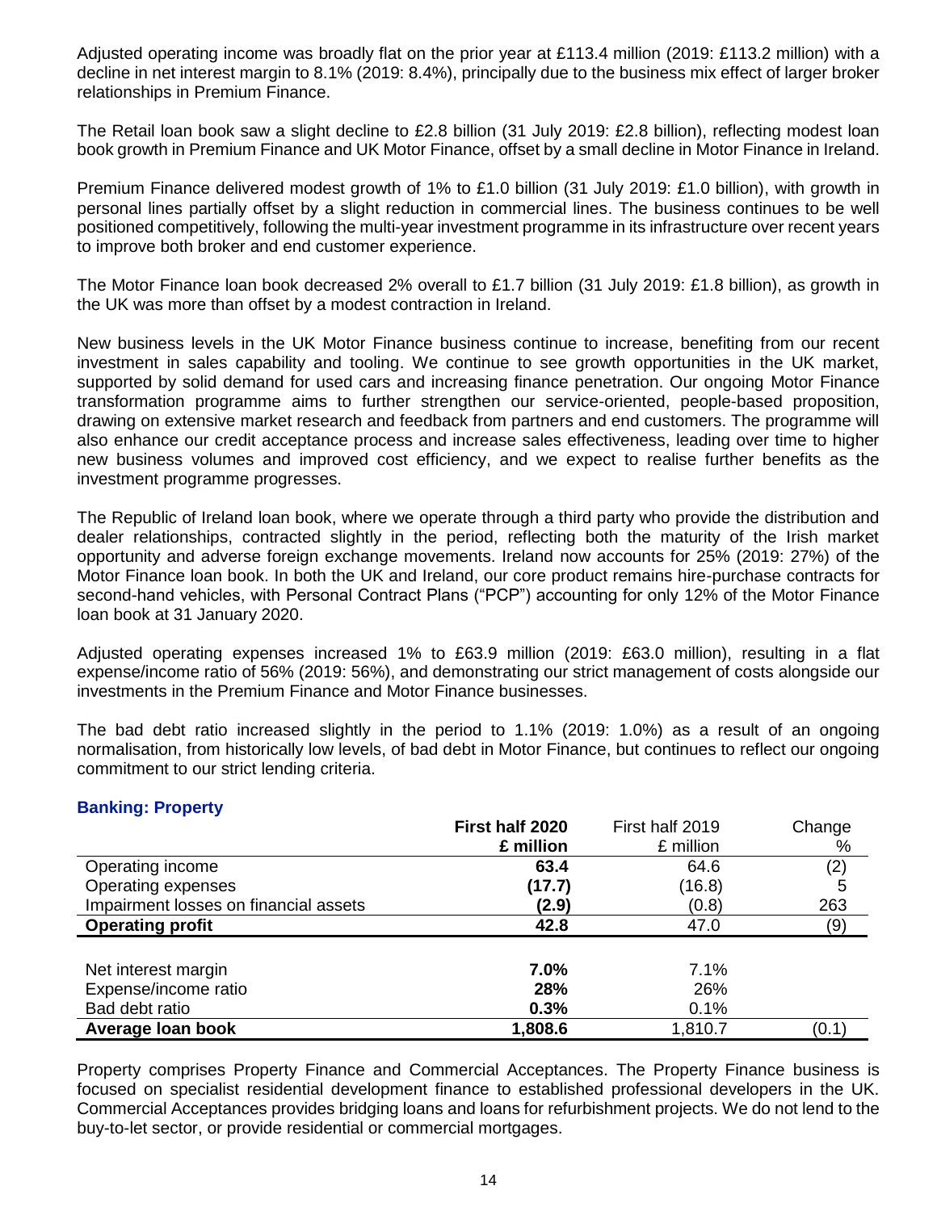Adjusted operating income was broadly flat on the prior year at £113.4 million (2019: £113.2 million) with a decline in net interest margin to 8.1% (2019: 8.4%), principally due to the business mix effect of larger broker relationships in Premium Finance.

The Retail loan book saw a slight decline to £2.8 billion (31 July 2019: £2.8 billion), reflecting modest loan book growth in Premium Finance and UK Motor Finance, offset by a small decline in Motor Finance in Ireland.

Premium Finance delivered modest growth of 1% to £1.0 billion (31 July 2019: £1.0 billion), with growth in personal lines partially offset by a slight reduction in commercial lines. The business continues to be well positioned competitively, following the multi-year investment programme in its infrastructure over recent years to improve both broker and end customer experience.

The Motor Finance loan book decreased 2% overall to £1.7 billion (31 July 2019: £1.8 billion), as growth in the UK was more than offset by a modest contraction in Ireland.

New business levels in the UK Motor Finance business continue to increase, benefiting from our recent investment in sales capability and tooling. We continue to see growth opportunities in the UK market, supported by solid demand for used cars and increasing finance penetration. Our ongoing Motor Finance transformation programme aims to further strengthen our service-oriented, people-based proposition, drawing on extensive market research and feedback from partners and end customers. The programme will also enhance our credit acceptance process and increase sales effectiveness, leading over time to higher new business volumes and improved cost efficiency, and we expect to realise further benefits as the investment programme progresses.

The Republic of Ireland loan book, where we operate through a third party who provide the distribution and dealer relationships, contracted slightly in the period, reflecting both the maturity of the Irish market opportunity and adverse foreign exchange movements. Ireland now accounts for 25% (2019: 27%) of the Motor Finance loan book. In both the UK and Ireland, our core product remains hire-purchase contracts for second-hand vehicles, with Personal Contract Plans ("PCP") accounting for only 12% of the Motor Finance loan book at 31 January 2020.

Adjusted operating expenses increased 1% to £63.9 million (2019: £63.0 million), resulting in a flat expense/income ratio of 56% (2019: 56%), and demonstrating our strict management of costs alongside our investments in the Premium Finance and Motor Finance businesses.

The bad debt ratio increased slightly in the period to 1.1% (2019: 1.0%) as a result of an ongoing normalisation, from historically low levels, of bad debt in Motor Finance, but continues to reflect our ongoing commitment to our strict lending criteria.

## Banking: Property

| | **First half 2020** | First half 2019 | Change |
|---|---|---|---|
| | **£ million** | £ million | % |
| Operating income | **63.4** | 64.6 | (2) |
| Operating expenses | **(17.7)** | (16.8) | 5 |
| Impairment losses on financial assets | **(2.9)** | (0.8) | 263 |
| **Operating profit** | **42.8** | 47.0 | (9) |
| | | | |
| Net interest margin | **7.0%** | 7.1% | |
| Expense/income ratio | **28%** | 26% | |
| Bad debt ratio | **0.3%** | 0.1% | |
| **Average loan book** | **1,808.6** | 1,810.7 | (0.1) |

Property comprises Property Finance and Commercial Acceptances. The Property Finance business is focused on specialist residential development finance to established professional developers in the UK. Commercial Acceptances provides bridging loans and loans for refurbishment projects. We do not lend to the buy-to-let sector, or provide residential or commercial mortgages.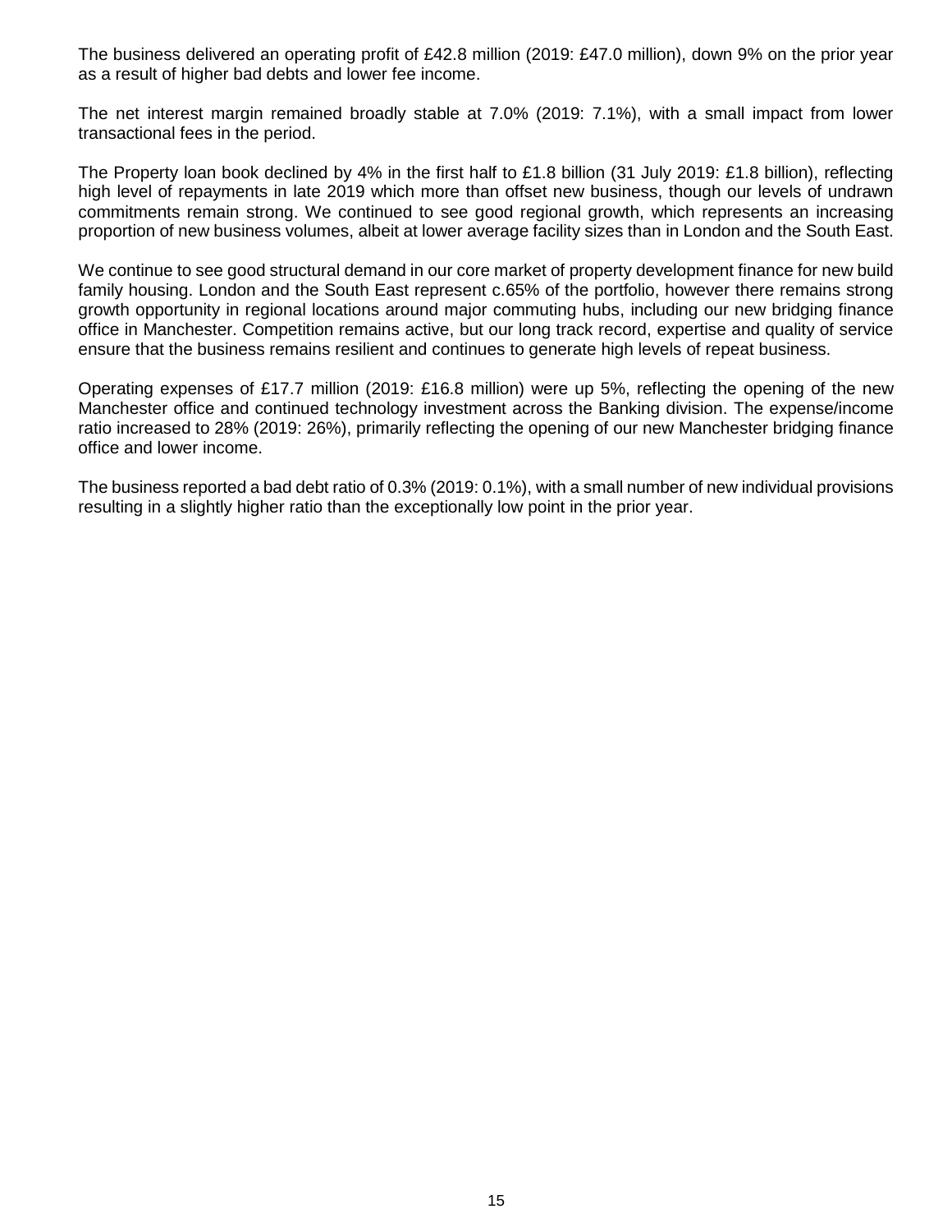The business delivered an operating profit of £42.8 million (2019: £47.0 million), down 9% on the prior year as a result of higher bad debts and lower fee income.

The net interest margin remained broadly stable at 7.0% (2019: 7.1%), with a small impact from lower transactional fees in the period.

The Property loan book declined by 4% in the first half to £1.8 billion (31 July 2019: £1.8 billion), reflecting high level of repayments in late 2019 which more than offset new business, though our levels of undrawn commitments remain strong. We continued to see good regional growth, which represents an increasing proportion of new business volumes, albeit at lower average facility sizes than in London and the South East.

We continue to see good structural demand in our core market of property development finance for new build family housing. London and the South East represent c.65% of the portfolio, however there remains strong growth opportunity in regional locations around major commuting hubs, including our new bridging finance office in Manchester. Competition remains active, but our long track record, expertise and quality of service ensure that the business remains resilient and continues to generate high levels of repeat business.

Operating expenses of £17.7 million (2019: £16.8 million) were up 5%, reflecting the opening of the new Manchester office and continued technology investment across the Banking division. The expense/income ratio increased to 28% (2019: 26%), primarily reflecting the opening of our new Manchester bridging finance office and lower income.

The business reported a bad debt ratio of 0.3% (2019: 0.1%), with a small number of new individual provisions resulting in a slightly higher ratio than the exceptionally low point in the prior year.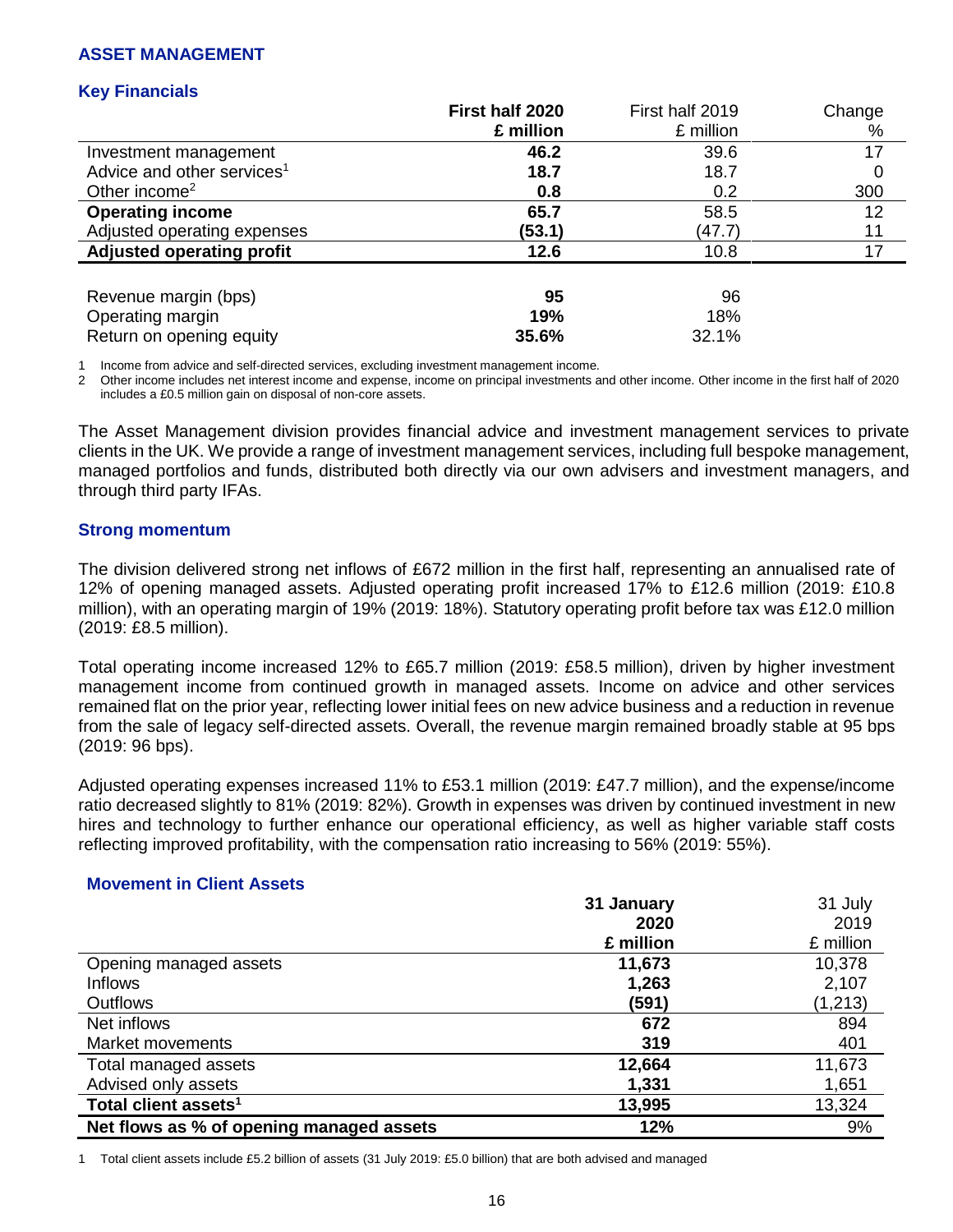## ASSET MANAGEMENT

### Key Financials

| | First half 2020<br>£ million | First half 2019<br>£ million | Change<br>% |
|---|---|---|---|
| Investment management | **46.2** | 39.6 | 17 |
| Advice and other services[1] | **18.7** | 18.7 | 0 |
| Other income[2] | **0.8** | 0.2 | 300 |
| **Operating income** | **65.7** | 58.5 | 12 |
| Adjusted operating expenses | **(53.1)** | (47.7) | 11 |
| **Adjusted operating profit** | **12.6** | 10.8 | 17 |
| | | | |
| Revenue margin (bps) | **95** | 96 | |
| Operating margin | **19%** | 18% | |
| Return on opening equity | **35.6%** | 32.1% | |

1 Income from advice and self-directed services, excluding investment management income.
2 Other income includes net interest income and expense, income on principal investments and other income. Other income in the first half of 2020 includes a £0.5 million gain on disposal of non-core assets.

The Asset Management division provides financial advice and investment management services to private clients in the UK. We provide a range of investment management services, including full bespoke management, managed portfolios and funds, distributed both directly via our own advisers and investment managers, and through third party IFAs.

### Strong momentum

The division delivered strong net inflows of £672 million in the first half, representing an annualised rate of 12% of opening managed assets. Adjusted operating profit increased 17% to £12.6 million (2019: £10.8 million), with an operating margin of 19% (2019: 18%). Statutory operating profit before tax was £12.0 million (2019: £8.5 million).

Total operating income increased 12% to £65.7 million (2019: £58.5 million), driven by higher investment management income from continued growth in managed assets. Income on advice and other services remained flat on the prior year, reflecting lower initial fees on new advice business and a reduction in revenue from the sale of legacy self-directed assets. Overall, the revenue margin remained broadly stable at 95 bps (2019: 96 bps).

Adjusted operating expenses increased 11% to £53.1 million (2019: £47.7 million), and the expense/income ratio decreased slightly to 81% (2019: 82%). Growth in expenses was driven by continued investment in new hires and technology to further enhance our operational efficiency, as well as higher variable staff costs reflecting improved profitability, with the compensation ratio increasing to 56% (2019: 55%).

### Movement in Client Assets

| | 31 January 2020<br>£ million | 31 July 2019<br>£ million |
|---|---|---|
| Opening managed assets | **11,673** | 10,378 |
| Inflows | **1,263** | 2,107 |
| Outflows | **(591)** | (1,213) |
| Net inflows | **672** | 894 |
| Market movements | **319** | 401 |
| Total managed assets | **12,664** | 11,673 |
| Advised only assets | **1,331** | 1,651 |
| **Total client assets[1]** | **13,995** | 13,324 |
| **Net flows as % of opening managed assets** | **12%** | 9% |

1 Total client assets include £5.2 billion of assets (31 July 2019: £5.0 billion) that are both advised and managed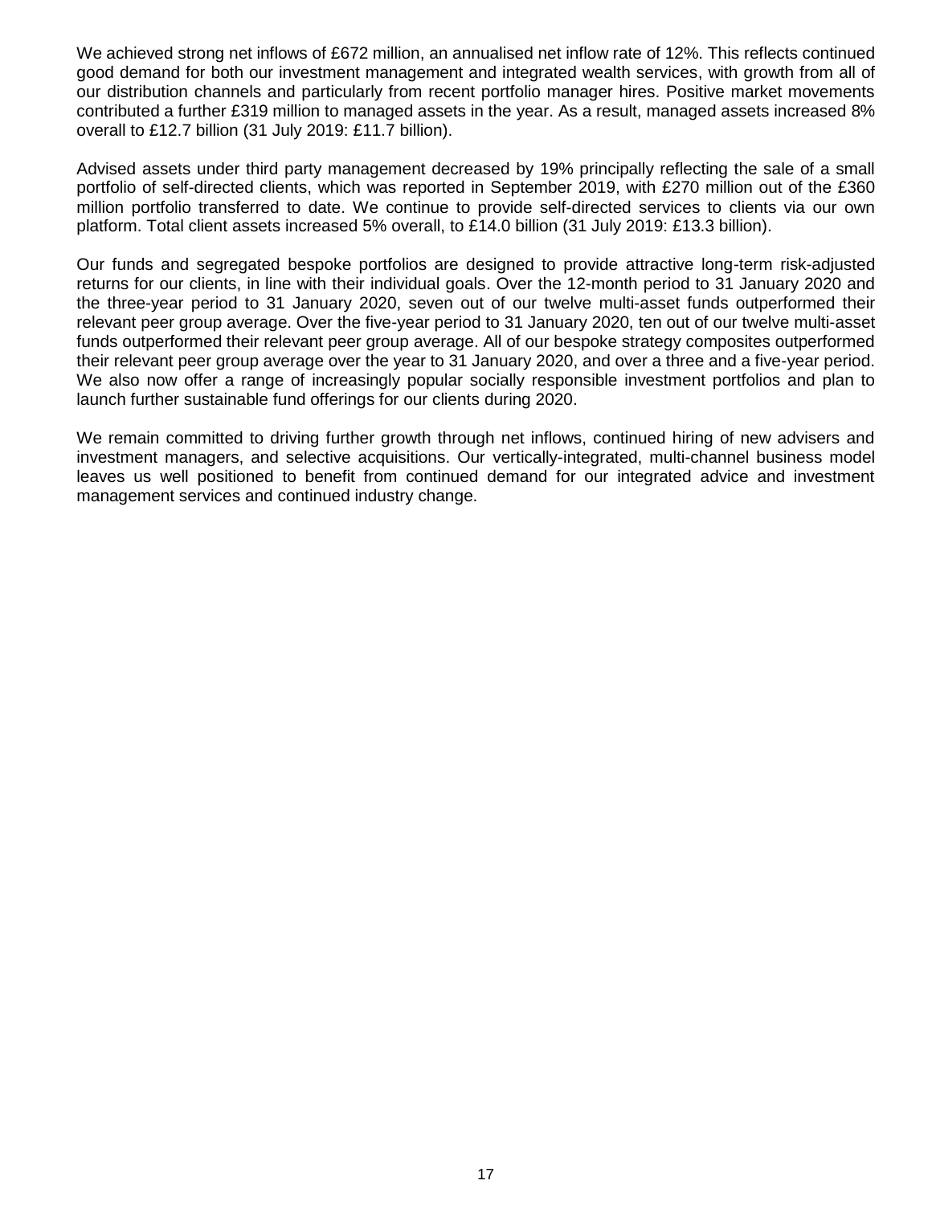We achieved strong net inflows of £672 million, an annualised net inflow rate of 12%. This reflects continued good demand for both our investment management and integrated wealth services, with growth from all of our distribution channels and particularly from recent portfolio manager hires. Positive market movements contributed a further £319 million to managed assets in the year. As a result, managed assets increased 8% overall to £12.7 billion (31 July 2019: £11.7 billion).

Advised assets under third party management decreased by 19% principally reflecting the sale of a small portfolio of self-directed clients, which was reported in September 2019, with £270 million out of the £360 million portfolio transferred to date. We continue to provide self-directed services to clients via our own platform. Total client assets increased 5% overall, to £14.0 billion (31 July 2019: £13.3 billion).

Our funds and segregated bespoke portfolios are designed to provide attractive long-term risk-adjusted returns for our clients, in line with their individual goals. Over the 12-month period to 31 January 2020 and the three-year period to 31 January 2020, seven out of our twelve multi-asset funds outperformed their relevant peer group average. Over the five-year period to 31 January 2020, ten out of our twelve multi-asset funds outperformed their relevant peer group average. All of our bespoke strategy composites outperformed their relevant peer group average over the year to 31 January 2020, and over a three and a five-year period. We also now offer a range of increasingly popular socially responsible investment portfolios and plan to launch further sustainable fund offerings for our clients during 2020.

We remain committed to driving further growth through net inflows, continued hiring of new advisers and investment managers, and selective acquisitions. Our vertically-integrated, multi-channel business model leaves us well positioned to benefit from continued demand for our integrated advice and investment management services and continued industry change.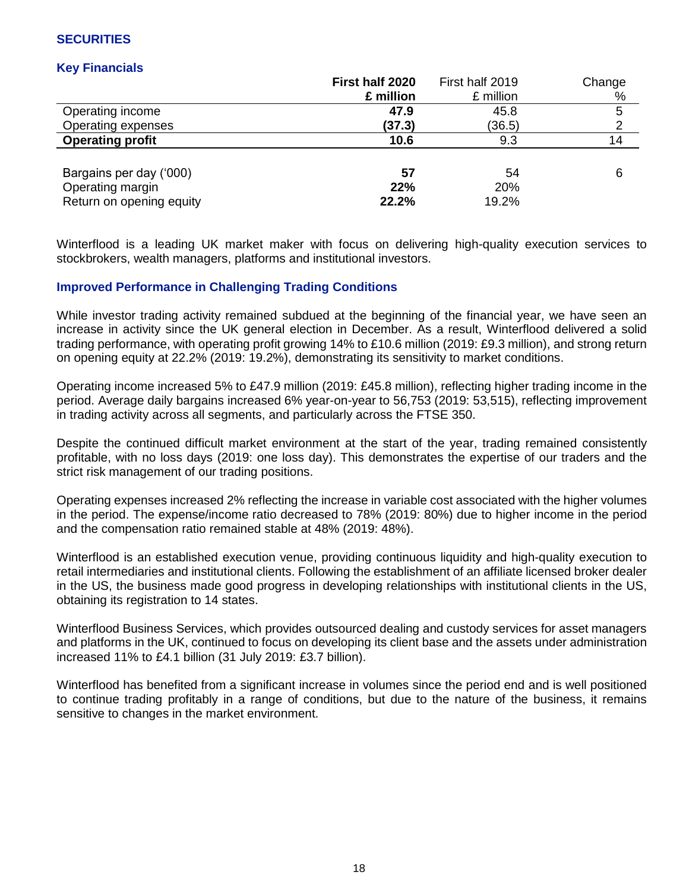## SECURITIES

### Key Financials

| | **First half 2020** | First half 2019 | Change |
|---|---|---|---|
| | **£ million** | £ million | % |
| Operating income | **47.9** | 45.8 | 5 |
| Operating expenses | **(37.3)** | (36.5) | 2 |
| **Operating profit** | **10.6** | 9.3 | 14 |
| | | | |
| Bargains per day ('000) | **57** | 54 | 6 |
| Operating margin | **22%** | 20% | |
| Return on opening equity | **22.2%** | 19.2% | |

Winterflood is a leading UK market maker with focus on delivering high-quality execution services to stockbrokers, wealth managers, platforms and institutional investors.

### Improved Performance in Challenging Trading Conditions

While investor trading activity remained subdued at the beginning of the financial year, we have seen an increase in activity since the UK general election in December. As a result, Winterflood delivered a solid trading performance, with operating profit growing 14% to £10.6 million (2019: £9.3 million), and strong return on opening equity at 22.2% (2019: 19.2%), demonstrating its sensitivity to market conditions.

Operating income increased 5% to £47.9 million (2019: £45.8 million), reflecting higher trading income in the period. Average daily bargains increased 6% year-on-year to 56,753 (2019: 53,515), reflecting improvement in trading activity across all segments, and particularly across the FTSE 350.

Despite the continued difficult market environment at the start of the year, trading remained consistently profitable, with no loss days (2019: one loss day). This demonstrates the expertise of our traders and the strict risk management of our trading positions.

Operating expenses increased 2% reflecting the increase in variable cost associated with the higher volumes in the period. The expense/income ratio decreased to 78% (2019: 80%) due to higher income in the period and the compensation ratio remained stable at 48% (2019: 48%).

Winterflood is an established execution venue, providing continuous liquidity and high-quality execution to retail intermediaries and institutional clients. Following the establishment of an affiliate licensed broker dealer in the US, the business made good progress in developing relationships with institutional clients in the US, obtaining its registration to 14 states.

Winterflood Business Services, which provides outsourced dealing and custody services for asset managers and platforms in the UK, continued to focus on developing its client base and the assets under administration increased 11% to £4.1 billion (31 July 2019: £3.7 billion).

Winterflood has benefited from a significant increase in volumes since the period end and is well positioned to continue trading profitably in a range of conditions, but due to the nature of the business, it remains sensitive to changes in the market environment.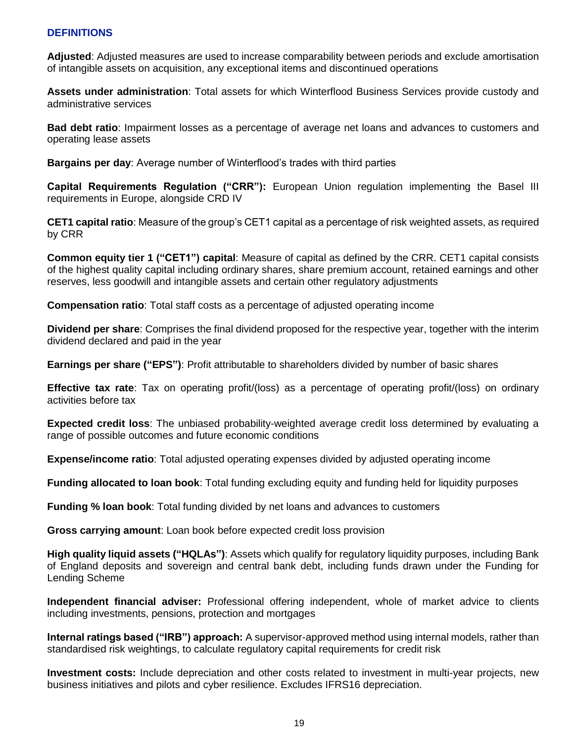## DEFINITIONS

**Adjusted**: Adjusted measures are used to increase comparability between periods and exclude amortisation of intangible assets on acquisition, any exceptional items and discontinued operations

**Assets under administration**: Total assets for which Winterflood Business Services provide custody and administrative services

**Bad debt ratio**: Impairment losses as a percentage of average net loans and advances to customers and operating lease assets

**Bargains per day**: Average number of Winterflood's trades with third parties

**Capital Requirements Regulation ("CRR"):** European Union regulation implementing the Basel III requirements in Europe, alongside CRD IV

**CET1 capital ratio**: Measure of the group's CET1 capital as a percentage of risk weighted assets, as required by CRR

**Common equity tier 1 ("CET1") capital**: Measure of capital as defined by the CRR. CET1 capital consists of the highest quality capital including ordinary shares, share premium account, retained earnings and other reserves, less goodwill and intangible assets and certain other regulatory adjustments

**Compensation ratio**: Total staff costs as a percentage of adjusted operating income

**Dividend per share**: Comprises the final dividend proposed for the respective year, together with the interim dividend declared and paid in the year

**Earnings per share ("EPS")**: Profit attributable to shareholders divided by number of basic shares

**Effective tax rate**: Tax on operating profit/(loss) as a percentage of operating profit/(loss) on ordinary activities before tax

**Expected credit loss**: The unbiased probability-weighted average credit loss determined by evaluating a range of possible outcomes and future economic conditions

**Expense/income ratio**: Total adjusted operating expenses divided by adjusted operating income

**Funding allocated to loan book**: Total funding excluding equity and funding held for liquidity purposes

**Funding % loan book**: Total funding divided by net loans and advances to customers

**Gross carrying amount**: Loan book before expected credit loss provision

**High quality liquid assets ("HQLAs")**: Assets which qualify for regulatory liquidity purposes, including Bank of England deposits and sovereign and central bank debt, including funds drawn under the Funding for Lending Scheme

**Independent financial adviser:** Professional offering independent, whole of market advice to clients including investments, pensions, protection and mortgages

**Internal ratings based ("IRB") approach:** A supervisor-approved method using internal models, rather than standardised risk weightings, to calculate regulatory capital requirements for credit risk

**Investment costs:** Include depreciation and other costs related to investment in multi-year projects, new business initiatives and pilots and cyber resilience. Excludes IFRS16 depreciation.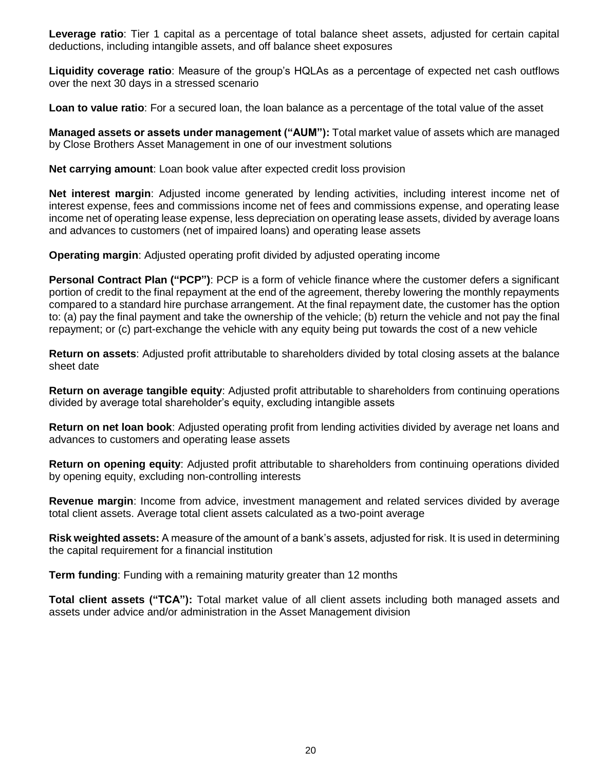**Leverage ratio**: Tier 1 capital as a percentage of total balance sheet assets, adjusted for certain capital deductions, including intangible assets, and off balance sheet exposures

**Liquidity coverage ratio**: Measure of the group's HQLAs as a percentage of expected net cash outflows over the next 30 days in a stressed scenario

**Loan to value ratio**: For a secured loan, the loan balance as a percentage of the total value of the asset

**Managed assets or assets under management ("AUM"):** Total market value of assets which are managed by Close Brothers Asset Management in one of our investment solutions

**Net carrying amount**: Loan book value after expected credit loss provision

**Net interest margin**: Adjusted income generated by lending activities, including interest income net of interest expense, fees and commissions income net of fees and commissions expense, and operating lease income net of operating lease expense, less depreciation on operating lease assets, divided by average loans and advances to customers (net of impaired loans) and operating lease assets

**Operating margin**: Adjusted operating profit divided by adjusted operating income

**Personal Contract Plan ("PCP")**: PCP is a form of vehicle finance where the customer defers a significant portion of credit to the final repayment at the end of the agreement, thereby lowering the monthly repayments compared to a standard hire purchase arrangement. At the final repayment date, the customer has the option to: (a) pay the final payment and take the ownership of the vehicle; (b) return the vehicle and not pay the final repayment; or (c) part-exchange the vehicle with any equity being put towards the cost of a new vehicle

**Return on assets**: Adjusted profit attributable to shareholders divided by total closing assets at the balance sheet date

**Return on average tangible equity**: Adjusted profit attributable to shareholders from continuing operations divided by average total shareholder's equity, excluding intangible assets

**Return on net loan book**: Adjusted operating profit from lending activities divided by average net loans and advances to customers and operating lease assets

**Return on opening equity**: Adjusted profit attributable to shareholders from continuing operations divided by opening equity, excluding non-controlling interests

**Revenue margin**: Income from advice, investment management and related services divided by average total client assets. Average total client assets calculated as a two-point average

**Risk weighted assets:** A measure of the amount of a bank's assets, adjusted for risk. It is used in determining the capital requirement for a financial institution

**Term funding**: Funding with a remaining maturity greater than 12 months

**Total client assets ("TCA"):** Total market value of all client assets including both managed assets and assets under advice and/or administration in the Asset Management division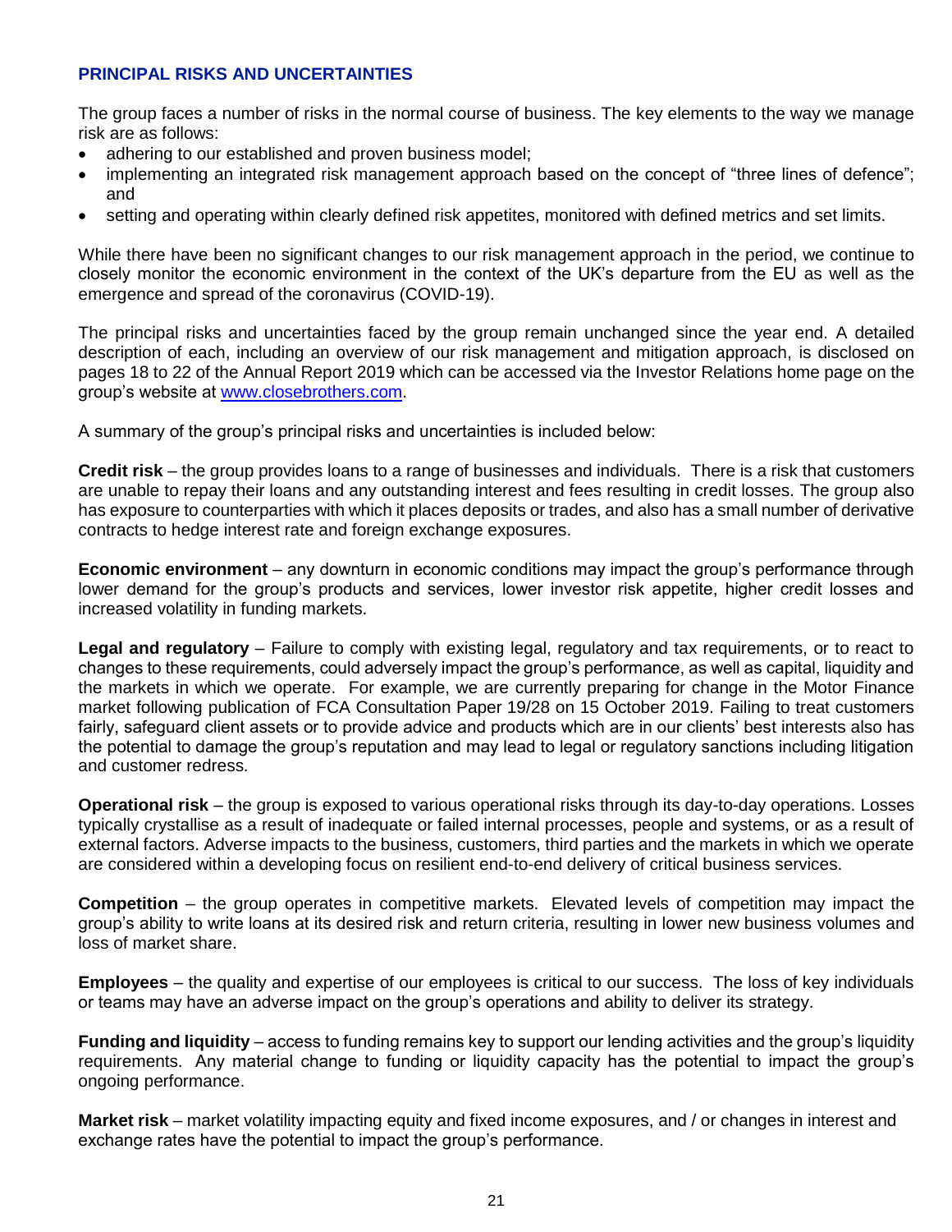## PRINCIPAL RISKS AND UNCERTAINTIES

The group faces a number of risks in the normal course of business. The key elements to the way we manage risk are as follows:

- adhering to our established and proven business model;
- implementing an integrated risk management approach based on the concept of "three lines of defence"; and
- setting and operating within clearly defined risk appetites, monitored with defined metrics and set limits.

While there have been no significant changes to our risk management approach in the period, we continue to closely monitor the economic environment in the context of the UK's departure from the EU as well as the emergence and spread of the coronavirus (COVID-19).

The principal risks and uncertainties faced by the group remain unchanged since the year end. A detailed description of each, including an overview of our risk management and mitigation approach, is disclosed on pages 18 to 22 of the Annual Report 2019 which can be accessed via the Investor Relations home page on the group's website at [www.closebrothers.com](http://www.closebrothers.com).

A summary of the group's principal risks and uncertainties is included below:

**Credit risk** – the group provides loans to a range of businesses and individuals. There is a risk that customers are unable to repay their loans and any outstanding interest and fees resulting in credit losses. The group also has exposure to counterparties with which it places deposits or trades, and also has a small number of derivative contracts to hedge interest rate and foreign exchange exposures.

**Economic environment** – any downturn in economic conditions may impact the group's performance through lower demand for the group's products and services, lower investor risk appetite, higher credit losses and increased volatility in funding markets.

**Legal and regulatory** – Failure to comply with existing legal, regulatory and tax requirements, or to react to changes to these requirements, could adversely impact the group's performance, as well as capital, liquidity and the markets in which we operate. For example, we are currently preparing for change in the Motor Finance market following publication of FCA Consultation Paper 19/28 on 15 October 2019. Failing to treat customers fairly, safeguard client assets or to provide advice and products which are in our clients' best interests also has the potential to damage the group's reputation and may lead to legal or regulatory sanctions including litigation and customer redress.

**Operational risk** – the group is exposed to various operational risks through its day-to-day operations. Losses typically crystallise as a result of inadequate or failed internal processes, people and systems, or as a result of external factors. Adverse impacts to the business, customers, third parties and the markets in which we operate are considered within a developing focus on resilient end-to-end delivery of critical business services.

**Competition** – the group operates in competitive markets. Elevated levels of competition may impact the group's ability to write loans at its desired risk and return criteria, resulting in lower new business volumes and loss of market share.

**Employees** – the quality and expertise of our employees is critical to our success. The loss of key individuals or teams may have an adverse impact on the group's operations and ability to deliver its strategy.

**Funding and liquidity** – access to funding remains key to support our lending activities and the group's liquidity requirements. Any material change to funding or liquidity capacity has the potential to impact the group's ongoing performance.

**Market risk** – market volatility impacting equity and fixed income exposures, and / or changes in interest and exchange rates have the potential to impact the group's performance.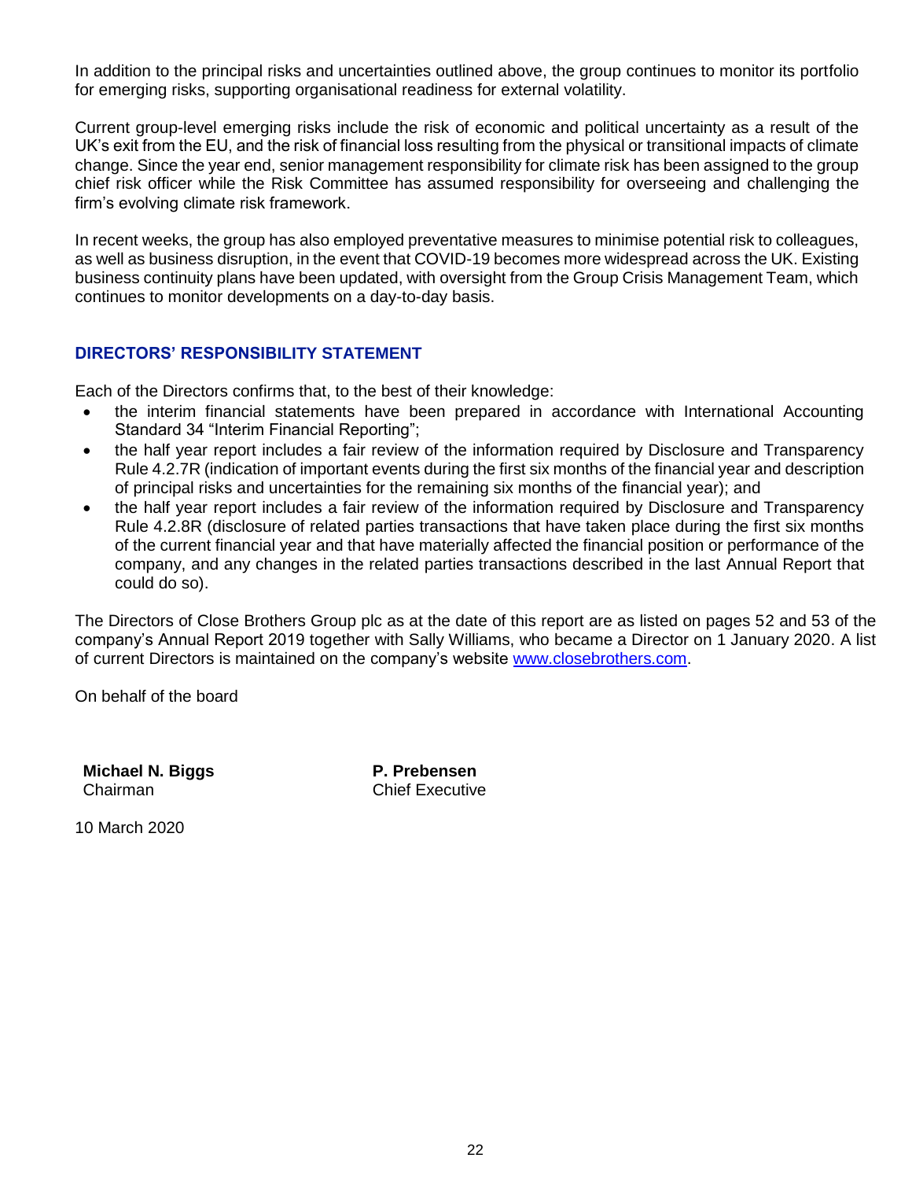In addition to the principal risks and uncertainties outlined above, the group continues to monitor its portfolio for emerging risks, supporting organisational readiness for external volatility.

Current group-level emerging risks include the risk of economic and political uncertainty as a result of the UK's exit from the EU, and the risk of financial loss resulting from the physical or transitional impacts of climate change. Since the year end, senior management responsibility for climate risk has been assigned to the group chief risk officer while the Risk Committee has assumed responsibility for overseeing and challenging the firm's evolving climate risk framework.

In recent weeks, the group has also employed preventative measures to minimise potential risk to colleagues, as well as business disruption, in the event that COVID-19 becomes more widespread across the UK. Existing business continuity plans have been updated, with oversight from the Group Crisis Management Team, which continues to monitor developments on a day-to-day basis.

## DIRECTORS' RESPONSIBILITY STATEMENT

Each of the Directors confirms that, to the best of their knowledge:

- the interim financial statements have been prepared in accordance with International Accounting Standard 34 "Interim Financial Reporting";
- the half year report includes a fair review of the information required by Disclosure and Transparency Rule 4.2.7R (indication of important events during the first six months of the financial year and description of principal risks and uncertainties for the remaining six months of the financial year); and
- the half year report includes a fair review of the information required by Disclosure and Transparency Rule 4.2.8R (disclosure of related parties transactions that have taken place during the first six months of the current financial year and that have materially affected the financial position or performance of the company, and any changes in the related parties transactions described in the last Annual Report that could do so).

The Directors of Close Brothers Group plc as at the date of this report are as listed on pages 52 and 53 of the company's Annual Report 2019 together with Sally Williams, who became a Director on 1 January 2020. A list of current Directors is maintained on the company's website www.closebrothers.com.

On behalf of the board

**Michael N. Biggs**
Chairman

**P. Prebensen**
Chief Executive

10 March 2020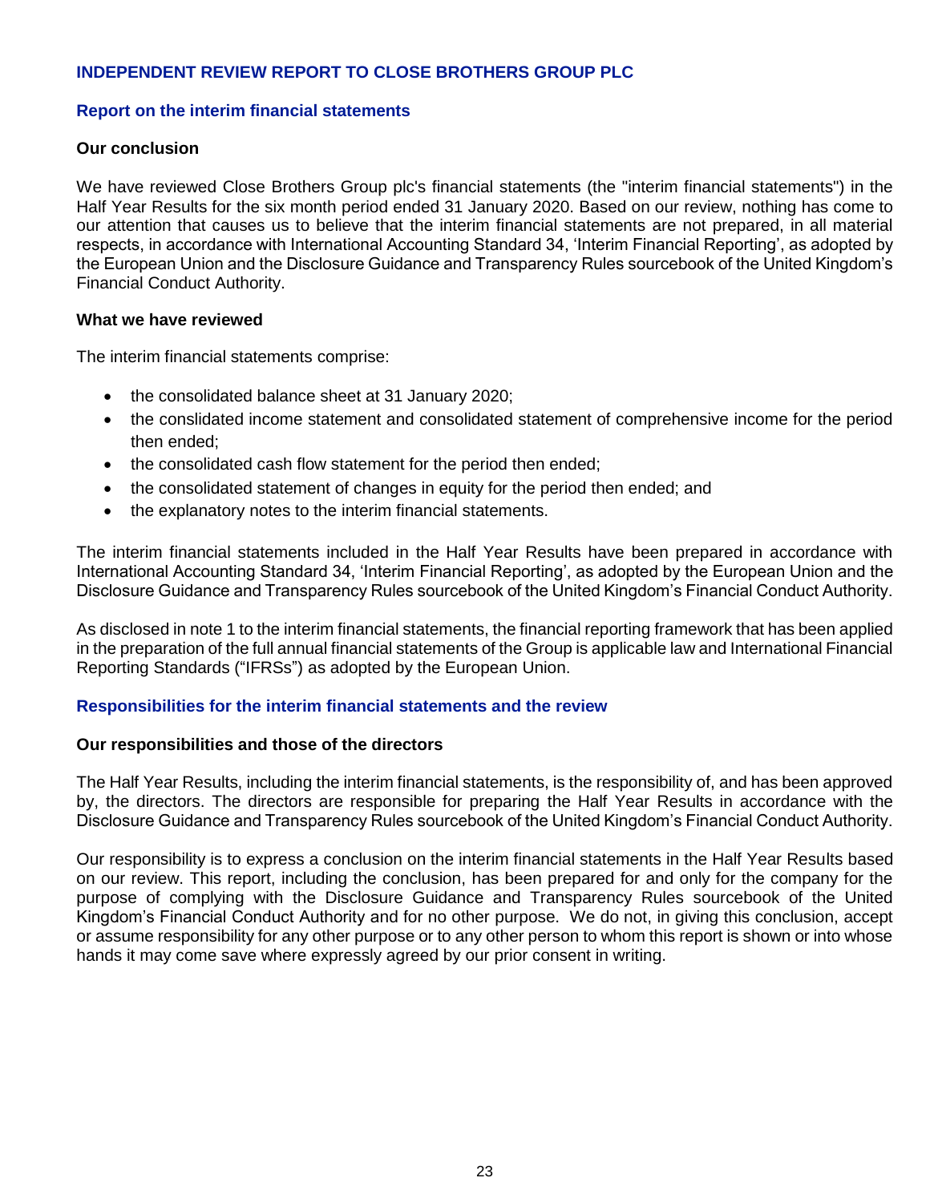## INDEPENDENT REVIEW REPORT TO CLOSE BROTHERS GROUP PLC

### Report on the interim financial statements

**Our conclusion**

We have reviewed Close Brothers Group plc's financial statements (the "interim financial statements") in the Half Year Results for the six month period ended 31 January 2020. Based on our review, nothing has come to our attention that causes us to believe that the interim financial statements are not prepared, in all material respects, in accordance with International Accounting Standard 34, 'Interim Financial Reporting', as adopted by the European Union and the Disclosure Guidance and Transparency Rules sourcebook of the United Kingdom's Financial Conduct Authority.

**What we have reviewed**

The interim financial statements comprise:

- the consolidated balance sheet at 31 January 2020;
- the conslidated income statement and consolidated statement of comprehensive income for the period then ended;
- the consolidated cash flow statement for the period then ended;
- the consolidated statement of changes in equity for the period then ended; and
- the explanatory notes to the interim financial statements.

The interim financial statements included in the Half Year Results have been prepared in accordance with International Accounting Standard 34, 'Interim Financial Reporting', as adopted by the European Union and the Disclosure Guidance and Transparency Rules sourcebook of the United Kingdom's Financial Conduct Authority.

As disclosed in note 1 to the interim financial statements, the financial reporting framework that has been applied in the preparation of the full annual financial statements of the Group is applicable law and International Financial Reporting Standards ("IFRSs") as adopted by the European Union.

### Responsibilities for the interim financial statements and the review

**Our responsibilities and those of the directors**

The Half Year Results, including the interim financial statements, is the responsibility of, and has been approved by, the directors. The directors are responsible for preparing the Half Year Results in accordance with the Disclosure Guidance and Transparency Rules sourcebook of the United Kingdom's Financial Conduct Authority.

Our responsibility is to express a conclusion on the interim financial statements in the Half Year Results based on our review. This report, including the conclusion, has been prepared for and only for the company for the purpose of complying with the Disclosure Guidance and Transparency Rules sourcebook of the United Kingdom's Financial Conduct Authority and for no other purpose. We do not, in giving this conclusion, accept or assume responsibility for any other purpose or to any other person to whom this report is shown or into whose hands it may come save where expressly agreed by our prior consent in writing.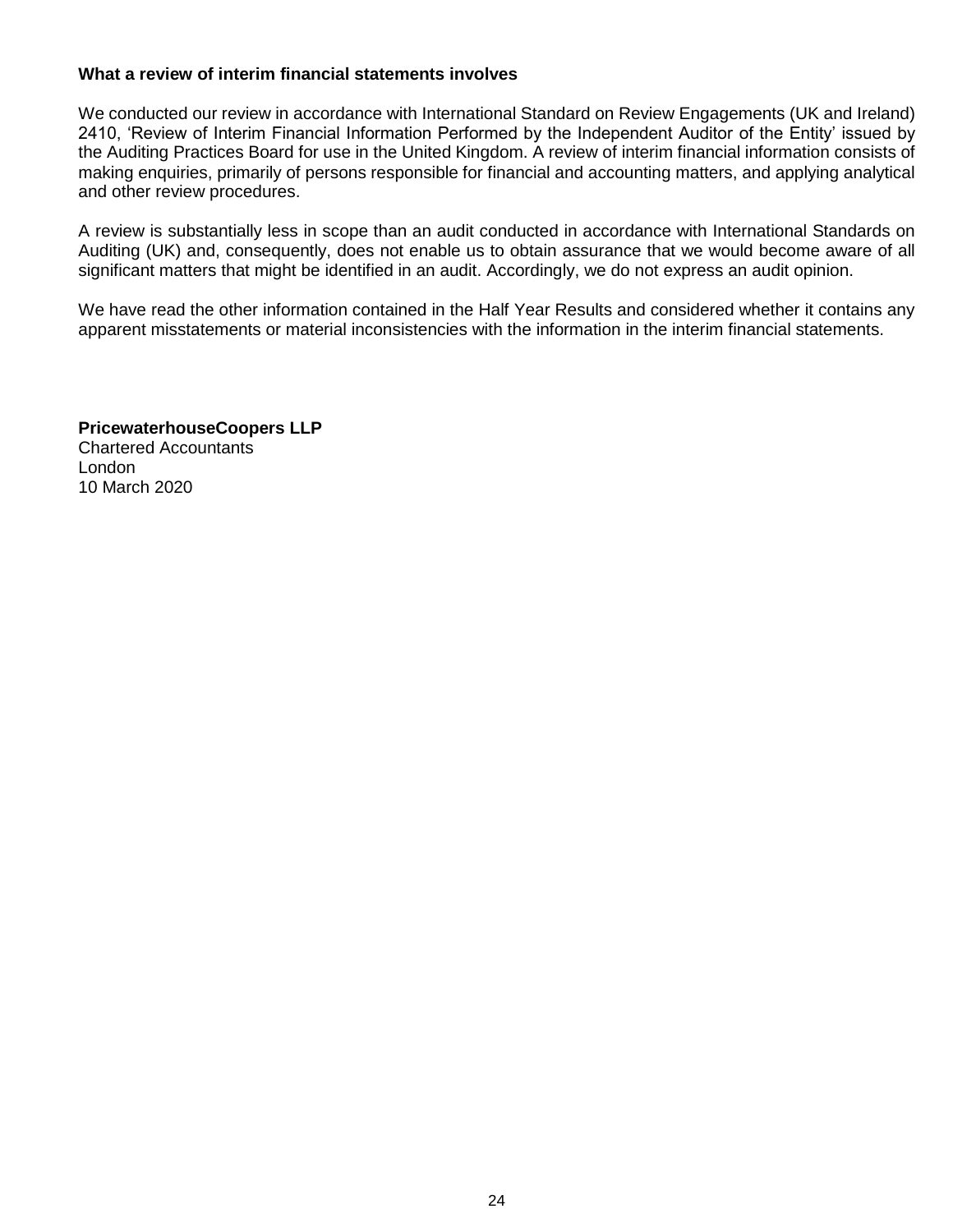**What a review of interim financial statements involves**

We conducted our review in accordance with International Standard on Review Engagements (UK and Ireland) 2410, 'Review of Interim Financial Information Performed by the Independent Auditor of the Entity' issued by the Auditing Practices Board for use in the United Kingdom. A review of interim financial information consists of making enquiries, primarily of persons responsible for financial and accounting matters, and applying analytical and other review procedures.

A review is substantially less in scope than an audit conducted in accordance with International Standards on Auditing (UK) and, consequently, does not enable us to obtain assurance that we would become aware of all significant matters that might be identified in an audit. Accordingly, we do not express an audit opinion.

We have read the other information contained in the Half Year Results and considered whether it contains any apparent misstatements or material inconsistencies with the information in the interim financial statements.

**PricewaterhouseCoopers LLP**
Chartered Accountants
London
10 March 2020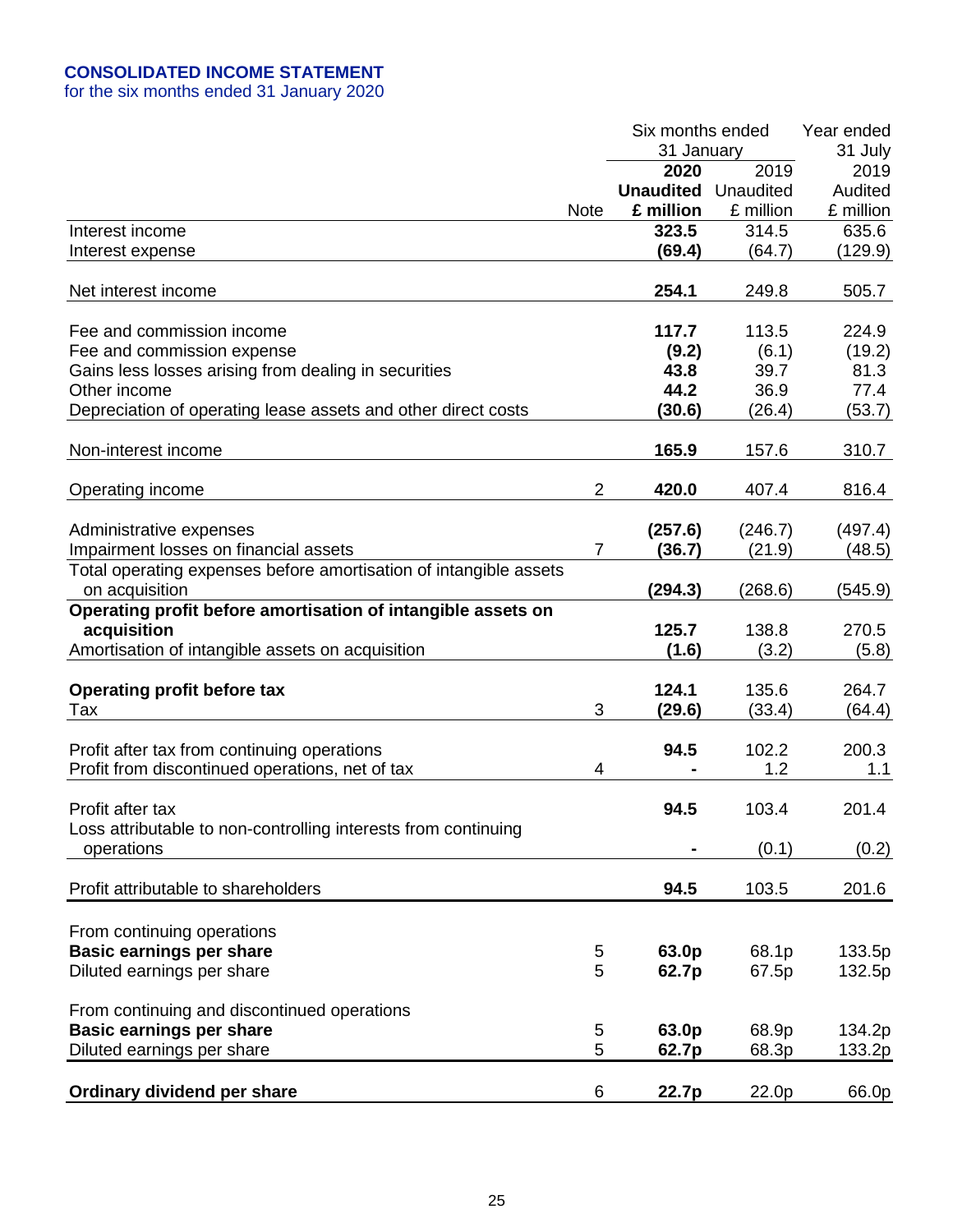**CONSOLIDATED INCOME STATEMENT**
for the six months ended 31 January 2020

| | Note | Six months ended 31 January 2020 Unaudited £ million | Six months ended 31 January 2019 Unaudited £ million | Year ended 31 July 2019 Audited £ million |
|---|---|---|---|---|
| Interest income | | **323.5** | 314.5 | 635.6 |
| Interest expense | | **(69.4)** | (64.7) | (129.9) |
| Net interest income | | **254.1** | 249.8 | 505.7 |
| Fee and commission income | | **117.7** | 113.5 | 224.9 |
| Fee and commission expense | | **(9.2)** | (6.1) | (19.2) |
| Gains less losses arising from dealing in securities | | **43.8** | 39.7 | 81.3 |
| Other income | | **44.2** | 36.9 | 77.4 |
| Depreciation of operating lease assets and other direct costs | | **(30.6)** | (26.4) | (53.7) |
| Non-interest income | | **165.9** | 157.6 | 310.7 |
| Operating income | 2 | **420.0** | 407.4 | 816.4 |
| Administrative expenses | | **(257.6)** | (246.7) | (497.4) |
| Impairment losses on financial assets | 7 | **(36.7)** | (21.9) | (48.5) |
| Total operating expenses before amortisation of intangible assets on acquisition | | **(294.3)** | (268.6) | (545.9) |
| **Operating profit before amortisation of intangible assets on acquisition** | | **125.7** | 138.8 | 270.5 |
| Amortisation of intangible assets on acquisition | | **(1.6)** | (3.2) | (5.8) |
| **Operating profit before tax** | | **124.1** | 135.6 | 264.7 |
| Tax | 3 | **(29.6)** | (33.4) | (64.4) |
| Profit after tax from continuing operations | | **94.5** | 102.2 | 200.3 |
| Profit from discontinued operations, net of tax | 4 | **-** | 1.2 | 1.1 |
| Profit after tax | | **94.5** | 103.4 | 201.4 |
| Loss attributable to non-controlling interests from continuing operations | | **-** | (0.1) | (0.2) |
| Profit attributable to shareholders | | **94.5** | 103.5 | 201.6 |
| From continuing operations | | | | |
| **Basic earnings per share** | 5 | **63.0p** | 68.1p | 133.5p |
| Diluted earnings per share | 5 | **62.7p** | 67.5p | 132.5p |
| From continuing and discontinued operations | | | | |
| **Basic earnings per share** | 5 | **63.0p** | 68.9p | 134.2p |
| Diluted earnings per share | 5 | **62.7p** | 68.3p | 133.2p |
| **Ordinary dividend per share** | 6 | **22.7p** | 22.0p | 66.0p |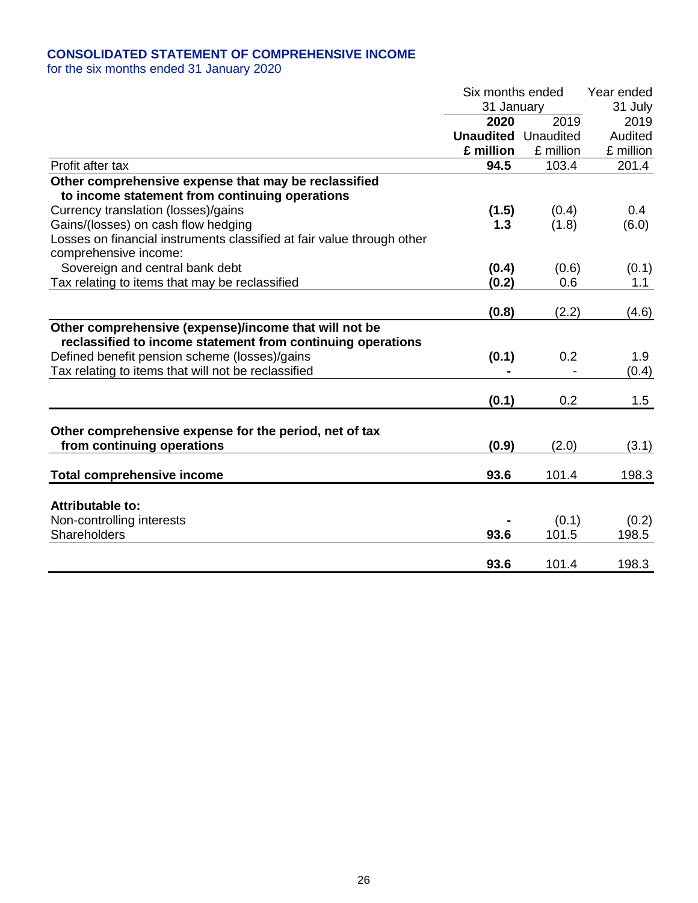## CONSOLIDATED STATEMENT OF COMPREHENSIVE INCOME

for the six months ended 31 January 2020

| | Six months ended 31 January | | Year ended 31 July |
|---|---|---|---|
| | **2020** | 2019 | 2019 |
| | **Unaudited** | Unaudited | Audited |
| | **£ million** | £ million | £ million |
| Profit after tax | **94.5** | 103.4 | 201.4 |
| **Other comprehensive expense that may be reclassified to income statement from continuing operations** | | | |
| Currency translation (losses)/gains | **(1.5)** | (0.4) | 0.4 |
| Gains/(losses) on cash flow hedging | **1.3** | (1.8) | (6.0) |
| Losses on financial instruments classified at fair value through other comprehensive income: | | | |
| Sovereign and central bank debt | **(0.4)** | (0.6) | (0.1) |
| Tax relating to items that may be reclassified | **(0.2)** | 0.6 | 1.1 |
| | **(0.8)** | (2.2) | (4.6) |
| **Other comprehensive (expense)/income that will not be reclassified to income statement from continuing operations** | | | |
| Defined benefit pension scheme (losses)/gains | **(0.1)** | 0.2 | 1.9 |
| Tax relating to items that will not be reclassified | **-** | - | (0.4) |
| | **(0.1)** | 0.2 | 1.5 |
| **Other comprehensive expense for the period, net of tax from continuing operations** | **(0.9)** | (2.0) | (3.1) |
| **Total comprehensive income** | **93.6** | 101.4 | 198.3 |
| **Attributable to:** | | | |
| Non-controlling interests | **-** | (0.1) | (0.2) |
| Shareholders | **93.6** | 101.5 | 198.5 |
| | **93.6** | 101.4 | 198.3 |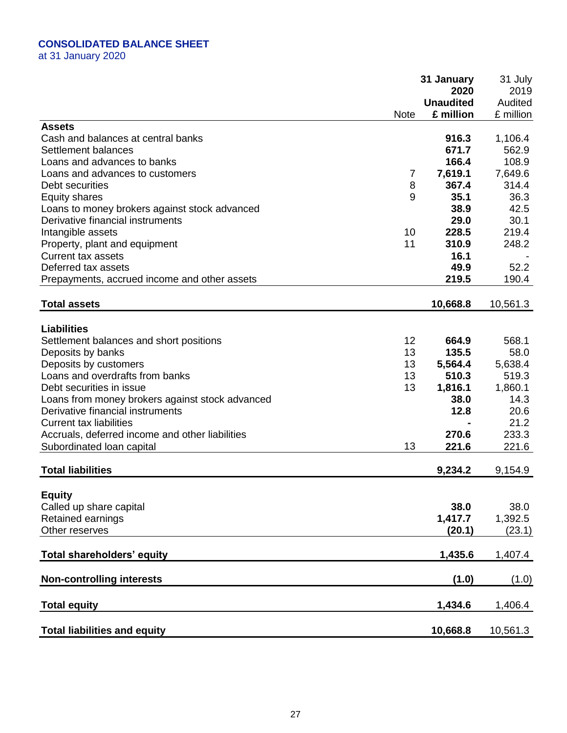## CONSOLIDATED BALANCE SHEET

at 31 January 2020

| | Note | 31 January 2020 Unaudited £ million | 31 July 2019 Audited £ million |
|---|---|---|---|
| **Assets** | | | |
| Cash and balances at central banks | | **916.3** | 1,106.4 |
| Settlement balances | | **671.7** | 562.9 |
| Loans and advances to banks | | **166.4** | 108.9 |
| Loans and advances to customers | 7 | **7,619.1** | 7,649.6 |
| Debt securities | 8 | **367.4** | 314.4 |
| Equity shares | 9 | **35.1** | 36.3 |
| Loans to money brokers against stock advanced | | **38.9** | 42.5 |
| Derivative financial instruments | | **29.0** | 30.1 |
| Intangible assets | 10 | **228.5** | 219.4 |
| Property, plant and equipment | 11 | **310.9** | 248.2 |
| Current tax assets | | **16.1** | - |
| Deferred tax assets | | **49.9** | 52.2 |
| Prepayments, accrued income and other assets | | **219.5** | 190.4 |
| **Total assets** | | **10,668.8** | 10,561.3 |
| **Liabilities** | | | |
| Settlement balances and short positions | 12 | **664.9** | 568.1 |
| Deposits by banks | 13 | **135.5** | 58.0 |
| Deposits by customers | 13 | **5,564.4** | 5,638.4 |
| Loans and overdrafts from banks | 13 | **510.3** | 519.3 |
| Debt securities in issue | 13 | **1,816.1** | 1,860.1 |
| Loans from money brokers against stock advanced | | **38.0** | 14.3 |
| Derivative financial instruments | | **12.8** | 20.6 |
| Current tax liabilities | | **-** | 21.2 |
| Accruals, deferred income and other liabilities | | **270.6** | 233.3 |
| Subordinated loan capital | 13 | **221.6** | 221.6 |
| **Total liabilities** | | **9,234.2** | 9,154.9 |
| **Equity** | | | |
| Called up share capital | | **38.0** | 38.0 |
| Retained earnings | | **1,417.7** | 1,392.5 |
| Other reserves | | **(20.1)** | (23.1) |
| **Total shareholders' equity** | | **1,435.6** | 1,407.4 |
| **Non-controlling interests** | | **(1.0)** | (1.0) |
| **Total equity** | | **1,434.6** | 1,406.4 |
| **Total liabilities and equity** | | **10,668.8** | 10,561.3 |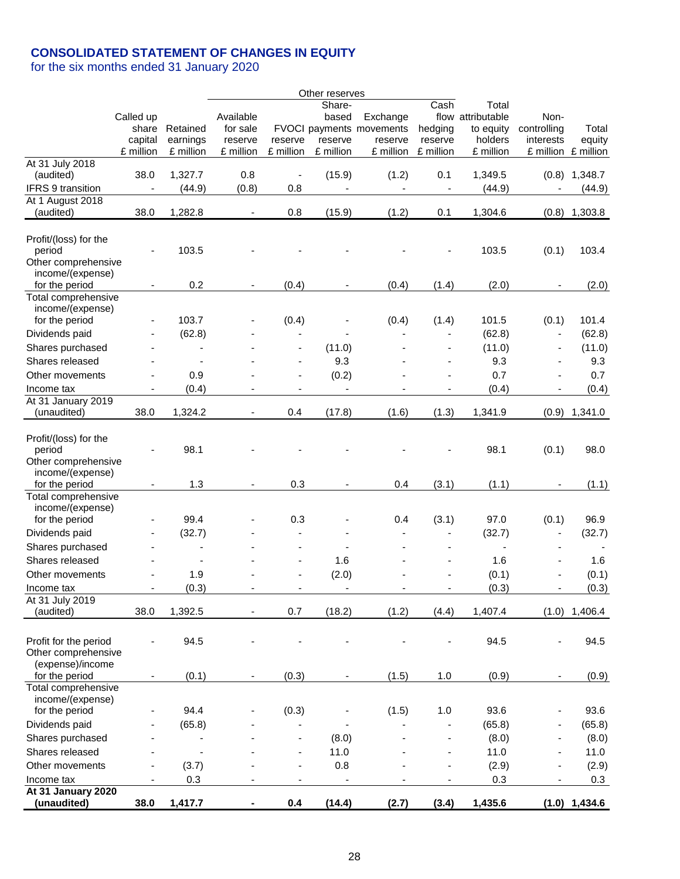# CONSOLIDATED STATEMENT OF CHANGES IN EQUITY

for the six months ended 31 January 2020

| | Called up share capital £ million | Retained earnings £ million | Other reserves: Available for sale reserve £ million | FVOCI reserve £ million | Share-based payments reserve £ million | Exchange movements reserve £ million | Cash flow hedging reserve £ million | Total attributable to equity holders £ million | Non-controlling interests £ million | Total equity £ million |
|---|---|---|---|---|---|---|---|---|---|---|
| At 31 July 2018 (audited) | 38.0 | 1,327.7 | 0.8 | - | (15.9) | (1.2) | 0.1 | 1,349.5 | (0.8) | 1,348.7 |
| IFRS 9 transition | - | (44.9) | (0.8) | 0.8 | - | - | - | (44.9) | - | (44.9) |
| At 1 August 2018 (audited) | 38.0 | 1,282.8 | - | 0.8 | (15.9) | (1.2) | 0.1 | 1,304.6 | (0.8) | 1,303.8 |
| Profit/(loss) for the period | - | 103.5 | - | - | - | - | - | 103.5 | (0.1) | 103.4 |
| Other comprehensive income/(expense) for the period | - | 0.2 | - | (0.4) | - | (0.4) | (1.4) | (2.0) | - | (2.0) |
| Total comprehensive income/(expense) for the period | - | 103.7 | - | (0.4) | - | (0.4) | (1.4) | 101.5 | (0.1) | 101.4 |
| Dividends paid | - | (62.8) | - | - | - | - | - | (62.8) | - | (62.8) |
| Shares purchased | - | - | - | - | (11.0) | - | - | (11.0) | - | (11.0) |
| Shares released | - | - | - | - | 9.3 | - | - | 9.3 | - | 9.3 |
| Other movements | - | 0.9 | - | - | (0.2) | - | - | 0.7 | - | 0.7 |
| Income tax | - | (0.4) | - | - | - | - | - | (0.4) | - | (0.4) |
| At 31 January 2019 (unaudited) | 38.0 | 1,324.2 | - | 0.4 | (17.8) | (1.6) | (1.3) | 1,341.9 | (0.9) | 1,341.0 |
| Profit/(loss) for the period | - | 98.1 | - | - | - | - | - | 98.1 | (0.1) | 98.0 |
| Other comprehensive income/(expense) for the period | - | 1.3 | - | 0.3 | - | 0.4 | (3.1) | (1.1) | - | (1.1) |
| Total comprehensive income/(expense) for the period | - | 99.4 | - | 0.3 | - | 0.4 | (3.1) | 97.0 | (0.1) | 96.9 |
| Dividends paid | - | (32.7) | - | - | - | - | - | (32.7) | - | (32.7) |
| Shares purchased | - | - | - | - | - | - | - | - | - | - |
| Shares released | - | - | - | - | 1.6 | - | - | 1.6 | - | 1.6 |
| Other movements | - | 1.9 | - | - | (2.0) | - | - | (0.1) | - | (0.1) |
| Income tax | - | (0.3) | - | - | - | - | - | (0.3) | - | (0.3) |
| At 31 July 2019 (audited) | 38.0 | 1,392.5 | - | 0.7 | (18.2) | (1.2) | (4.4) | 1,407.4 | (1.0) | 1,406.4 |
| Profit for the period | - | 94.5 | - | - | - | - | - | 94.5 | - | 94.5 |
| Other comprehensive (expense)/income for the period | - | (0.1) | - | (0.3) | - | (1.5) | 1.0 | (0.9) | - | (0.9) |
| Total comprehensive income/(expense) for the period | - | 94.4 | - | (0.3) | - | (1.5) | 1.0 | 93.6 | - | 93.6 |
| Dividends paid | - | (65.8) | - | - | - | - | - | (65.8) | - | (65.8) |
| Shares purchased | - | - | - | - | (8.0) | - | - | (8.0) | - | (8.0) |
| Shares released | - | - | - | - | 11.0 | - | - | 11.0 | - | 11.0 |
| Other movements | - | (3.7) | - | - | 0.8 | - | - | (2.9) | - | (2.9) |
| Income tax | - | 0.3 | - | - | - | - | - | 0.3 | - | 0.3 |
| **At 31 January 2020 (unaudited)** | **38.0** | **1,417.7** | **-** | **0.4** | **(14.4)** | **(2.7)** | **(3.4)** | **1,435.6** | **(1.0)** | **1,434.6** |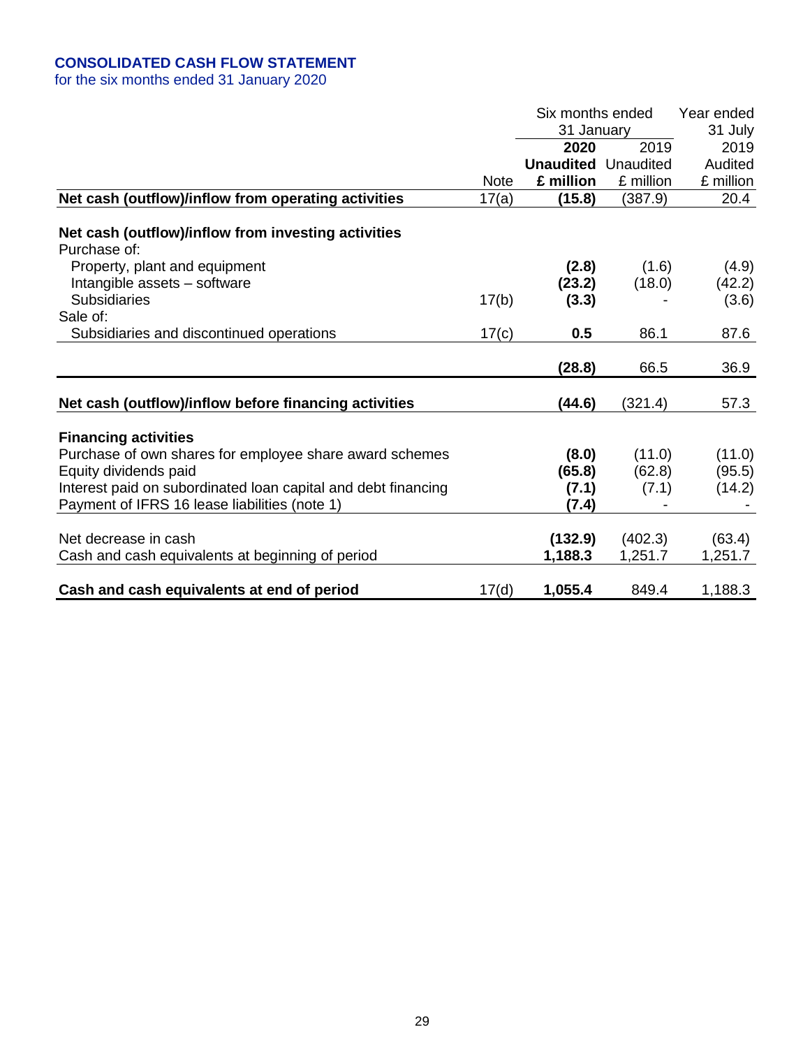## CONSOLIDATED CASH FLOW STATEMENT

for the six months ended 31 January 2020

| | Note | Six months ended 31 January 2020 Unaudited £ million | Six months ended 31 January 2019 Unaudited £ million | Year ended 31 July 2019 Audited £ million |
|---|---|---|---|---|
| **Net cash (outflow)/inflow from operating activities** | 17(a) | **(15.8)** | (387.9) | 20.4 |
| | | | | |
| **Net cash (outflow)/inflow from investing activities** | | | | |
| Purchase of: | | | | |
| Property, plant and equipment | | **(2.8)** | (1.6) | (4.9) |
| Intangible assets – software | | **(23.2)** | (18.0) | (42.2) |
| Subsidiaries | 17(b) | **(3.3)** | - | (3.6) |
| Sale of: | | | | |
| Subsidiaries and discontinued operations | 17(c) | **0.5** | 86.1 | 87.6 |
| | | **(28.8)** | 66.5 | 36.9 |
| | | | | |
| **Net cash (outflow)/inflow before financing activities** | | **(44.6)** | (321.4) | 57.3 |
| | | | | |
| **Financing activities** | | | | |
| Purchase of own shares for employee share award schemes | | **(8.0)** | (11.0) | (11.0) |
| Equity dividends paid | | **(65.8)** | (62.8) | (95.5) |
| Interest paid on subordinated loan capital and debt financing | | **(7.1)** | (7.1) | (14.2) |
| Payment of IFRS 16 lease liabilities (note 1) | | **(7.4)** | - | - |
| | | | | |
| Net decrease in cash | | **(132.9)** | (402.3) | (63.4) |
| Cash and cash equivalents at beginning of period | | **1,188.3** | 1,251.7 | 1,251.7 |
| | | | | |
| **Cash and cash equivalents at end of period** | 17(d) | **1,055.4** | 849.4 | 1,188.3 |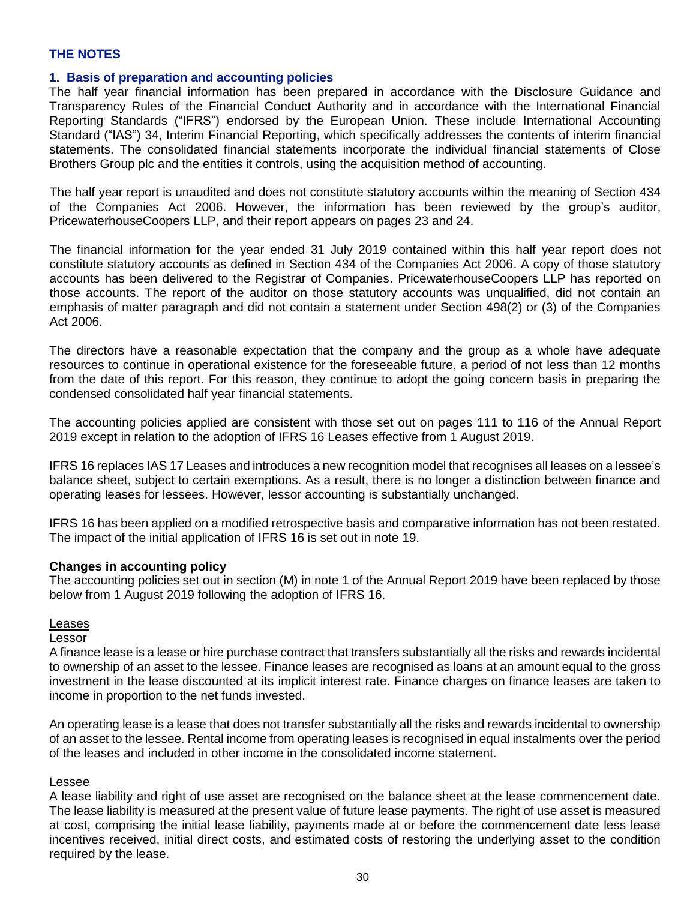## THE NOTES

### 1. Basis of preparation and accounting policies

The half year financial information has been prepared in accordance with the Disclosure Guidance and Transparency Rules of the Financial Conduct Authority and in accordance with the International Financial Reporting Standards ("IFRS") endorsed by the European Union. These include International Accounting Standard ("IAS") 34, Interim Financial Reporting, which specifically addresses the contents of interim financial statements. The consolidated financial statements incorporate the individual financial statements of Close Brothers Group plc and the entities it controls, using the acquisition method of accounting.

The half year report is unaudited and does not constitute statutory accounts within the meaning of Section 434 of the Companies Act 2006. However, the information has been reviewed by the group's auditor, PricewaterhouseCoopers LLP, and their report appears on pages 23 and 24.

The financial information for the year ended 31 July 2019 contained within this half year report does not constitute statutory accounts as defined in Section 434 of the Companies Act 2006. A copy of those statutory accounts has been delivered to the Registrar of Companies. PricewaterhouseCoopers LLP has reported on those accounts. The report of the auditor on those statutory accounts was unqualified, did not contain an emphasis of matter paragraph and did not contain a statement under Section 498(2) or (3) of the Companies Act 2006.

The directors have a reasonable expectation that the company and the group as a whole have adequate resources to continue in operational existence for the foreseeable future, a period of not less than 12 months from the date of this report. For this reason, they continue to adopt the going concern basis in preparing the condensed consolidated half year financial statements.

The accounting policies applied are consistent with those set out on pages 111 to 116 of the Annual Report 2019 except in relation to the adoption of IFRS 16 Leases effective from 1 August 2019.

IFRS 16 replaces IAS 17 Leases and introduces a new recognition model that recognises all leases on a lessee's balance sheet, subject to certain exemptions. As a result, there is no longer a distinction between finance and operating leases for lessees. However, lessor accounting is substantially unchanged.

IFRS 16 has been applied on a modified retrospective basis and comparative information has not been restated. The impact of the initial application of IFRS 16 is set out in note 19.

**Changes in accounting policy**

The accounting policies set out in section (M) in note 1 of the Annual Report 2019 have been replaced by those below from 1 August 2019 following the adoption of IFRS 16.

Leases

Lessor

A finance lease is a lease or hire purchase contract that transfers substantially all the risks and rewards incidental to ownership of an asset to the lessee. Finance leases are recognised as loans at an amount equal to the gross investment in the lease discounted at its implicit interest rate. Finance charges on finance leases are taken to income in proportion to the net funds invested.

An operating lease is a lease that does not transfer substantially all the risks and rewards incidental to ownership of an asset to the lessee. Rental income from operating leases is recognised in equal instalments over the period of the leases and included in other income in the consolidated income statement.

Lessee

A lease liability and right of use asset are recognised on the balance sheet at the lease commencement date. The lease liability is measured at the present value of future lease payments. The right of use asset is measured at cost, comprising the initial lease liability, payments made at or before the commencement date less lease incentives received, initial direct costs, and estimated costs of restoring the underlying asset to the condition required by the lease.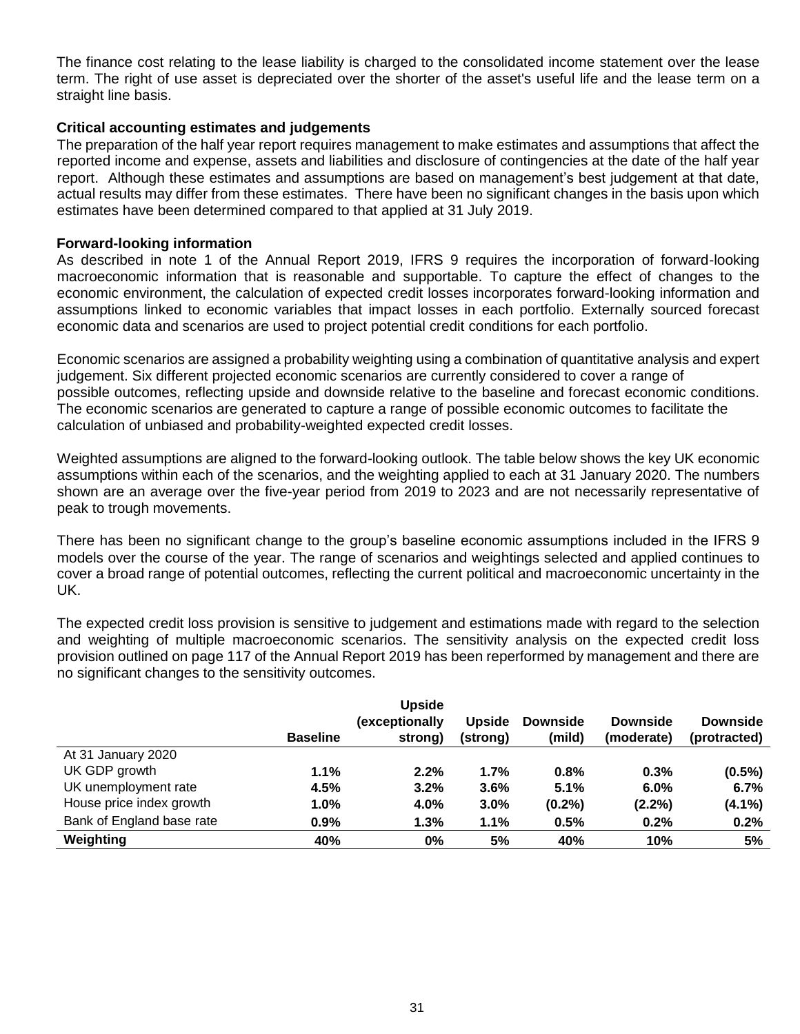The finance cost relating to the lease liability is charged to the consolidated income statement over the lease term. The right of use asset is depreciated over the shorter of the asset's useful life and the lease term on a straight line basis.

### Critical accounting estimates and judgements

The preparation of the half year report requires management to make estimates and assumptions that affect the reported income and expense, assets and liabilities and disclosure of contingencies at the date of the half year report. Although these estimates and assumptions are based on management's best judgement at that date, actual results may differ from these estimates. There have been no significant changes in the basis upon which estimates have been determined compared to that applied at 31 July 2019.

### Forward-looking information

As described in note 1 of the Annual Report 2019, IFRS 9 requires the incorporation of forward-looking macroeconomic information that is reasonable and supportable. To capture the effect of changes to the economic environment, the calculation of expected credit losses incorporates forward-looking information and assumptions linked to economic variables that impact losses in each portfolio. Externally sourced forecast economic data and scenarios are used to project potential credit conditions for each portfolio.

Economic scenarios are assigned a probability weighting using a combination of quantitative analysis and expert judgement. Six different projected economic scenarios are currently considered to cover a range of possible outcomes, reflecting upside and downside relative to the baseline and forecast economic conditions. The economic scenarios are generated to capture a range of possible economic outcomes to facilitate the calculation of unbiased and probability-weighted expected credit losses.

Weighted assumptions are aligned to the forward-looking outlook. The table below shows the key UK economic assumptions within each of the scenarios, and the weighting applied to each at 31 January 2020. The numbers shown are an average over the five-year period from 2019 to 2023 and are not necessarily representative of peak to trough movements.

There has been no significant change to the group's baseline economic assumptions included in the IFRS 9 models over the course of the year. The range of scenarios and weightings selected and applied continues to cover a broad range of potential outcomes, reflecting the current political and macroeconomic uncertainty in the UK.

The expected credit loss provision is sensitive to judgement and estimations made with regard to the selection and weighting of multiple macroeconomic scenarios. The sensitivity analysis on the expected credit loss provision outlined on page 117 of the Annual Report 2019 has been reperformed by management and there are no significant changes to the sensitivity outcomes.

| | **Baseline** | **Upside (exceptionally strong)** | **Upside (strong)** | **Downside (mild)** | **Downside (moderate)** | **Downside (protracted)** |
|---|---|---|---|---|---|---|
| At 31 January 2020 | | | | | | |
| UK GDP growth | **1.1%** | **2.2%** | **1.7%** | **0.8%** | **0.3%** | **(0.5%)** |
| UK unemployment rate | **4.5%** | **3.2%** | **3.6%** | **5.1%** | **6.0%** | **6.7%** |
| House price index growth | **1.0%** | **4.0%** | **3.0%** | **(0.2%)** | **(2.2%)** | **(4.1%)** |
| Bank of England base rate | **0.9%** | **1.3%** | **1.1%** | **0.5%** | **0.2%** | **0.2%** |
| **Weighting** | **40%** | **0%** | **5%** | **40%** | **10%** | **5%** |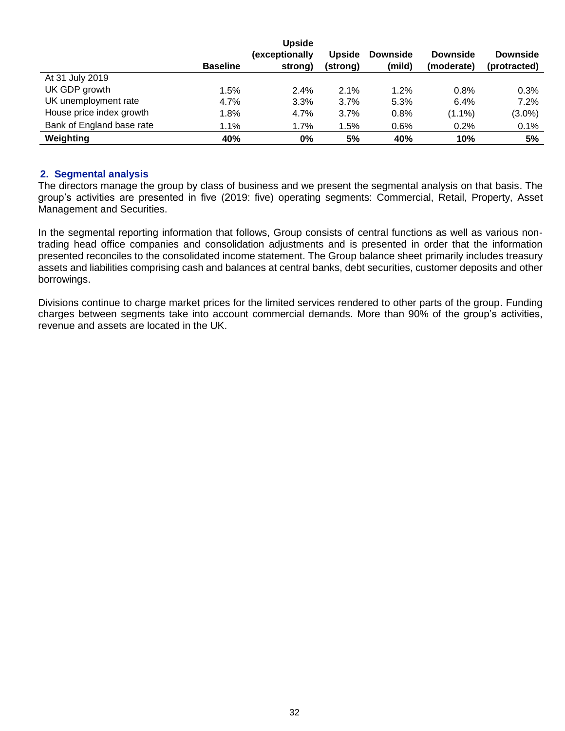| | Baseline | Upside (exceptionally strong) | Upside (strong) | Downside (mild) | Downside (moderate) | Downside (protracted) |
|---|---|---|---|---|---|---|
| At 31 July 2019 | | | | | | |
| UK GDP growth | 1.5% | 2.4% | 2.1% | 1.2% | 0.8% | 0.3% |
| UK unemployment rate | 4.7% | 3.3% | 3.7% | 5.3% | 6.4% | 7.2% |
| House price index growth | 1.8% | 4.7% | 3.7% | 0.8% | (1.1%) | (3.0%) |
| Bank of England base rate | 1.1% | 1.7% | 1.5% | 0.6% | 0.2% | 0.1% |
| **Weighting** | **40%** | **0%** | **5%** | **40%** | **10%** | **5%** |

## 2. Segmental analysis

The directors manage the group by class of business and we present the segmental analysis on that basis. The group's activities are presented in five (2019: five) operating segments: Commercial, Retail, Property, Asset Management and Securities.

In the segmental reporting information that follows, Group consists of central functions as well as various non-trading head office companies and consolidation adjustments and is presented in order that the information presented reconciles to the consolidated income statement. The Group balance sheet primarily includes treasury assets and liabilities comprising cash and balances at central banks, debt securities, customer deposits and other borrowings.

Divisions continue to charge market prices for the limited services rendered to other parts of the group. Funding charges between segments take into account commercial demands. More than 90% of the group's activities, revenue and assets are located in the UK.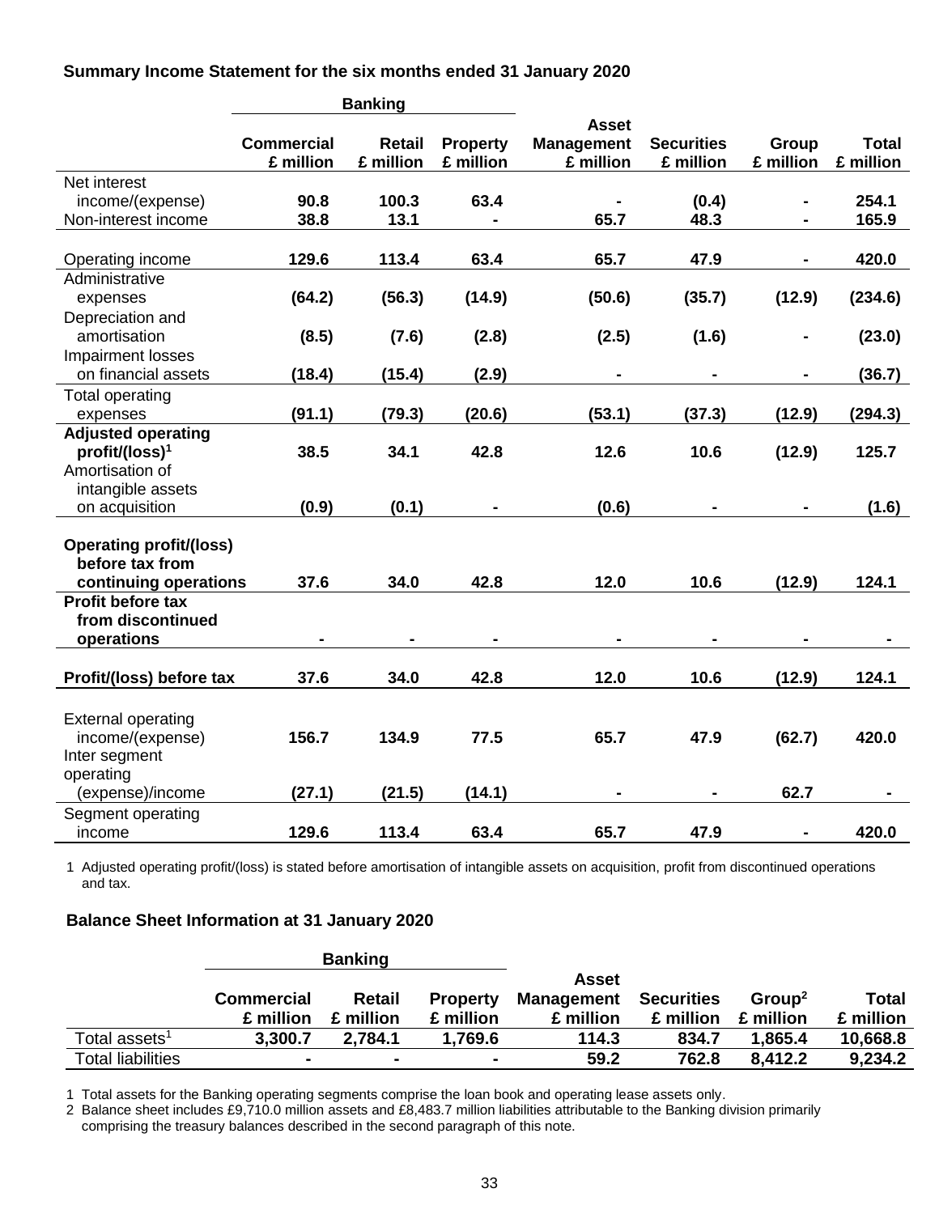**Summary Income Statement for the six months ended 31 January 2020**

| | Banking | | | | | | |
|---|---|---|---|---|---|---|---|
| | Commercial £ million | Retail £ million | Property £ million | Asset Management £ million | Securities £ million | Group £ million | Total £ million |
| Net interest income/(expense) | **90.8** | **100.3** | **63.4** | **-** | **(0.4)** | **-** | **254.1** |
| Non-interest income | **38.8** | **13.1** | **-** | **65.7** | **48.3** | **-** | **165.9** |
| Operating income | **129.6** | **113.4** | **63.4** | **65.7** | **47.9** | **-** | **420.0** |
| Administrative expenses | **(64.2)** | **(56.3)** | **(14.9)** | **(50.6)** | **(35.7)** | **(12.9)** | **(234.6)** |
| Depreciation and amortisation | **(8.5)** | **(7.6)** | **(2.8)** | **(2.5)** | **(1.6)** | **-** | **(23.0)** |
| Impairment losses on financial assets | **(18.4)** | **(15.4)** | **(2.9)** | **-** | **-** | **-** | **(36.7)** |
| Total operating expenses | **(91.1)** | **(79.3)** | **(20.6)** | **(53.1)** | **(37.3)** | **(12.9)** | **(294.3)** |
| **Adjusted operating profit/(loss)[1]** | **38.5** | **34.1** | **42.8** | **12.6** | **10.6** | **(12.9)** | **125.7** |
| Amortisation of intangible assets on acquisition | **(0.9)** | **(0.1)** | **-** | **(0.6)** | **-** | **-** | **(1.6)** |
| **Operating profit/(loss) before tax from continuing operations** | **37.6** | **34.0** | **42.8** | **12.0** | **10.6** | **(12.9)** | **124.1** |
| **Profit before tax from discontinued operations** | **-** | **-** | **-** | **-** | **-** | **-** | **-** |
| **Profit/(loss) before tax** | **37.6** | **34.0** | **42.8** | **12.0** | **10.6** | **(12.9)** | **124.1** |
| External operating income/(expense) | **156.7** | **134.9** | **77.5** | **65.7** | **47.9** | **(62.7)** | **420.0** |
| Inter segment operating (expense)/income | **(27.1)** | **(21.5)** | **(14.1)** | **-** | **-** | **62.7** | **-** |
| Segment operating income | **129.6** | **113.4** | **63.4** | **65.7** | **47.9** | **-** | **420.0** |

1 Adjusted operating profit/(loss) is stated before amortisation of intangible assets on acquisition, profit from discontinued operations and tax.

**Balance Sheet Information at 31 January 2020**

| | Banking | | | | | | |
|---|---|---|---|---|---|---|---|
| | Commercial £ million | Retail £ million | Property £ million | Asset Management £ million | Securities £ million | Group[2] £ million | Total £ million |
| Total assets[1] | **3,300.7** | **2,784.1** | **1,769.6** | **114.3** | **834.7** | **1,865.4** | **10,668.8** |
| Total liabilities | **-** | **-** | **-** | **59.2** | **762.8** | **8,412.2** | **9,234.2** |

1 Total assets for the Banking operating segments comprise the loan book and operating lease assets only.

2 Balance sheet includes £9,710.0 million assets and £8,483.7 million liabilities attributable to the Banking division primarily comprising the treasury balances described in the second paragraph of this note.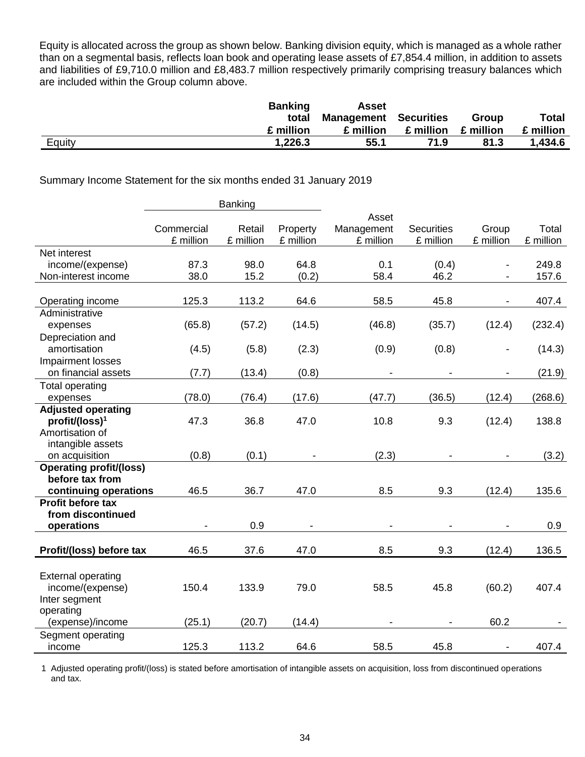Equity is allocated across the group as shown below. Banking division equity, which is managed as a whole rather than on a segmental basis, reflects loan book and operating lease assets of £7,854.4 million, in addition to assets and liabilities of £9,710.0 million and £8,483.7 million respectively primarily comprising treasury balances which are included within the Group column above.

| | Banking total £ million | Asset Management £ million | Securities £ million | Group £ million | Total £ million |
|---|---|---|---|---|---|
| Equity | **1,226.3** | **55.1** | **71.9** | **81.3** | **1,434.6** |

Summary Income Statement for the six months ended 31 January 2019

| | Banking | | | | | | |
|---|---|---|---|---|---|---|---|
| | Commercial £ million | Retail £ million | Property £ million | Asset Management £ million | Securities £ million | Group £ million | Total £ million |
| Net interest income/(expense) | 87.3 | 98.0 | 64.8 | 0.1 | (0.4) | - | 249.8 |
| Non-interest income | 38.0 | 15.2 | (0.2) | 58.4 | 46.2 | - | 157.6 |
| Operating income | 125.3 | 113.2 | 64.6 | 58.5 | 45.8 | - | 407.4 |
| Administrative expenses | (65.8) | (57.2) | (14.5) | (46.8) | (35.7) | (12.4) | (232.4) |
| Depreciation and amortisation | (4.5) | (5.8) | (2.3) | (0.9) | (0.8) | - | (14.3) |
| Impairment losses on financial assets | (7.7) | (13.4) | (0.8) | - | - | - | (21.9) |
| Total operating expenses | (78.0) | (76.4) | (17.6) | (47.7) | (36.5) | (12.4) | (268.6) |
| **Adjusted operating profit/(loss)[1]** | 47.3 | 36.8 | 47.0 | 10.8 | 9.3 | (12.4) | 138.8 |
| Amortisation of intangible assets on acquisition | (0.8) | (0.1) | - | (2.3) | - | - | (3.2) |
| **Operating profit/(loss) before tax from continuing operations** | 46.5 | 36.7 | 47.0 | 8.5 | 9.3 | (12.4) | 135.6 |
| **Profit before tax from discontinued operations** | - | 0.9 | - | - | - | - | 0.9 |
| **Profit/(loss) before tax** | 46.5 | 37.6 | 47.0 | 8.5 | 9.3 | (12.4) | 136.5 |
| External operating income/(expense) | 150.4 | 133.9 | 79.0 | 58.5 | 45.8 | (60.2) | 407.4 |
| Inter segment operating (expense)/income | (25.1) | (20.7) | (14.4) | - | - | 60.2 | - |
| Segment operating income | 125.3 | 113.2 | 64.6 | 58.5 | 45.8 | - | 407.4 |

1 Adjusted operating profit/(loss) is stated before amortisation of intangible assets on acquisition, loss from discontinued operations and tax.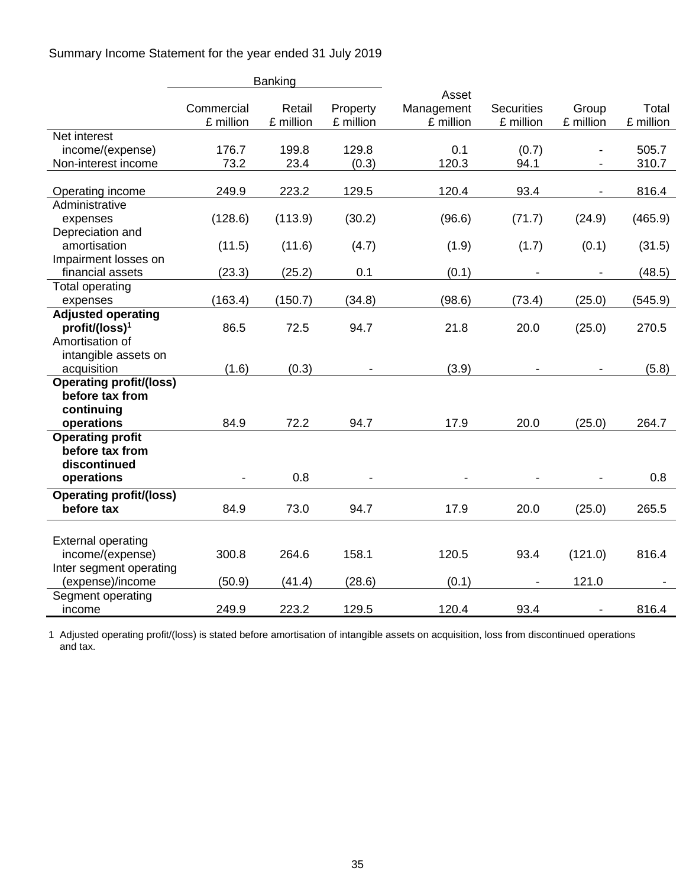Summary Income Statement for the year ended 31 July 2019

| | Banking | | | | | | |
|---|---|---|---|---|---|---|---|
| | Commercial £ million | Retail £ million | Property £ million | Asset Management £ million | Securities £ million | Group £ million | Total £ million |
| Net interest income/(expense) | 176.7 | 199.8 | 129.8 | 0.1 | (0.7) | - | 505.7 |
| Non-interest income | 73.2 | 23.4 | (0.3) | 120.3 | 94.1 | - | 310.7 |
| Operating income | 249.9 | 223.2 | 129.5 | 120.4 | 93.4 | - | 816.4 |
| Administrative expenses | (128.6) | (113.9) | (30.2) | (96.6) | (71.7) | (24.9) | (465.9) |
| Depreciation and amortisation | (11.5) | (11.6) | (4.7) | (1.9) | (1.7) | (0.1) | (31.5) |
| Impairment losses on financial assets | (23.3) | (25.2) | 0.1 | (0.1) | - | - | (48.5) |
| Total operating expenses | (163.4) | (150.7) | (34.8) | (98.6) | (73.4) | (25.0) | (545.9) |
| **Adjusted operating profit/(loss)[1]** | 86.5 | 72.5 | 94.7 | 21.8 | 20.0 | (25.0) | 270.5 |
| Amortisation of intangible assets on acquisition | (1.6) | (0.3) | - | (3.9) | - | - | (5.8) |
| **Operating profit/(loss) before tax from continuing operations** | 84.9 | 72.2 | 94.7 | 17.9 | 20.0 | (25.0) | 264.7 |
| **Operating profit before tax from discontinued operations** | - | 0.8 | - | - | - | - | 0.8 |
| **Operating profit/(loss) before tax** | 84.9 | 73.0 | 94.7 | 17.9 | 20.0 | (25.0) | 265.5 |
| External operating income/(expense) | 300.8 | 264.6 | 158.1 | 120.5 | 93.4 | (121.0) | 816.4 |
| Inter segment operating (expense)/income | (50.9) | (41.4) | (28.6) | (0.1) | - | 121.0 | - |
| Segment operating income | 249.9 | 223.2 | 129.5 | 120.4 | 93.4 | - | 816.4 |

1 Adjusted operating profit/(loss) is stated before amortisation of intangible assets on acquisition, loss from discontinued operations and tax.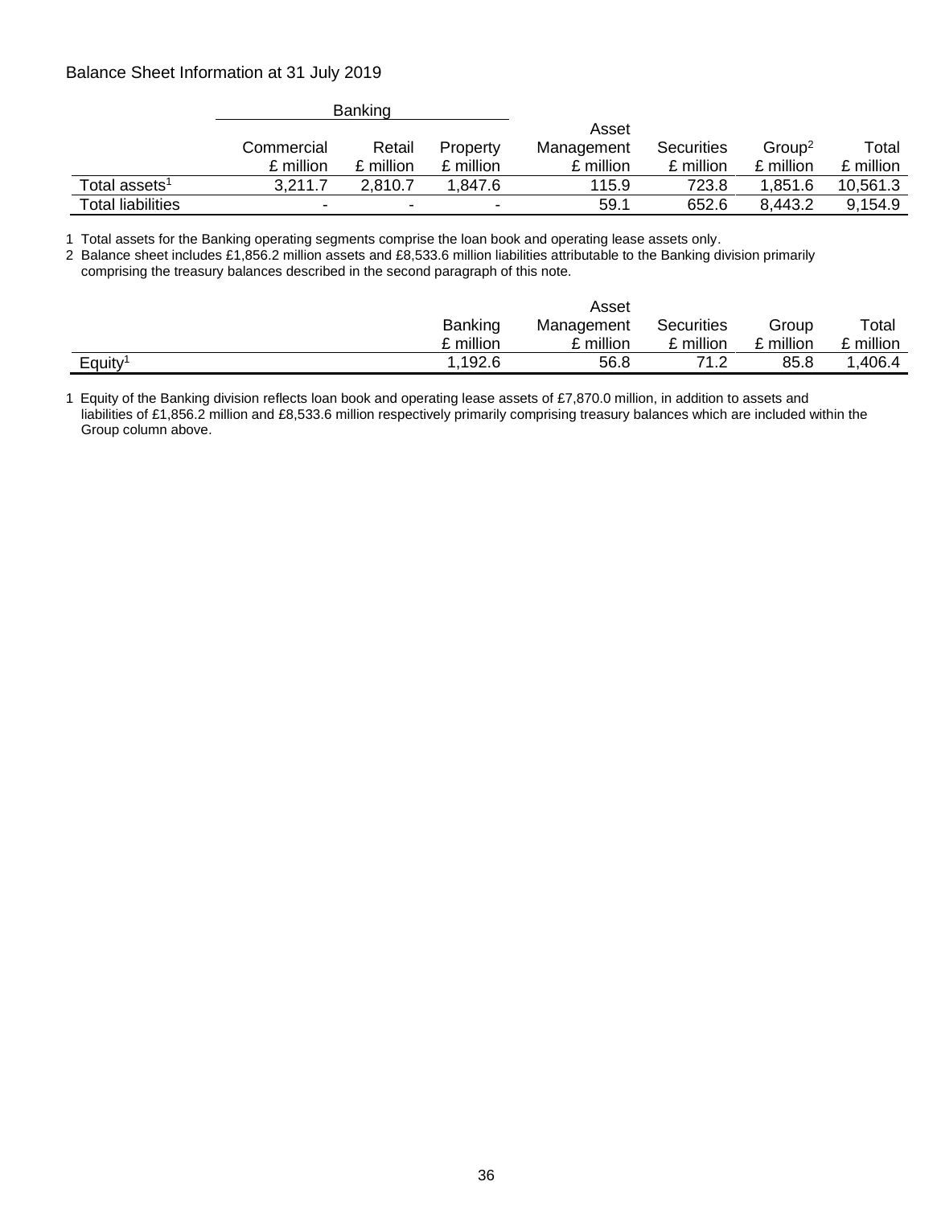Balance Sheet Information at 31 July 2019

| | Banking | | | Asset | | | |
|---|---|---|---|---|---|---|---|
| | Commercial | Retail | Property | Management | Securities | Group[2] | Total |
| | £ million | £ million | £ million | £ million | £ million | £ million | £ million |
| Total assets[1] | 3,211.7 | 2,810.7 | 1,847.6 | 115.9 | 723.8 | 1,851.6 | 10,561.3 |
| Total liabilities | - | - | - | 59.1 | 652.6 | 8,443.2 | 9,154.9 |

1 Total assets for the Banking operating segments comprise the loan book and operating lease assets only.

2 Balance sheet includes £1,856.2 million assets and £8,533.6 million liabilities attributable to the Banking division primarily comprising the treasury balances described in the second paragraph of this note.

| | | Asset | | | |
|---|---|---|---|---|---|
| | Banking | Management | Securities | Group | Total |
| | £ million | £ million | £ million | £ million | £ million |
| Equity[1] | 1,192.6 | 56.8 | 71.2 | 85.8 | 1,406.4 |

1 Equity of the Banking division reflects loan book and operating lease assets of £7,870.0 million, in addition to assets and liabilities of £1,856.2 million and £8,533.6 million respectively primarily comprising treasury balances which are included within the Group column above.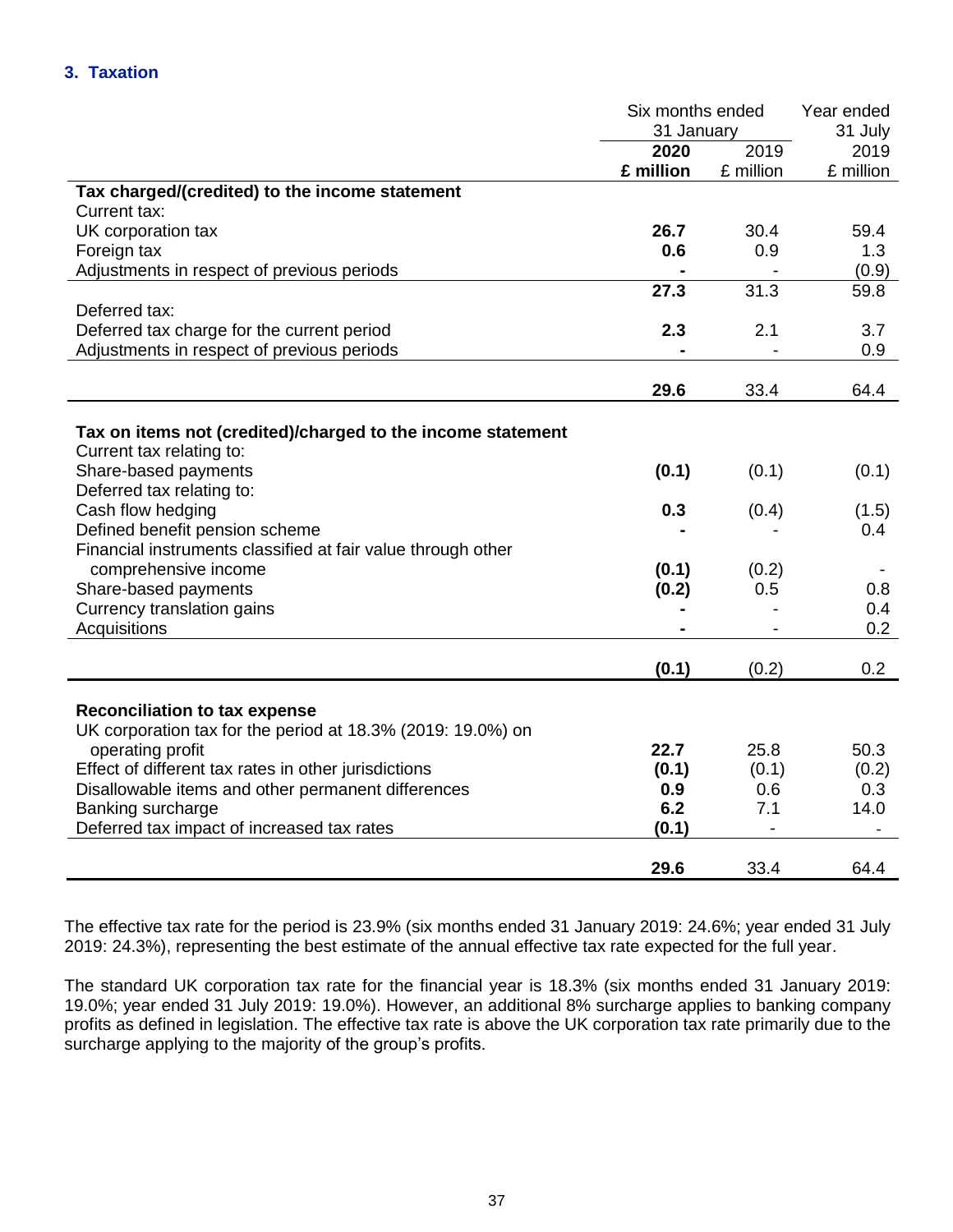## 3. Taxation

| | Six months ended 31 January | | Year ended 31 July |
|---|---|---|---|
| | **2020** | 2019 | 2019 |
| | **£ million** | £ million | £ million |
| **Tax charged/(credited) to the income statement** | | | |
| Current tax: | | | |
| UK corporation tax | **26.7** | 30.4 | 59.4 |
| Foreign tax | **0.6** | 0.9 | 1.3 |
| Adjustments in respect of previous periods | **-** | - | (0.9) |
| | **27.3** | 31.3 | 59.8 |
| Deferred tax: | | | |
| Deferred tax charge for the current period | **2.3** | 2.1 | 3.7 |
| Adjustments in respect of previous periods | **-** | - | 0.9 |
| | **29.6** | 33.4 | 64.4 |
| **Tax on items not (credited)/charged to the income statement** | | | |
| Current tax relating to: | | | |
| Share-based payments | **(0.1)** | (0.1) | (0.1) |
| Deferred tax relating to: | | | |
| Cash flow hedging | **0.3** | (0.4) | (1.5) |
| Defined benefit pension scheme | **-** | - | 0.4 |
| Financial instruments classified at fair value through other comprehensive income | **(0.1)** | (0.2) | - |
| Share-based payments | **(0.2)** | 0.5 | 0.8 |
| Currency translation gains | **-** | - | 0.4 |
| Acquisitions | **-** | - | 0.2 |
| | **(0.1)** | (0.2) | 0.2 |
| **Reconciliation to tax expense** | | | |
| UK corporation tax for the period at 18.3% (2019: 19.0%) on operating profit | **22.7** | 25.8 | 50.3 |
| Effect of different tax rates in other jurisdictions | **(0.1)** | (0.1) | (0.2) |
| Disallowable items and other permanent differences | **0.9** | 0.6 | 0.3 |
| Banking surcharge | **6.2** | 7.1 | 14.0 |
| Deferred tax impact of increased tax rates | **(0.1)** | - | - |
| | **29.6** | 33.4 | 64.4 |

The effective tax rate for the period is 23.9% (six months ended 31 January 2019: 24.6%; year ended 31 July 2019: 24.3%), representing the best estimate of the annual effective tax rate expected for the full year.

The standard UK corporation tax rate for the financial year is 18.3% (six months ended 31 January 2019: 19.0%; year ended 31 July 2019: 19.0%). However, an additional 8% surcharge applies to banking company profits as defined in legislation. The effective tax rate is above the UK corporation tax rate primarily due to the surcharge applying to the majority of the group's profits.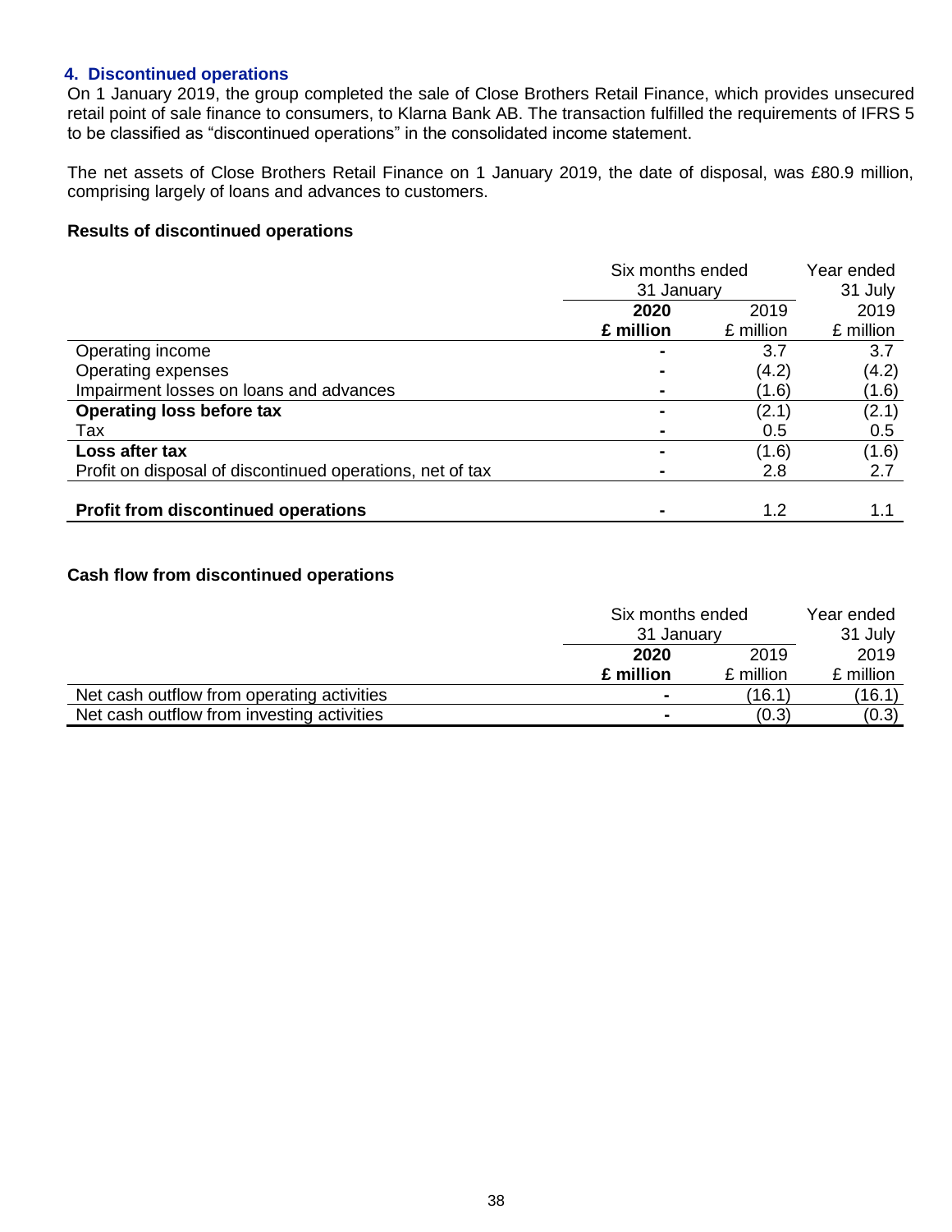## 4. Discontinued operations

On 1 January 2019, the group completed the sale of Close Brothers Retail Finance, which provides unsecured retail point of sale finance to consumers, to Klarna Bank AB. The transaction fulfilled the requirements of IFRS 5 to be classified as "discontinued operations" in the consolidated income statement.

The net assets of Close Brothers Retail Finance on 1 January 2019, the date of disposal, was £80.9 million, comprising largely of loans and advances to customers.

### Results of discontinued operations

| | Six months ended 31 January | | Year ended 31 July |
|---|---|---|---|
| | **2020** | 2019 | 2019 |
| | **£ million** | £ million | £ million |
| Operating income | **-** | 3.7 | 3.7 |
| Operating expenses | **-** | (4.2) | (4.2) |
| Impairment losses on loans and advances | **-** | (1.6) | (1.6) |
| **Operating loss before tax** | **-** | (2.1) | (2.1) |
| Tax | **-** | 0.5 | 0.5 |
| **Loss after tax** | **-** | (1.6) | (1.6) |
| Profit on disposal of discontinued operations, net of tax | **-** | 2.8 | 2.7 |
| **Profit from discontinued operations** | **-** | 1.2 | 1.1 |

### Cash flow from discontinued operations

| | Six months ended 31 January | | Year ended 31 July |
|---|---|---|---|
| | **2020** | 2019 | 2019 |
| | **£ million** | £ million | £ million |
| Net cash outflow from operating activities | **-** | (16.1) | (16.1) |
| Net cash outflow from investing activities | **-** | (0.3) | (0.3) |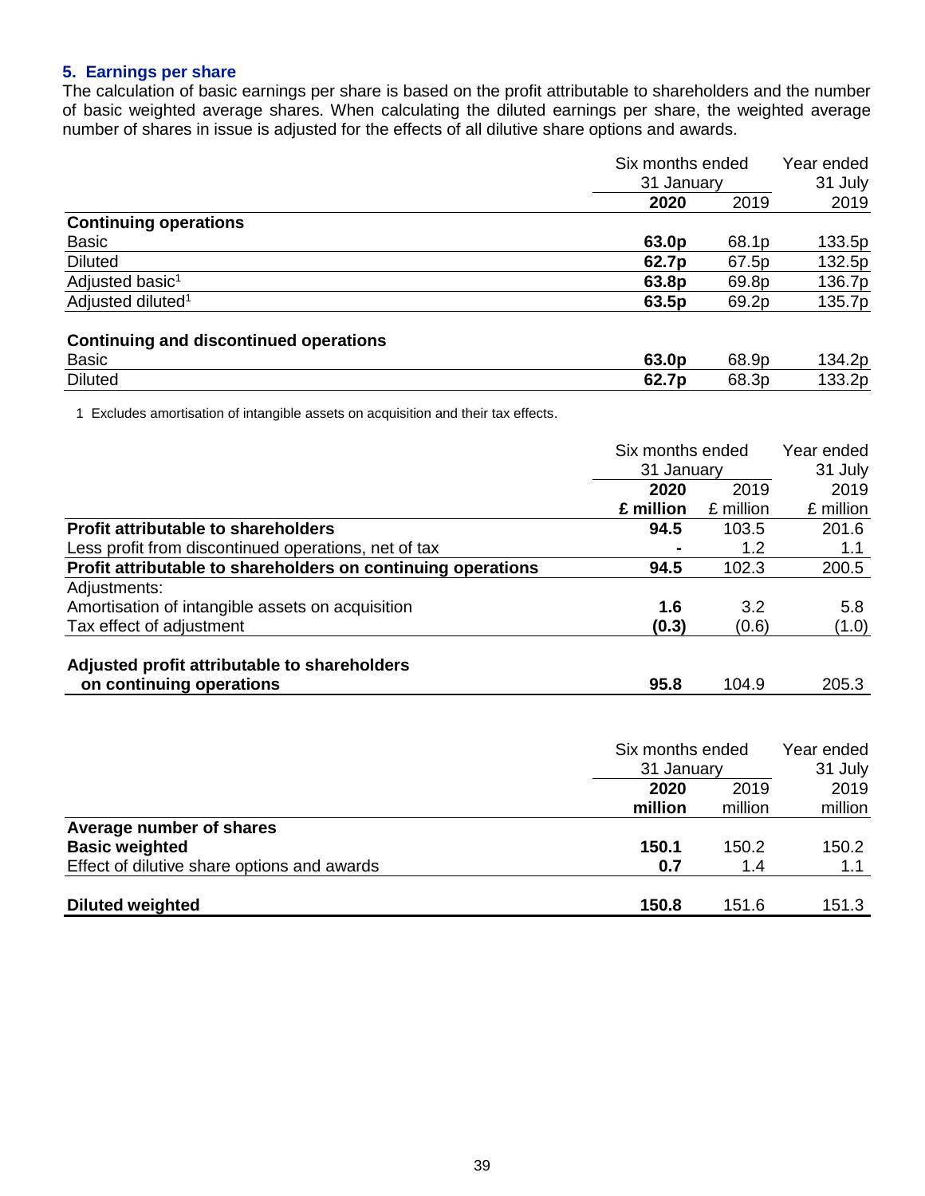## 5. Earnings per share

The calculation of basic earnings per share is based on the profit attributable to shareholders and the number of basic weighted average shares. When calculating the diluted earnings per share, the weighted average number of shares in issue is adjusted for the effects of all dilutive share options and awards.

| | Six months ended 31 January | | Year ended 31 July |
|---|---|---|---|
| | **2020** | 2019 | 2019 |
| **Continuing operations** | | | |
| Basic | **63.0p** | 68.1p | 133.5p |
| Diluted | **62.7p** | 67.5p | 132.5p |
| Adjusted basic[1] | **63.8p** | 69.8p | 136.7p |
| Adjusted diluted[1] | **63.5p** | 69.2p | 135.7p |
| | | | |
| **Continuing and discontinued operations** | | | |
| Basic | **63.0p** | 68.9p | 134.2p |
| Diluted | **62.7p** | 68.3p | 133.2p |

1 Excludes amortisation of intangible assets on acquisition and their tax effects.

| | Six months ended 31 January | | Year ended 31 July |
|---|---|---|---|
| | **2020** | 2019 | 2019 |
| | **£ million** | £ million | £ million |
| **Profit attributable to shareholders** | **94.5** | 103.5 | 201.6 |
| Less profit from discontinued operations, net of tax | **-** | 1.2 | 1.1 |
| **Profit attributable to shareholders on continuing operations** | **94.5** | 102.3 | 200.5 |
| Adjustments: | | | |
| Amortisation of intangible assets on acquisition | **1.6** | 3.2 | 5.8 |
| Tax effect of adjustment | **(0.3)** | (0.6) | (1.0) |
| | | | |
| **Adjusted profit attributable to shareholders on continuing operations** | **95.8** | 104.9 | 205.3 |

| | Six months ended 31 January | | Year ended 31 July |
|---|---|---|---|
| | **2020** | 2019 | 2019 |
| | **million** | million | million |
| **Average number of shares** | | | |
| **Basic weighted** | **150.1** | 150.2 | 150.2 |
| Effect of dilutive share options and awards | **0.7** | 1.4 | 1.1 |
| | | | |
| **Diluted weighted** | **150.8** | 151.6 | 151.3 |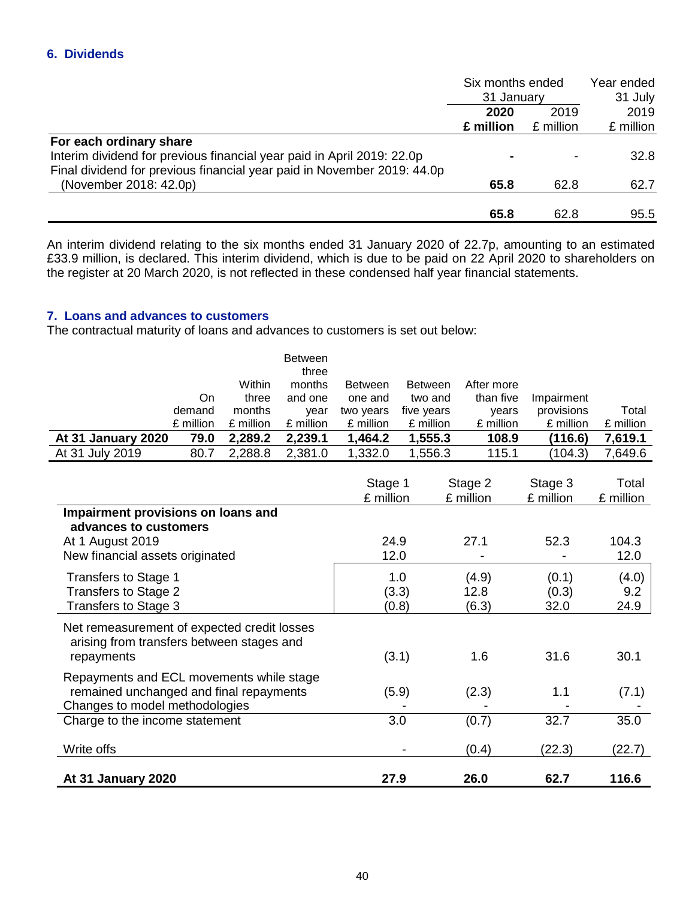## 6. Dividends

| | Six months ended 31 January 2020 £ million | Six months ended 31 January 2019 £ million | Year ended 31 July 2019 £ million |
|---|---|---|---|
| **For each ordinary share** | | | |
| Interim dividend for previous financial year paid in April 2019: 22.0p | **-** | - | 32.8 |
| Final dividend for previous financial year paid in November 2019: 44.0p (November 2018: 42.0p) | **65.8** | 62.8 | 62.7 |
| | **65.8** | 62.8 | 95.5 |

An interim dividend relating to the six months ended 31 January 2020 of 22.7p, amounting to an estimated £33.9 million, is declared. This interim dividend, which is due to be paid on 22 April 2020 to shareholders on the register at 20 March 2020, is not reflected in these condensed half year financial statements.

## 7. Loans and advances to customers

The contractual maturity of loans and advances to customers is set out below:

| | On demand £ million | Within three months £ million | Between three months and one year £ million | Between one and two years £ million | Between two and five years £ million | After more than five years £ million | Impairment provisions £ million | Total £ million |
|---|---|---|---|---|---|---|---|---|
| **At 31 January 2020** | **79.0** | **2,289.2** | **2,239.1** | **1,464.2** | **1,555.3** | **108.9** | **(116.6)** | **7,619.1** |
| At 31 July 2019 | 80.7 | 2,288.8 | 2,381.0 | 1,332.0 | 1,556.3 | 115.1 | (104.3) | 7,649.6 |

| | Stage 1 £ million | Stage 2 £ million | Stage 3 £ million | Total £ million |
|---|---|---|---|---|
| **Impairment provisions on loans and advances to customers** | | | | |
| At 1 August 2019 | 24.9 | 27.1 | 52.3 | 104.3 |
| New financial assets originated | 12.0 | - | - | 12.0 |
| Transfers to Stage 1 | 1.0 | (4.9) | (0.1) | (4.0) |
| Transfers to Stage 2 | (3.3) | 12.8 | (0.3) | 9.2 |
| Transfers to Stage 3 | (0.8) | (6.3) | 32.0 | 24.9 |
| Net remeasurement of expected credit losses arising from transfers between stages and repayments | (3.1) | 1.6 | 31.6 | 30.1 |
| Repayments and ECL movements while stage remained unchanged and final repayments | (5.9) | (2.3) | 1.1 | (7.1) |
| Changes to model methodologies | - | - | - | - |
| Charge to the income statement | 3.0 | (0.7) | 32.7 | 35.0 |
| Write offs | - | (0.4) | (22.3) | (22.7) |
| **At 31 January 2020** | **27.9** | **26.0** | **62.7** | **116.6** |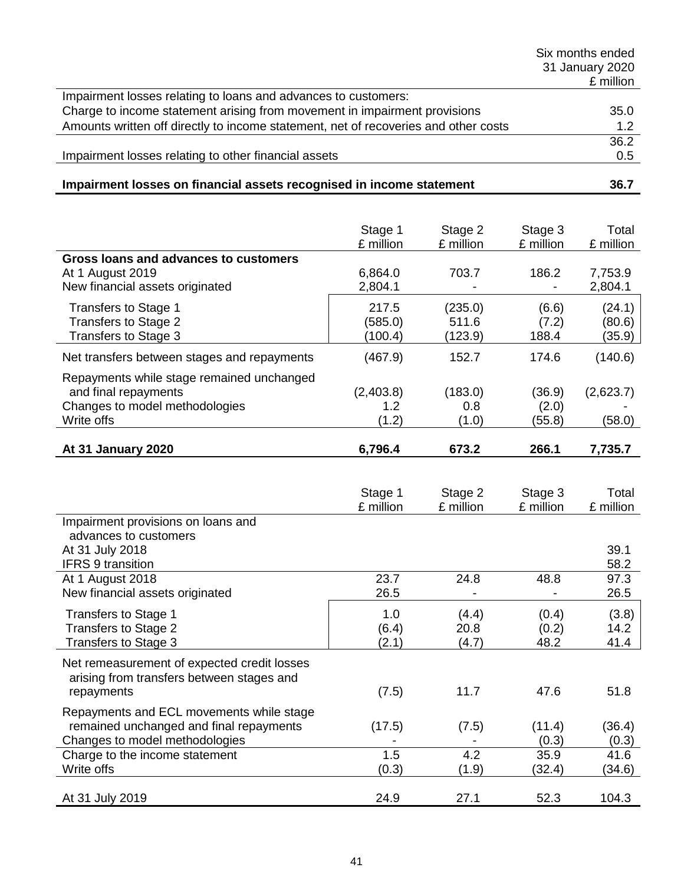| | Six months ended 31 January 2020 £ million |
|---|---|
| Impairment losses relating to loans and advances to customers: | |
| Charge to income statement arising from movement in impairment provisions | 35.0 |
| Amounts written off directly to income statement, net of recoveries and other costs | 1.2 |
| | 36.2 |
| Impairment losses relating to other financial assets | 0.5 |
| **Impairment losses on financial assets recognised in income statement** | **36.7** |

| | Stage 1 £ million | Stage 2 £ million | Stage 3 £ million | Total £ million |
|---|---|---|---|---|
| **Gross loans and advances to customers** | | | | |
| At 1 August 2019 | 6,864.0 | 703.7 | 186.2 | 7,753.9 |
| New financial assets originated | 2,804.1 | - | - | 2,804.1 |
| Transfers to Stage 1 | 217.5 | (235.0) | (6.6) | (24.1) |
| Transfers to Stage 2 | (585.0) | 511.6 | (7.2) | (80.6) |
| Transfers to Stage 3 | (100.4) | (123.9) | 188.4 | (35.9) |
| Net transfers between stages and repayments | (467.9) | 152.7 | 174.6 | (140.6) |
| Repayments while stage remained unchanged and final repayments | (2,403.8) | (183.0) | (36.9) | (2,623.7) |
| Changes to model methodologies | 1.2 | 0.8 | (2.0) | - |
| Write offs | (1.2) | (1.0) | (55.8) | (58.0) |
| **At 31 January 2020** | **6,796.4** | **673.2** | **266.1** | **7,735.7** |

| | Stage 1 £ million | Stage 2 £ million | Stage 3 £ million | Total £ million |
|---|---|---|---|---|
| Impairment provisions on loans and advances to customers | | | | |
| At 31 July 2018 | | | | 39.1 |
| IFRS 9 transition | | | | 58.2 |
| At 1 August 2018 | 23.7 | 24.8 | 48.8 | 97.3 |
| New financial assets originated | 26.5 | - | - | 26.5 |
| Transfers to Stage 1 | 1.0 | (4.4) | (0.4) | (3.8) |
| Transfers to Stage 2 | (6.4) | 20.8 | (0.2) | 14.2 |
| Transfers to Stage 3 | (2.1) | (4.7) | 48.2 | 41.4 |
| Net remeasurement of expected credit losses arising from transfers between stages and repayments | (7.5) | 11.7 | 47.6 | 51.8 |
| Repayments and ECL movements while stage remained unchanged and final repayments | (17.5) | (7.5) | (11.4) | (36.4) |
| Changes to model methodologies | - | - | (0.3) | (0.3) |
| Charge to the income statement | 1.5 | 4.2 | 35.9 | 41.6 |
| Write offs | (0.3) | (1.9) | (32.4) | (34.6) |
| At 31 July 2019 | 24.9 | 27.1 | 52.3 | 104.3 |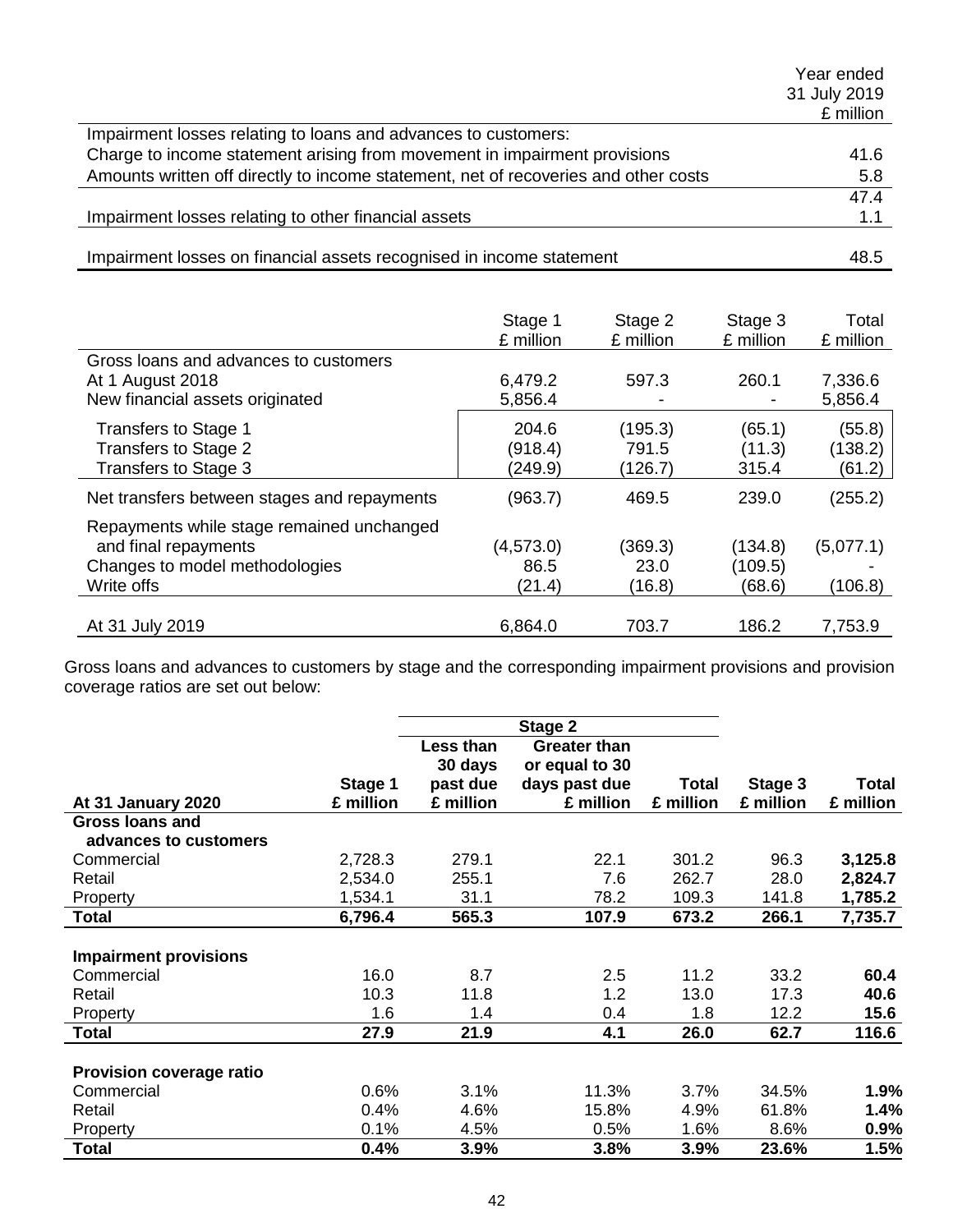| | Year ended 31 July 2019 £ million |
|---|---|
| Impairment losses relating to loans and advances to customers: | |
| Charge to income statement arising from movement in impairment provisions | 41.6 |
| Amounts written off directly to income statement, net of recoveries and other costs | 5.8 |
| | 47.4 |
| Impairment losses relating to other financial assets | 1.1 |
| Impairment losses on financial assets recognised in income statement | 48.5 |

| | Stage 1 £ million | Stage 2 £ million | Stage 3 £ million | Total £ million |
|---|---|---|---|---|
| Gross loans and advances to customers | | | | |
| At 1 August 2018 | 6,479.2 | 597.3 | 260.1 | 7,336.6 |
| New financial assets originated | 5,856.4 | - | - | 5,856.4 |
| Transfers to Stage 1 | 204.6 | (195.3) | (65.1) | (55.8) |
| Transfers to Stage 2 | (918.4) | 791.5 | (11.3) | (138.2) |
| Transfers to Stage 3 | (249.9) | (126.7) | 315.4 | (61.2) |
| Net transfers between stages and repayments | (963.7) | 469.5 | 239.0 | (255.2) |
| Repayments while stage remained unchanged and final repayments | (4,573.0) | (369.3) | (134.8) | (5,077.1) |
| Changes to model methodologies | 86.5 | 23.0 | (109.5) | - |
| Write offs | (21.4) | (16.8) | (68.6) | (106.8) |
| At 31 July 2019 | 6,864.0 | 703.7 | 186.2 | 7,753.9 |

Gross loans and advances to customers by stage and the corresponding impairment provisions and provision coverage ratios are set out below:

| | | Stage 2 | | | | |
|---|---|---|---|---|---|---|
| **At 31 January 2020** | **Stage 1 £ million** | **Less than 30 days past due £ million** | **Greater than or equal to 30 days past due £ million** | **Total £ million** | **Stage 3 £ million** | **Total £ million** |
| **Gross loans and advances to customers** | | | | | | |
| Commercial | 2,728.3 | 279.1 | 22.1 | 301.2 | 96.3 | **3,125.8** |
| Retail | 2,534.0 | 255.1 | 7.6 | 262.7 | 28.0 | **2,824.7** |
| Property | 1,534.1 | 31.1 | 78.2 | 109.3 | 141.8 | **1,785.2** |
| **Total** | **6,796.4** | **565.3** | **107.9** | **673.2** | **266.1** | **7,735.7** |
| **Impairment provisions** | | | | | | |
| Commercial | 16.0 | 8.7 | 2.5 | 11.2 | 33.2 | **60.4** |
| Retail | 10.3 | 11.8 | 1.2 | 13.0 | 17.3 | **40.6** |
| Property | 1.6 | 1.4 | 0.4 | 1.8 | 12.2 | **15.6** |
| **Total** | **27.9** | **21.9** | **4.1** | **26.0** | **62.7** | **116.6** |
| **Provision coverage ratio** | | | | | | |
| Commercial | 0.6% | 3.1% | 11.3% | 3.7% | 34.5% | **1.9%** |
| Retail | 0.4% | 4.6% | 15.8% | 4.9% | 61.8% | **1.4%** |
| Property | 0.1% | 4.5% | 0.5% | 1.6% | 8.6% | **0.9%** |
| **Total** | **0.4%** | **3.9%** | **3.8%** | **3.9%** | **23.6%** | **1.5%** |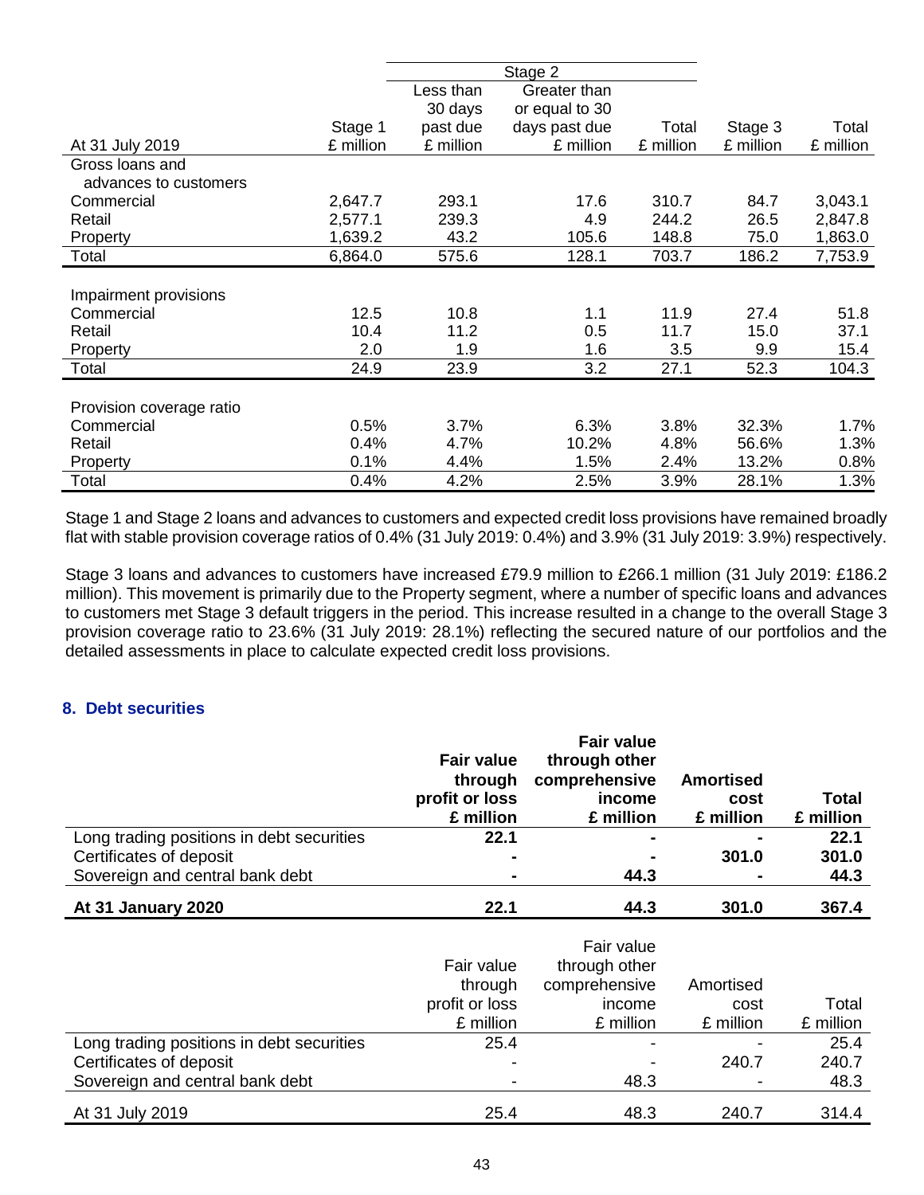| At 31 July 2019 | Stage 1<br>£ million | Stage 2<br>Less than 30 days past due<br>£ million | Stage 2<br>Greater than or equal to 30 days past due<br>£ million | Stage 2<br>Total<br>£ million | Stage 3<br>£ million | Total<br>£ million |
|---|---|---|---|---|---|---|
| Gross loans and advances to customers | | | | | | |
| Commercial | 2,647.7 | 293.1 | 17.6 | 310.7 | 84.7 | 3,043.1 |
| Retail | 2,577.1 | 239.3 | 4.9 | 244.2 | 26.5 | 2,847.8 |
| Property | 1,639.2 | 43.2 | 105.6 | 148.8 | 75.0 | 1,863.0 |
| Total | 6,864.0 | 575.6 | 128.1 | 703.7 | 186.2 | 7,753.9 |
| | | | | | | |
| Impairment provisions | | | | | | |
| Commercial | 12.5 | 10.8 | 1.1 | 11.9 | 27.4 | 51.8 |
| Retail | 10.4 | 11.2 | 0.5 | 11.7 | 15.0 | 37.1 |
| Property | 2.0 | 1.9 | 1.6 | 3.5 | 9.9 | 15.4 |
| Total | 24.9 | 23.9 | 3.2 | 27.1 | 52.3 | 104.3 |
| | | | | | | |
| Provision coverage ratio | | | | | | |
| Commercial | 0.5% | 3.7% | 6.3% | 3.8% | 32.3% | 1.7% |
| Retail | 0.4% | 4.7% | 10.2% | 4.8% | 56.6% | 1.3% |
| Property | 0.1% | 4.4% | 1.5% | 2.4% | 13.2% | 0.8% |
| Total | 0.4% | 4.2% | 2.5% | 3.9% | 28.1% | 1.3% |

Stage 1 and Stage 2 loans and advances to customers and expected credit loss provisions have remained broadly flat with stable provision coverage ratios of 0.4% (31 July 2019: 0.4%) and 3.9% (31 July 2019: 3.9%) respectively.

Stage 3 loans and advances to customers have increased £79.9 million to £266.1 million (31 July 2019: £186.2 million). This movement is primarily due to the Property segment, where a number of specific loans and advances to customers met Stage 3 default triggers in the period. This increase resulted in a change to the overall Stage 3 provision coverage ratio to 23.6% (31 July 2019: 28.1%) reflecting the secured nature of our portfolios and the detailed assessments in place to calculate expected credit loss provisions.

## 8. Debt securities

| | **Fair value through profit or loss<br>£ million** | **Fair value through other comprehensive income<br>£ million** | **Amortised cost<br>£ million** | **Total<br>£ million** |
|---|---|---|---|---|
| Long trading positions in debt securities | **22.1** | **-** | **-** | **22.1** |
| Certificates of deposit | **-** | **-** | **301.0** | **301.0** |
| Sovereign and central bank debt | **-** | **44.3** | **-** | **44.3** |
| **At 31 January 2020** | **22.1** | **44.3** | **301.0** | **367.4** |

| | Fair value through profit or loss<br>£ million | Fair value through other comprehensive income<br>£ million | Amortised cost<br>£ million | Total<br>£ million |
|---|---|---|---|---|
| Long trading positions in debt securities | 25.4 | - | - | 25.4 |
| Certificates of deposit | - | - | 240.7 | 240.7 |
| Sovereign and central bank debt | - | 48.3 | - | 48.3 |
| At 31 July 2019 | 25.4 | 48.3 | 240.7 | 314.4 |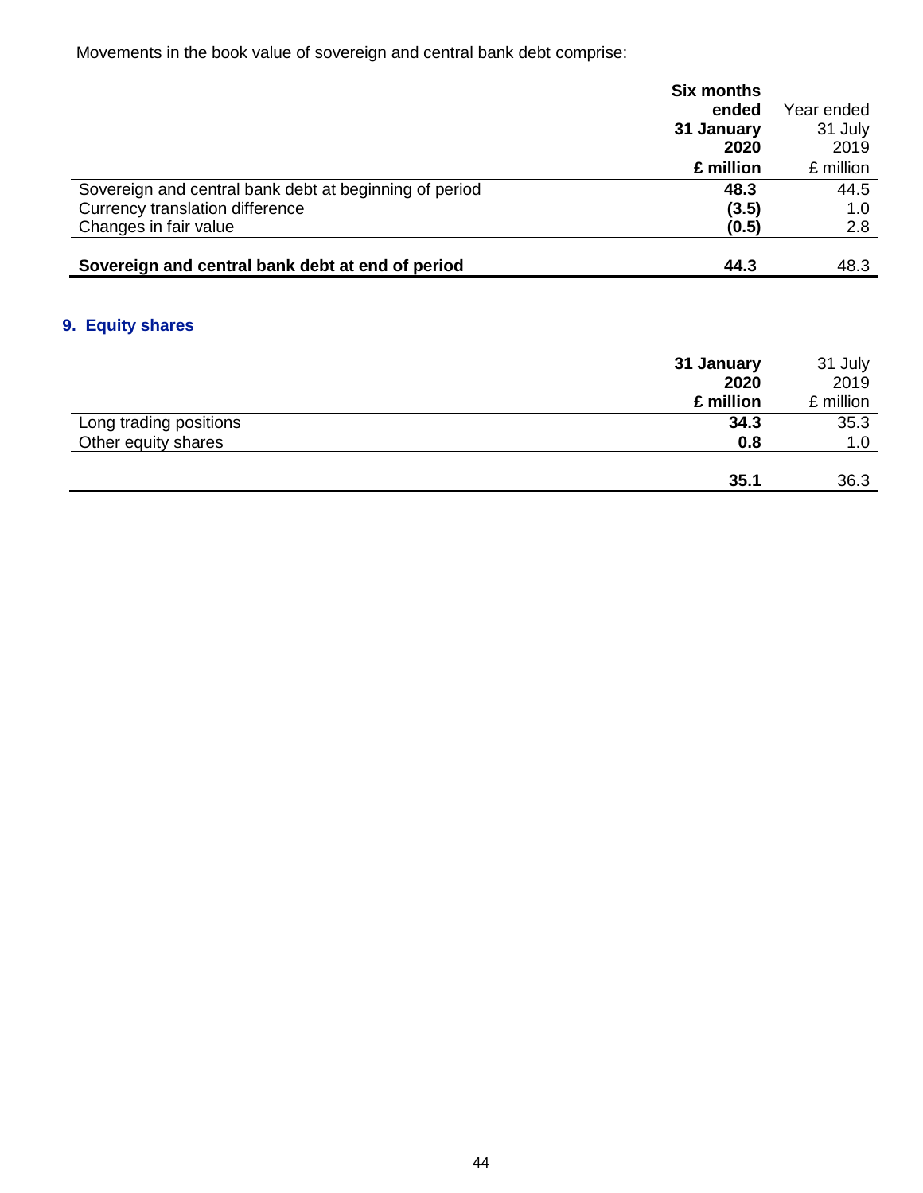Movements in the book value of sovereign and central bank debt comprise:

| | **Six months ended 31 January 2020 £ million** | Year ended 31 July 2019 £ million |
|---|---|---|
| Sovereign and central bank debt at beginning of period | **48.3** | 44.5 |
| Currency translation difference | **(3.5)** | 1.0 |
| Changes in fair value | **(0.5)** | 2.8 |
| **Sovereign and central bank debt at end of period** | **44.3** | 48.3 |

## 9. Equity shares

| | **31 January 2020 £ million** | 31 July 2019 £ million |
|---|---|---|
| Long trading positions | **34.3** | 35.3 |
| Other equity shares | **0.8** | 1.0 |
| | **35.1** | 36.3 |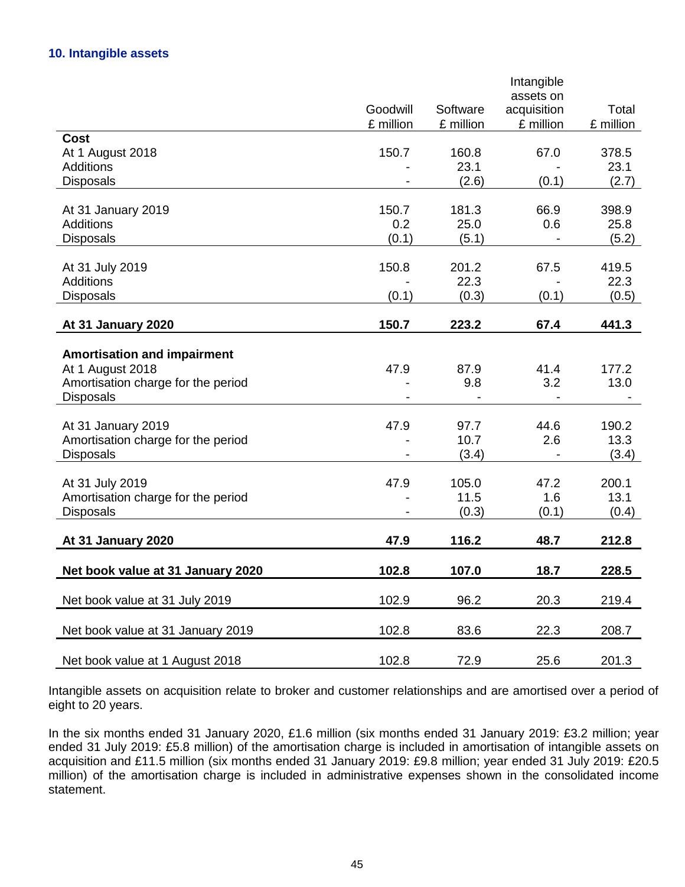### 10. Intangible assets

| | Goodwill £ million | Software £ million | Intangible assets on acquisition £ million | Total £ million |
|---|---|---|---|---|
| **Cost** | | | | |
| At 1 August 2018 | 150.7 | 160.8 | 67.0 | 378.5 |
| Additions | - | 23.1 | - | 23.1 |
| Disposals | - | (2.6) | (0.1) | (2.7) |
| At 31 January 2019 | 150.7 | 181.3 | 66.9 | 398.9 |
| Additions | 0.2 | 25.0 | 0.6 | 25.8 |
| Disposals | (0.1) | (5.1) | - | (5.2) |
| At 31 July 2019 | 150.8 | 201.2 | 67.5 | 419.5 |
| Additions | - | 22.3 | - | 22.3 |
| Disposals | (0.1) | (0.3) | (0.1) | (0.5) |
| **At 31 January 2020** | **150.7** | **223.2** | **67.4** | **441.3** |
| **Amortisation and impairment** | | | | |
| At 1 August 2018 | 47.9 | 87.9 | 41.4 | 177.2 |
| Amortisation charge for the period | - | 9.8 | 3.2 | 13.0 |
| Disposals | - | - | - | - |
| At 31 January 2019 | 47.9 | 97.7 | 44.6 | 190.2 |
| Amortisation charge for the period | - | 10.7 | 2.6 | 13.3 |
| Disposals | - | (3.4) | - | (3.4) |
| At 31 July 2019 | 47.9 | 105.0 | 47.2 | 200.1 |
| Amortisation charge for the period | - | 11.5 | 1.6 | 13.1 |
| Disposals | - | (0.3) | (0.1) | (0.4) |
| **At 31 January 2020** | **47.9** | **116.2** | **48.7** | **212.8** |
| **Net book value at 31 January 2020** | **102.8** | **107.0** | **18.7** | **228.5** |
| Net book value at 31 July 2019 | 102.9 | 96.2 | 20.3 | 219.4 |
| Net book value at 31 January 2019 | 102.8 | 83.6 | 22.3 | 208.7 |
| Net book value at 1 August 2018 | 102.8 | 72.9 | 25.6 | 201.3 |

Intangible assets on acquisition relate to broker and customer relationships and are amortised over a period of eight to 20 years.

In the six months ended 31 January 2020, £1.6 million (six months ended 31 January 2019: £3.2 million; year ended 31 July 2019: £5.8 million) of the amortisation charge is included in amortisation of intangible assets on acquisition and £11.5 million (six months ended 31 January 2019: £9.8 million; year ended 31 July 2019: £20.5 million) of the amortisation charge is included in administrative expenses shown in the consolidated income statement.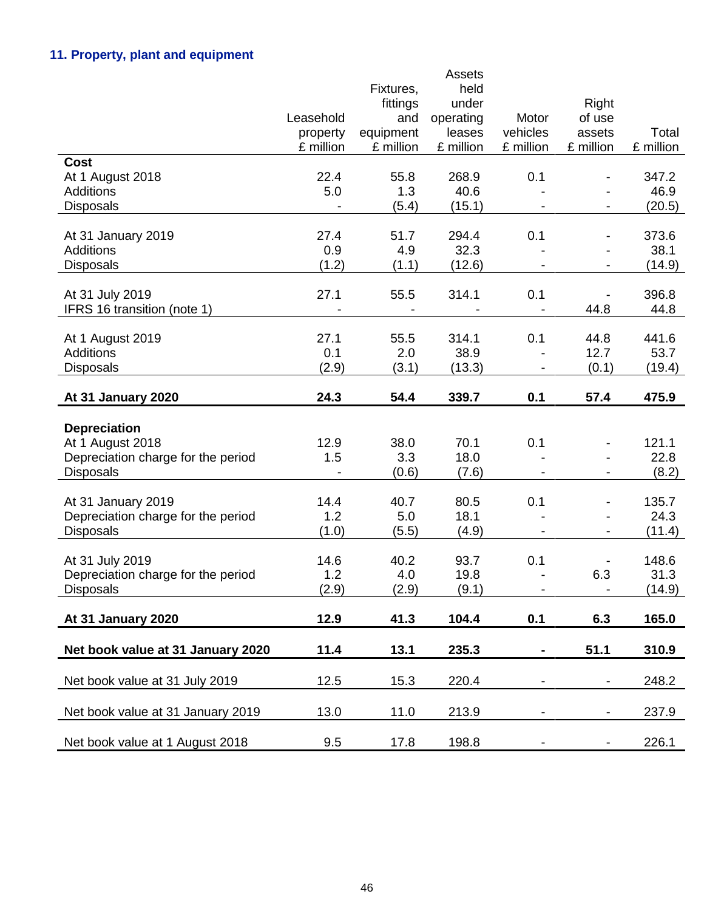## 11. Property, plant and equipment

| | Leasehold property £ million | Fixtures, fittings and equipment £ million | Assets held under operating leases £ million | Motor vehicles £ million | Right of use assets £ million | Total £ million |
|---|---|---|---|---|---|---|
| **Cost** | | | | | | |
| At 1 August 2018 | 22.4 | 55.8 | 268.9 | 0.1 | - | 347.2 |
| Additions | 5.0 | 1.3 | 40.6 | - | - | 46.9 |
| Disposals | - | (5.4) | (15.1) | - | - | (20.5) |
| At 31 January 2019 | 27.4 | 51.7 | 294.4 | 0.1 | - | 373.6 |
| Additions | 0.9 | 4.9 | 32.3 | - | - | 38.1 |
| Disposals | (1.2) | (1.1) | (12.6) | - | - | (14.9) |
| At 31 July 2019 | 27.1 | 55.5 | 314.1 | 0.1 | - | 396.8 |
| IFRS 16 transition (note 1) | - | - | - | - | 44.8 | 44.8 |
| At 1 August 2019 | 27.1 | 55.5 | 314.1 | 0.1 | 44.8 | 441.6 |
| Additions | 0.1 | 2.0 | 38.9 | - | 12.7 | 53.7 |
| Disposals | (2.9) | (3.1) | (13.3) | - | (0.1) | (19.4) |
| **At 31 January 2020** | **24.3** | **54.4** | **339.7** | **0.1** | **57.4** | **475.9** |
| **Depreciation** | | | | | | |
| At 1 August 2018 | 12.9 | 38.0 | 70.1 | 0.1 | - | 121.1 |
| Depreciation charge for the period | 1.5 | 3.3 | 18.0 | - | - | 22.8 |
| Disposals | - | (0.6) | (7.6) | - | - | (8.2) |
| At 31 January 2019 | 14.4 | 40.7 | 80.5 | 0.1 | - | 135.7 |
| Depreciation charge for the period | 1.2 | 5.0 | 18.1 | - | - | 24.3 |
| Disposals | (1.0) | (5.5) | (4.9) | - | - | (11.4) |
| At 31 July 2019 | 14.6 | 40.2 | 93.7 | 0.1 | - | 148.6 |
| Depreciation charge for the period | 1.2 | 4.0 | 19.8 | - | 6.3 | 31.3 |
| Disposals | (2.9) | (2.9) | (9.1) | - | - | (14.9) |
| **At 31 January 2020** | **12.9** | **41.3** | **104.4** | **0.1** | **6.3** | **165.0** |
| **Net book value at 31 January 2020** | **11.4** | **13.1** | **235.3** | **-** | **51.1** | **310.9** |
| Net book value at 31 July 2019 | 12.5 | 15.3 | 220.4 | - | - | 248.2 |
| Net book value at 31 January 2019 | 13.0 | 11.0 | 213.9 | - | - | 237.9 |
| Net book value at 1 August 2018 | 9.5 | 17.8 | 198.8 | - | - | 226.1 |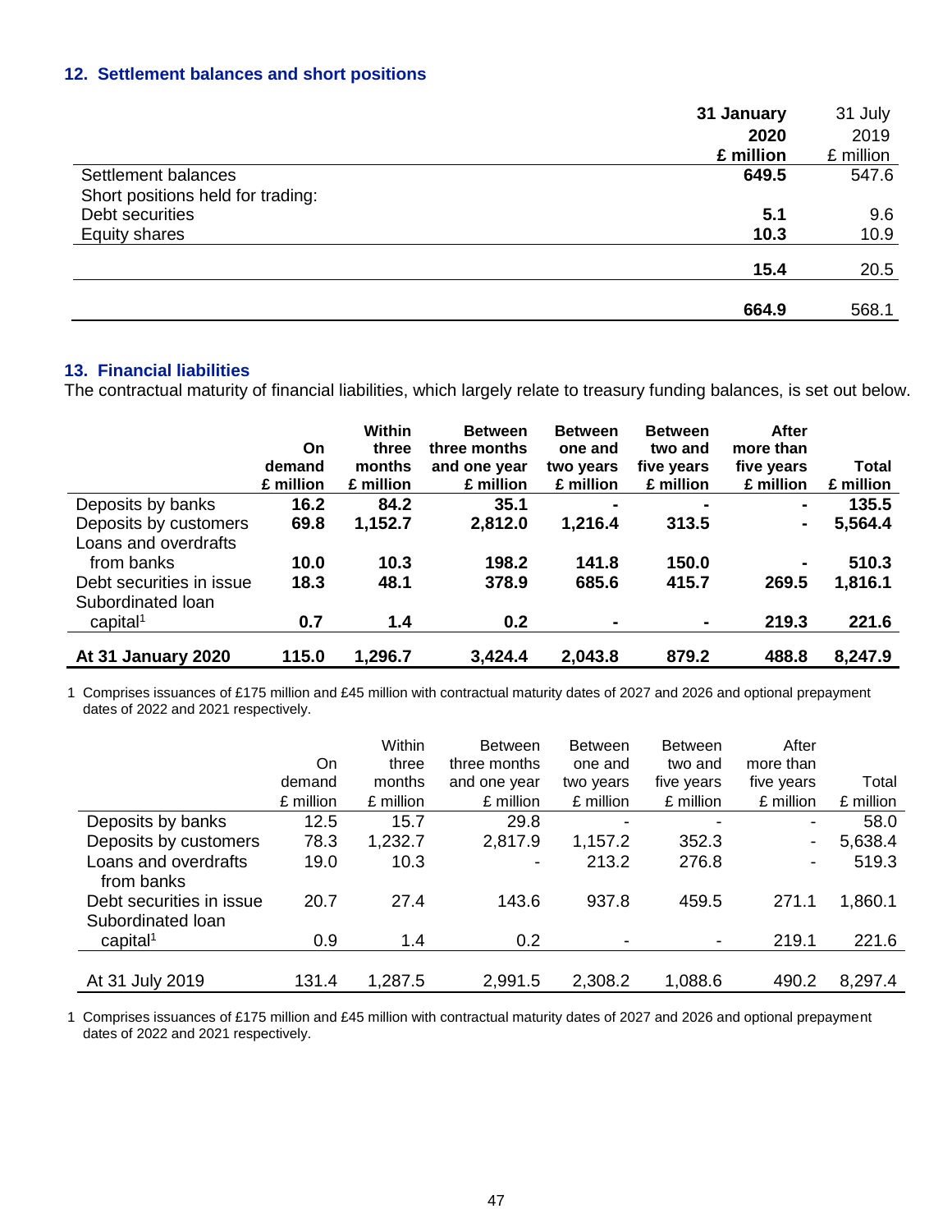## 12. Settlement balances and short positions

| | 31 January 2020 £ million | 31 July 2019 £ million |
|---|---|---|
| Settlement balances | **649.5** | 547.6 |
| Short positions held for trading: | | |
| Debt securities | **5.1** | 9.6 |
| Equity shares | **10.3** | 10.9 |
| | **15.4** | 20.5 |
| | **664.9** | 568.1 |

## 13. Financial liabilities

The contractual maturity of financial liabilities, which largely relate to treasury funding balances, is set out below.

| | On demand £ million | Within three months £ million | Between three months and one year £ million | Between one and two years £ million | Between two and five years £ million | After more than five years £ million | Total £ million |
|---|---|---|---|---|---|---|---|
| Deposits by banks | **16.2** | **84.2** | **35.1** | **-** | **-** | **-** | **135.5** |
| Deposits by customers | **69.8** | **1,152.7** | **2,812.0** | **1,216.4** | **313.5** | **-** | **5,564.4** |
| Loans and overdrafts from banks | **10.0** | **10.3** | **198.2** | **141.8** | **150.0** | **-** | **510.3** |
| Debt securities in issue | **18.3** | **48.1** | **378.9** | **685.6** | **415.7** | **269.5** | **1,816.1** |
| Subordinated loan capital[1] | **0.7** | **1.4** | **0.2** | **-** | **-** | **219.3** | **221.6** |
| **At 31 January 2020** | **115.0** | **1,296.7** | **3,424.4** | **2,043.8** | **879.2** | **488.8** | **8,247.9** |

1 Comprises issuances of £175 million and £45 million with contractual maturity dates of 2027 and 2026 and optional prepayment dates of 2022 and 2021 respectively.

| | On demand £ million | Within three months £ million | Between three months and one year £ million | Between one and two years £ million | Between two and five years £ million | After more than five years £ million | Total £ million |
|---|---|---|---|---|---|---|---|
| Deposits by banks | 12.5 | 15.7 | 29.8 | - | - | - | 58.0 |
| Deposits by customers | 78.3 | 1,232.7 | 2,817.9 | 1,157.2 | 352.3 | - | 5,638.4 |
| Loans and overdrafts from banks | 19.0 | 10.3 | - | 213.2 | 276.8 | - | 519.3 |
| Debt securities in issue | 20.7 | 27.4 | 143.6 | 937.8 | 459.5 | 271.1 | 1,860.1 |
| Subordinated loan capital[1] | 0.9 | 1.4 | 0.2 | - | - | 219.1 | 221.6 |
| At 31 July 2019 | 131.4 | 1,287.5 | 2,991.5 | 2,308.2 | 1,088.6 | 490.2 | 8,297.4 |

1 Comprises issuances of £175 million and £45 million with contractual maturity dates of 2027 and 2026 and optional prepayment dates of 2022 and 2021 respectively.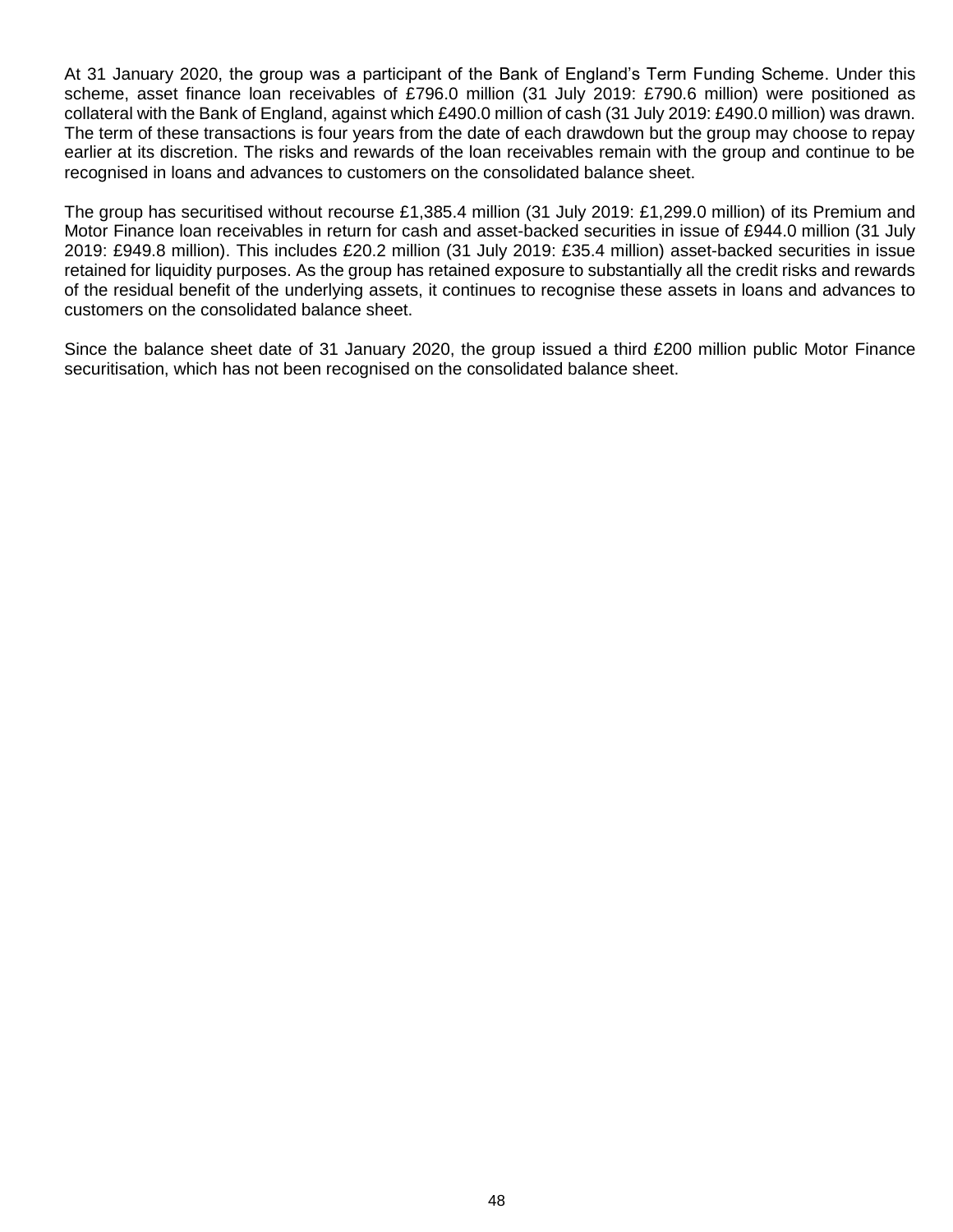At 31 January 2020, the group was a participant of the Bank of England's Term Funding Scheme. Under this scheme, asset finance loan receivables of £796.0 million (31 July 2019: £790.6 million) were positioned as collateral with the Bank of England, against which £490.0 million of cash (31 July 2019: £490.0 million) was drawn. The term of these transactions is four years from the date of each drawdown but the group may choose to repay earlier at its discretion. The risks and rewards of the loan receivables remain with the group and continue to be recognised in loans and advances to customers on the consolidated balance sheet.

The group has securitised without recourse £1,385.4 million (31 July 2019: £1,299.0 million) of its Premium and Motor Finance loan receivables in return for cash and asset-backed securities in issue of £944.0 million (31 July 2019: £949.8 million). This includes £20.2 million (31 July 2019: £35.4 million) asset-backed securities in issue retained for liquidity purposes. As the group has retained exposure to substantially all the credit risks and rewards of the residual benefit of the underlying assets, it continues to recognise these assets in loans and advances to customers on the consolidated balance sheet.

Since the balance sheet date of 31 January 2020, the group issued a third £200 million public Motor Finance securitisation, which has not been recognised on the consolidated balance sheet.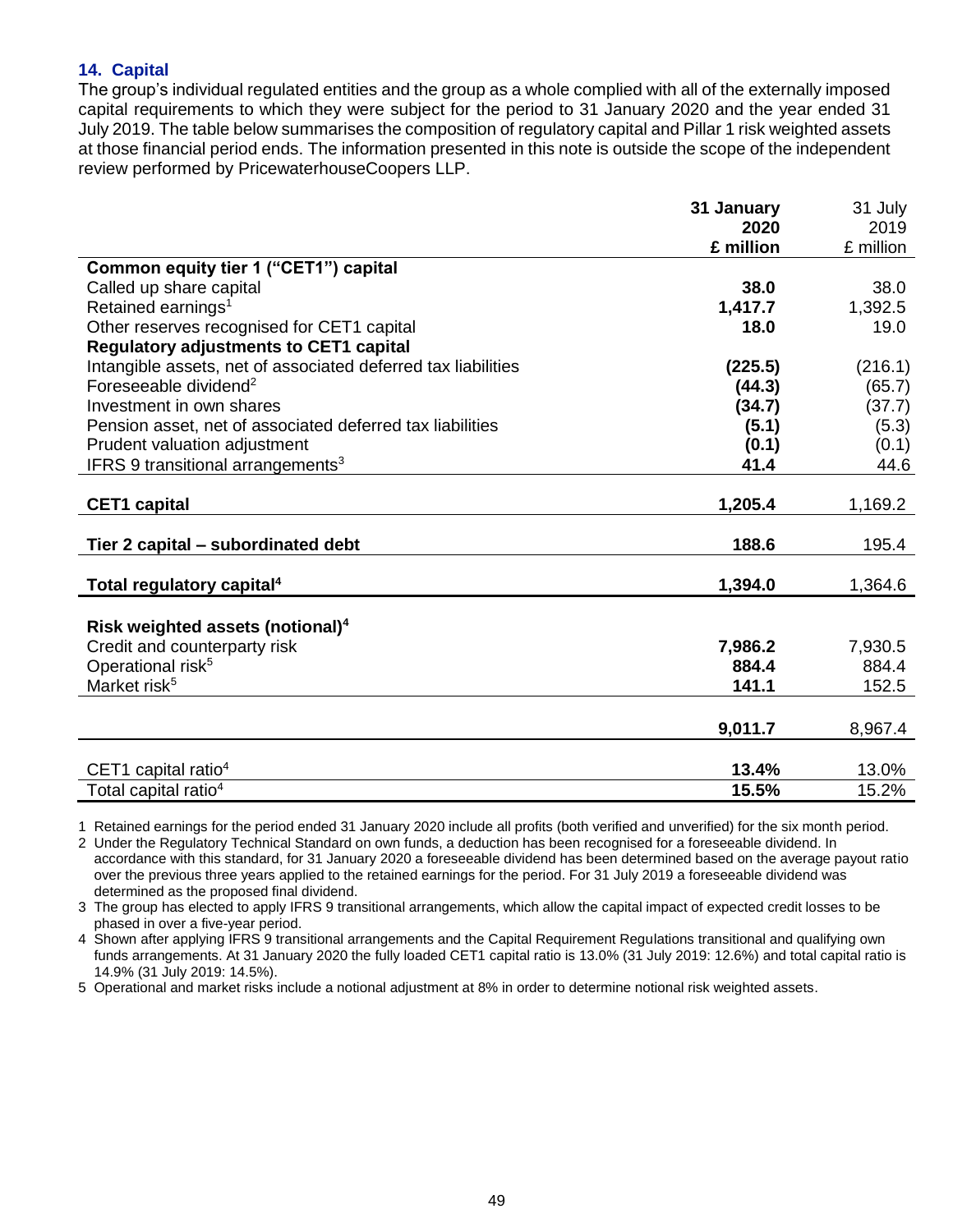## 14. Capital

The group's individual regulated entities and the group as a whole complied with all of the externally imposed capital requirements to which they were subject for the period to 31 January 2020 and the year ended 31 July 2019. The table below summarises the composition of regulatory capital and Pillar 1 risk weighted assets at those financial period ends. The information presented in this note is outside the scope of the independent review performed by PricewaterhouseCoopers LLP.

| | **31 January 2020 £ million** | 31 July 2019 £ million |
|---|---|---|
| **Common equity tier 1 ("CET1") capital** | | |
| Called up share capital | **38.0** | 38.0 |
| Retained earnings[1] | **1,417.7** | 1,392.5 |
| Other reserves recognised for CET1 capital | **18.0** | 19.0 |
| **Regulatory adjustments to CET1 capital** | | |
| Intangible assets, net of associated deferred tax liabilities | **(225.5)** | (216.1) |
| Foreseeable dividend[2] | **(44.3)** | (65.7) |
| Investment in own shares | **(34.7)** | (37.7) |
| Pension asset, net of associated deferred tax liabilities | **(5.1)** | (5.3) |
| Prudent valuation adjustment | **(0.1)** | (0.1) |
| IFRS 9 transitional arrangements[3] | **41.4** | 44.6 |
| **CET1 capital** | **1,205.4** | 1,169.2 |
| **Tier 2 capital – subordinated debt** | **188.6** | 195.4 |
| **Total regulatory capital[4]** | **1,394.0** | 1,364.6 |
| **Risk weighted assets (notional)[4]** | | |
| Credit and counterparty risk | **7,986.2** | 7,930.5 |
| Operational risk[5] | **884.4** | 884.4 |
| Market risk[5] | **141.1** | 152.5 |
| | **9,011.7** | 8,967.4 |
| CET1 capital ratio[4] | **13.4%** | 13.0% |
| Total capital ratio[4] | **15.5%** | 15.2% |

1 Retained earnings for the period ended 31 January 2020 include all profits (both verified and unverified) for the six month period.

2 Under the Regulatory Technical Standard on own funds, a deduction has been recognised for a foreseeable dividend. In accordance with this standard, for 31 January 2020 a foreseeable dividend has been determined based on the average payout ratio over the previous three years applied to the retained earnings for the period. For 31 July 2019 a foreseeable dividend was determined as the proposed final dividend.

3 The group has elected to apply IFRS 9 transitional arrangements, which allow the capital impact of expected credit losses to be phased in over a five-year period.

4 Shown after applying IFRS 9 transitional arrangements and the Capital Requirement Regulations transitional and qualifying own funds arrangements. At 31 January 2020 the fully loaded CET1 capital ratio is 13.0% (31 July 2019: 12.6%) and total capital ratio is 14.9% (31 July 2019: 14.5%).

5 Operational and market risks include a notional adjustment at 8% in order to determine notional risk weighted assets.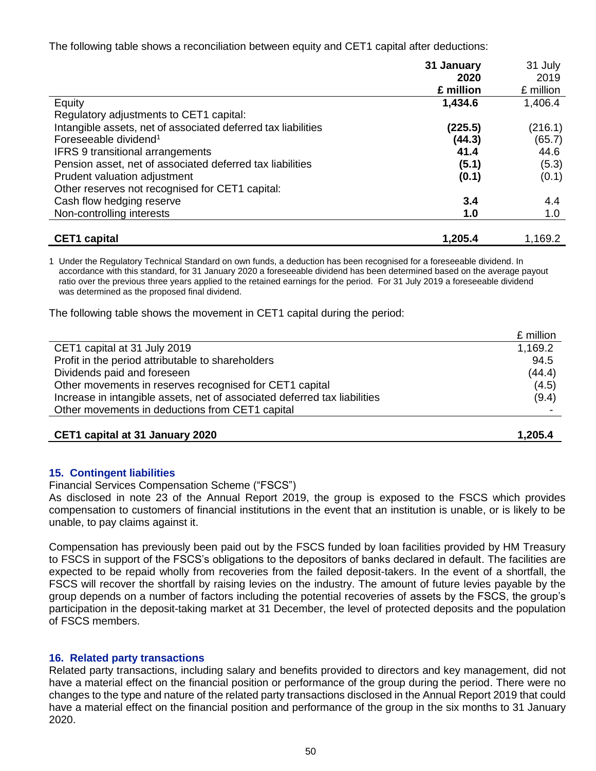The following table shows a reconciliation between equity and CET1 capital after deductions:

| | **31 January 2020 £ million** | 31 July 2019 £ million |
|---|---|---|
| Equity | **1,434.6** | 1,406.4 |
| Regulatory adjustments to CET1 capital: | | |
| Intangible assets, net of associated deferred tax liabilities | **(225.5)** | (216.1) |
| Foreseeable dividend[1] | **(44.3)** | (65.7) |
| IFRS 9 transitional arrangements | **41.4** | 44.6 |
| Pension asset, net of associated deferred tax liabilities | **(5.1)** | (5.3) |
| Prudent valuation adjustment | **(0.1)** | (0.1) |
| Other reserves not recognised for CET1 capital: | | |
| Cash flow hedging reserve | **3.4** | 4.4 |
| Non-controlling interests | **1.0** | 1.0 |
| **CET1 capital** | **1,205.4** | 1,169.2 |

1 Under the Regulatory Technical Standard on own funds, a deduction has been recognised for a foreseeable dividend. In accordance with this standard, for 31 January 2020 a foreseeable dividend has been determined based on the average payout ratio over the previous three years applied to the retained earnings for the period. For 31 July 2019 a foreseeable dividend was determined as the proposed final dividend.

The following table shows the movement in CET1 capital during the period:

| | £ million |
|---|---|
| CET1 capital at 31 July 2019 | 1,169.2 |
| Profit in the period attributable to shareholders | 94.5 |
| Dividends paid and foreseen | (44.4) |
| Other movements in reserves recognised for CET1 capital | (4.5) |
| Increase in intangible assets, net of associated deferred tax liabilities | (9.4) |
| Other movements in deductions from CET1 capital | - |
| **CET1 capital at 31 January 2020** | **1,205.4** |

## 15. Contingent liabilities

Financial Services Compensation Scheme ("FSCS")

As disclosed in note 23 of the Annual Report 2019, the group is exposed to the FSCS which provides compensation to customers of financial institutions in the event that an institution is unable, or is likely to be unable, to pay claims against it.

Compensation has previously been paid out by the FSCS funded by loan facilities provided by HM Treasury to FSCS in support of the FSCS's obligations to the depositors of banks declared in default. The facilities are expected to be repaid wholly from recoveries from the failed deposit-takers. In the event of a shortfall, the FSCS will recover the shortfall by raising levies on the industry. The amount of future levies payable by the group depends on a number of factors including the potential recoveries of assets by the FSCS, the group's participation in the deposit-taking market at 31 December, the level of protected deposits and the population of FSCS members.

## 16. Related party transactions

Related party transactions, including salary and benefits provided to directors and key management, did not have a material effect on the financial position or performance of the group during the period. There were no changes to the type and nature of the related party transactions disclosed in the Annual Report 2019 that could have a material effect on the financial position and performance of the group in the six months to 31 January 2020.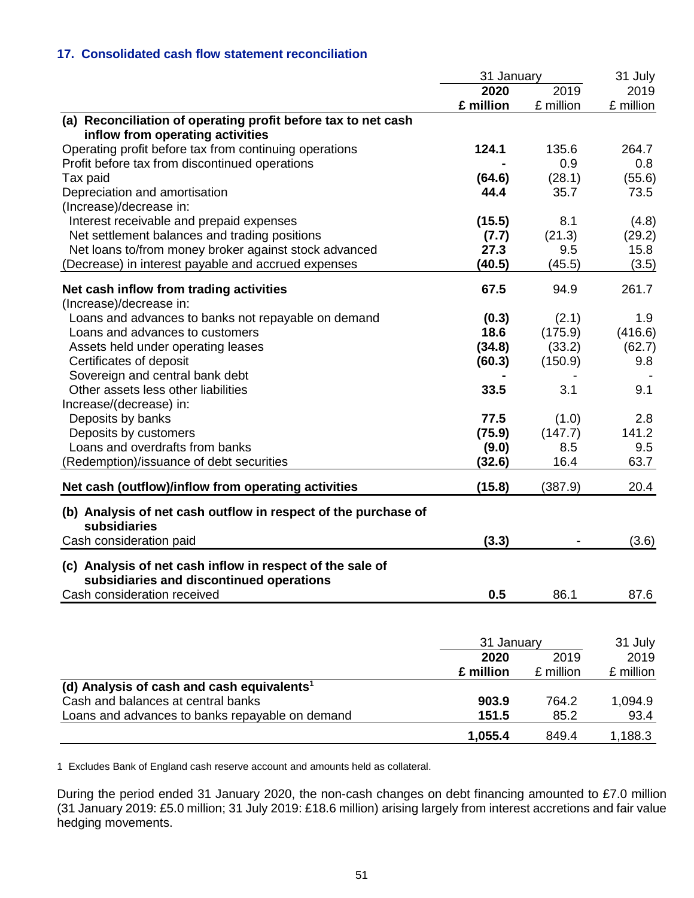### 17. Consolidated cash flow statement reconciliation

| | 31 January 2020 £ million | 31 January 2019 £ million | 31 July 2019 £ million |
|---|---|---|---|
| **(a) Reconciliation of operating profit before tax to net cash inflow from operating activities** | | | |
| Operating profit before tax from continuing operations | **124.1** | 135.6 | 264.7 |
| Profit before tax from discontinued operations | **-** | 0.9 | 0.8 |
| Tax paid | **(64.6)** | (28.1) | (55.6) |
| Depreciation and amortisation | **44.4** | 35.7 | 73.5 |
| (Increase)/decrease in: | | | |
| Interest receivable and prepaid expenses | **(15.5)** | 8.1 | (4.8) |
| Net settlement balances and trading positions | **(7.7)** | (21.3) | (29.2) |
| Net loans to/from money broker against stock advanced | **27.3** | 9.5 | 15.8 |
| (Decrease) in interest payable and accrued expenses | **(40.5)** | (45.5) | (3.5) |
| **Net cash inflow from trading activities** | **67.5** | 94.9 | 261.7 |
| (Increase)/decrease in: | | | |
| Loans and advances to banks not repayable on demand | **(0.3)** | (2.1) | 1.9 |
| Loans and advances to customers | **18.6** | (175.9) | (416.6) |
| Assets held under operating leases | **(34.8)** | (33.2) | (62.7) |
| Certificates of deposit | **(60.3)** | (150.9) | 9.8 |
| Sovereign and central bank debt | **-** | - | - |
| Other assets less other liabilities | **33.5** | 3.1 | 9.1 |
| Increase/(decrease) in: | | | |
| Deposits by banks | **77.5** | (1.0) | 2.8 |
| Deposits by customers | **(75.9)** | (147.7) | 141.2 |
| Loans and overdrafts from banks | **(9.0)** | 8.5 | 9.5 |
| (Redemption)/issuance of debt securities | **(32.6)** | 16.4 | 63.7 |
| **Net cash (outflow)/inflow from operating activities** | **(15.8)** | (387.9) | 20.4 |
| **(b) Analysis of net cash outflow in respect of the purchase of subsidiaries** | | | |
| Cash consideration paid | **(3.3)** | - | (3.6) |
| **(c) Analysis of net cash inflow in respect of the sale of subsidiaries and discontinued operations** | | | |
| Cash consideration received | **0.5** | 86.1 | 87.6 |

| | 31 January 2020 £ million | 31 January 2019 £ million | 31 July 2019 £ million |
|---|---|---|---|
| **(d) Analysis of cash and cash equivalents[1]** | | | |
| Cash and balances at central banks | **903.9** | 764.2 | 1,094.9 |
| Loans and advances to banks repayable on demand | **151.5** | 85.2 | 93.4 |
| | **1,055.4** | 849.4 | 1,188.3 |

1 Excludes Bank of England cash reserve account and amounts held as collateral.

During the period ended 31 January 2020, the non-cash changes on debt financing amounted to £7.0 million (31 January 2019: £5.0 million; 31 July 2019: £18.6 million) arising largely from interest accretions and fair value hedging movements.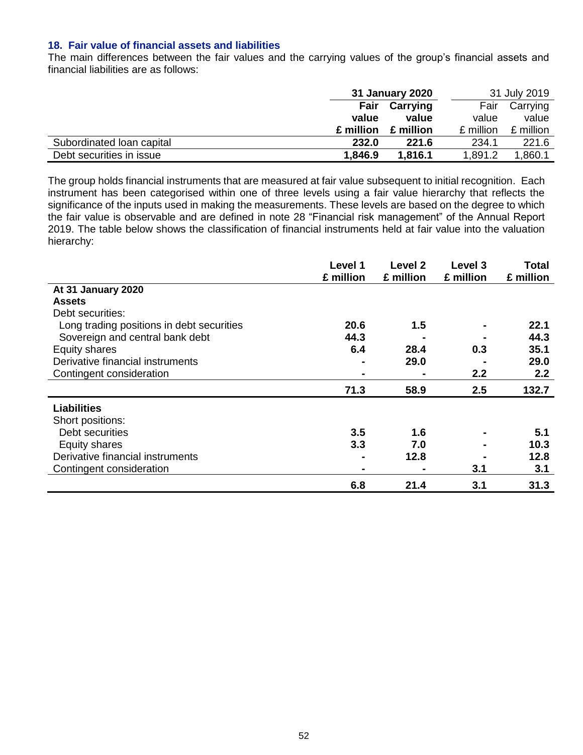## 18. Fair value of financial assets and liabilities

The main differences between the fair values and the carrying values of the group's financial assets and financial liabilities are as follows:

| | 31 January 2020 | | 31 July 2019 | |
|---|---|---|---|---|
| | Fair value £ million | Carrying value £ million | Fair value £ million | Carrying value £ million |
| Subordinated loan capital | 232.0 | 221.6 | 234.1 | 221.6 |
| Debt securities in issue | 1,846.9 | 1,816.1 | 1,891.2 | 1,860.1 |

The group holds financial instruments that are measured at fair value subsequent to initial recognition. Each instrument has been categorised within one of three levels using a fair value hierarchy that reflects the significance of the inputs used in making the measurements. These levels are based on the degree to which the fair value is observable and are defined in note 28 "Financial risk management" of the Annual Report 2019. The table below shows the classification of financial instruments held at fair value into the valuation hierarchy:

| | Level 1 £ million | Level 2 £ million | Level 3 £ million | Total £ million |
|---|---|---|---|---|
| **At 31 January 2020** | | | | |
| **Assets** | | | | |
| Debt securities: | | | | |
| Long trading positions in debt securities | 20.6 | 1.5 | - | 22.1 |
| Sovereign and central bank debt | 44.3 | - | - | 44.3 |
| Equity shares | 6.4 | 28.4 | 0.3 | 35.1 |
| Derivative financial instruments | - | 29.0 | - | 29.0 |
| Contingent consideration | - | - | 2.2 | 2.2 |
| | 71.3 | 58.9 | 2.5 | 132.7 |
| **Liabilities** | | | | |
| Short positions: | | | | |
| Debt securities | 3.5 | 1.6 | - | 5.1 |
| Equity shares | 3.3 | 7.0 | - | 10.3 |
| Derivative financial instruments | - | 12.8 | - | 12.8 |
| Contingent consideration | - | - | 3.1 | 3.1 |
| | 6.8 | 21.4 | 3.1 | 31.3 |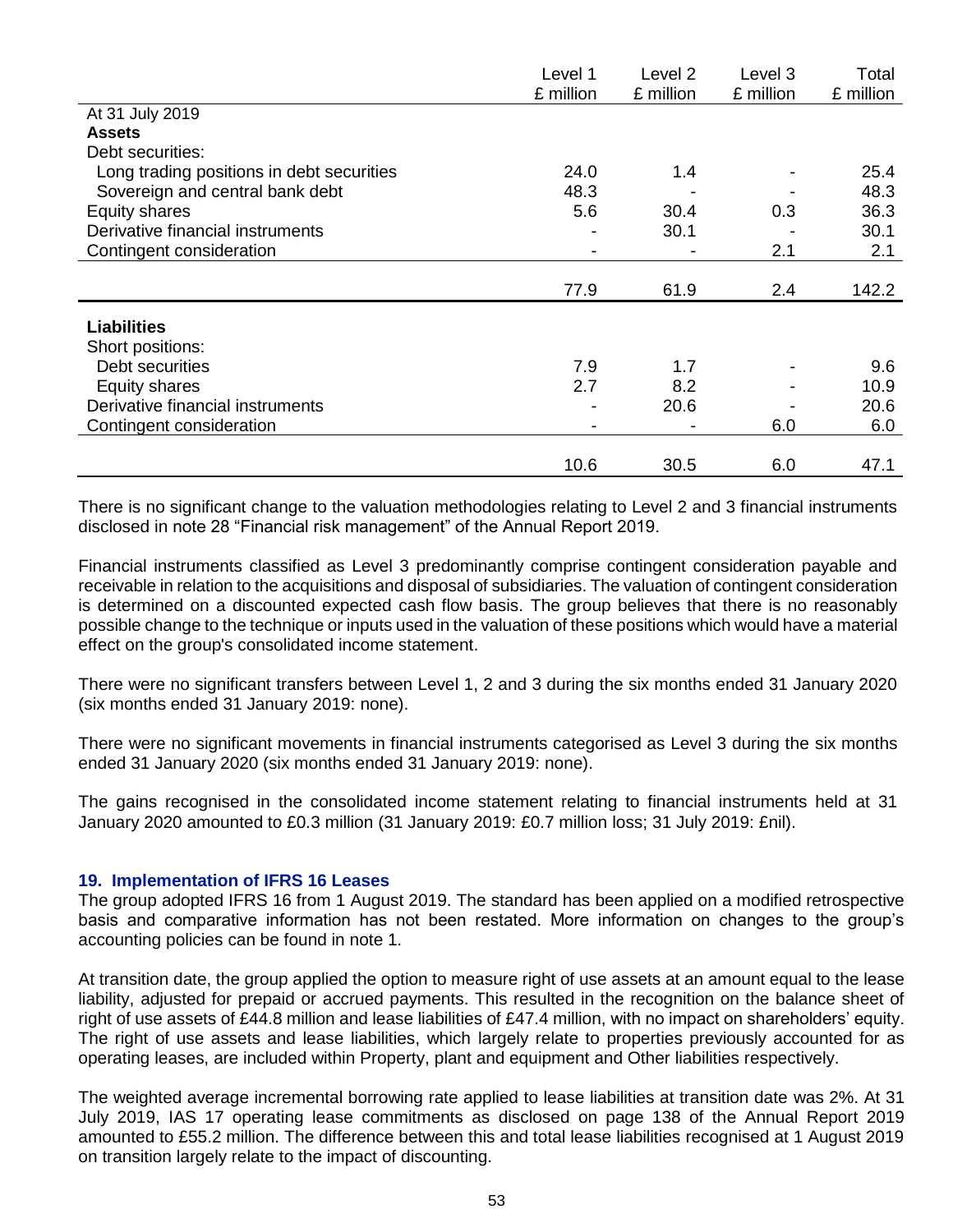| | Level 1 £ million | Level 2 £ million | Level 3 £ million | Total £ million |
|---|---|---|---|---|
| At 31 July 2019 | | | | |
| **Assets** | | | | |
| Debt securities: | | | | |
| Long trading positions in debt securities | 24.0 | 1.4 | - | 25.4 |
| Sovereign and central bank debt | 48.3 | - | - | 48.3 |
| Equity shares | 5.6 | 30.4 | 0.3 | 36.3 |
| Derivative financial instruments | - | 30.1 | - | 30.1 |
| Contingent consideration | - | - | 2.1 | 2.1 |
| | 77.9 | 61.9 | 2.4 | 142.2 |
| **Liabilities** | | | | |
| Short positions: | | | | |
| Debt securities | 7.9 | 1.7 | - | 9.6 |
| Equity shares | 2.7 | 8.2 | - | 10.9 |
| Derivative financial instruments | - | 20.6 | - | 20.6 |
| Contingent consideration | - | - | 6.0 | 6.0 |
| | 10.6 | 30.5 | 6.0 | 47.1 |

There is no significant change to the valuation methodologies relating to Level 2 and 3 financial instruments disclosed in note 28 "Financial risk management" of the Annual Report 2019.

Financial instruments classified as Level 3 predominantly comprise contingent consideration payable and receivable in relation to the acquisitions and disposal of subsidiaries. The valuation of contingent consideration is determined on a discounted expected cash flow basis. The group believes that there is no reasonably possible change to the technique or inputs used in the valuation of these positions which would have a material effect on the group's consolidated income statement.

There were no significant transfers between Level 1, 2 and 3 during the six months ended 31 January 2020 (six months ended 31 January 2019: none).

There were no significant movements in financial instruments categorised as Level 3 during the six months ended 31 January 2020 (six months ended 31 January 2019: none).

The gains recognised in the consolidated income statement relating to financial instruments held at 31 January 2020 amounted to £0.3 million (31 January 2019: £0.7 million loss; 31 July 2019: £nil).

## 19. Implementation of IFRS 16 Leases

The group adopted IFRS 16 from 1 August 2019. The standard has been applied on a modified retrospective basis and comparative information has not been restated. More information on changes to the group's accounting policies can be found in note 1.

At transition date, the group applied the option to measure right of use assets at an amount equal to the lease liability, adjusted for prepaid or accrued payments. This resulted in the recognition on the balance sheet of right of use assets of £44.8 million and lease liabilities of £47.4 million, with no impact on shareholders' equity. The right of use assets and lease liabilities, which largely relate to properties previously accounted for as operating leases, are included within Property, plant and equipment and Other liabilities respectively.

The weighted average incremental borrowing rate applied to lease liabilities at transition date was 2%. At 31 July 2019, IAS 17 operating lease commitments as disclosed on page 138 of the Annual Report 2019 amounted to £55.2 million. The difference between this and total lease liabilities recognised at 1 August 2019 on transition largely relate to the impact of discounting.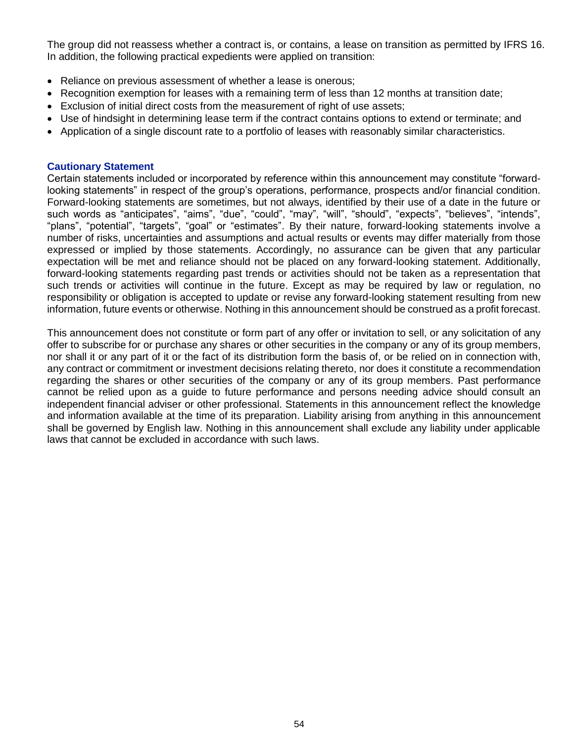The group did not reassess whether a contract is, or contains, a lease on transition as permitted by IFRS 16. In addition, the following practical expedients were applied on transition:

- Reliance on previous assessment of whether a lease is onerous;
- Recognition exemption for leases with a remaining term of less than 12 months at transition date;
- Exclusion of initial direct costs from the measurement of right of use assets;
- Use of hindsight in determining lease term if the contract contains options to extend or terminate; and
- Application of a single discount rate to a portfolio of leases with reasonably similar characteristics.

## Cautionary Statement

Certain statements included or incorporated by reference within this announcement may constitute "forward-looking statements" in respect of the group's operations, performance, prospects and/or financial condition. Forward-looking statements are sometimes, but not always, identified by their use of a date in the future or such words as "anticipates", "aims", "due", "could", "may", "will", "should", "expects", "believes", "intends", "plans", "potential", "targets", "goal" or "estimates". By their nature, forward-looking statements involve a number of risks, uncertainties and assumptions and actual results or events may differ materially from those expressed or implied by those statements. Accordingly, no assurance can be given that any particular expectation will be met and reliance should not be placed on any forward-looking statement. Additionally, forward-looking statements regarding past trends or activities should not be taken as a representation that such trends or activities will continue in the future. Except as may be required by law or regulation, no responsibility or obligation is accepted to update or revise any forward-looking statement resulting from new information, future events or otherwise. Nothing in this announcement should be construed as a profit forecast.

This announcement does not constitute or form part of any offer or invitation to sell, or any solicitation of any offer to subscribe for or purchase any shares or other securities in the company or any of its group members, nor shall it or any part of it or the fact of its distribution form the basis of, or be relied on in connection with, any contract or commitment or investment decisions relating thereto, nor does it constitute a recommendation regarding the shares or other securities of the company or any of its group members. Past performance cannot be relied upon as a guide to future performance and persons needing advice should consult an independent financial adviser or other professional. Statements in this announcement reflect the knowledge and information available at the time of its preparation. Liability arising from anything in this announcement shall be governed by English law. Nothing in this announcement shall exclude any liability under applicable laws that cannot be excluded in accordance with such laws.